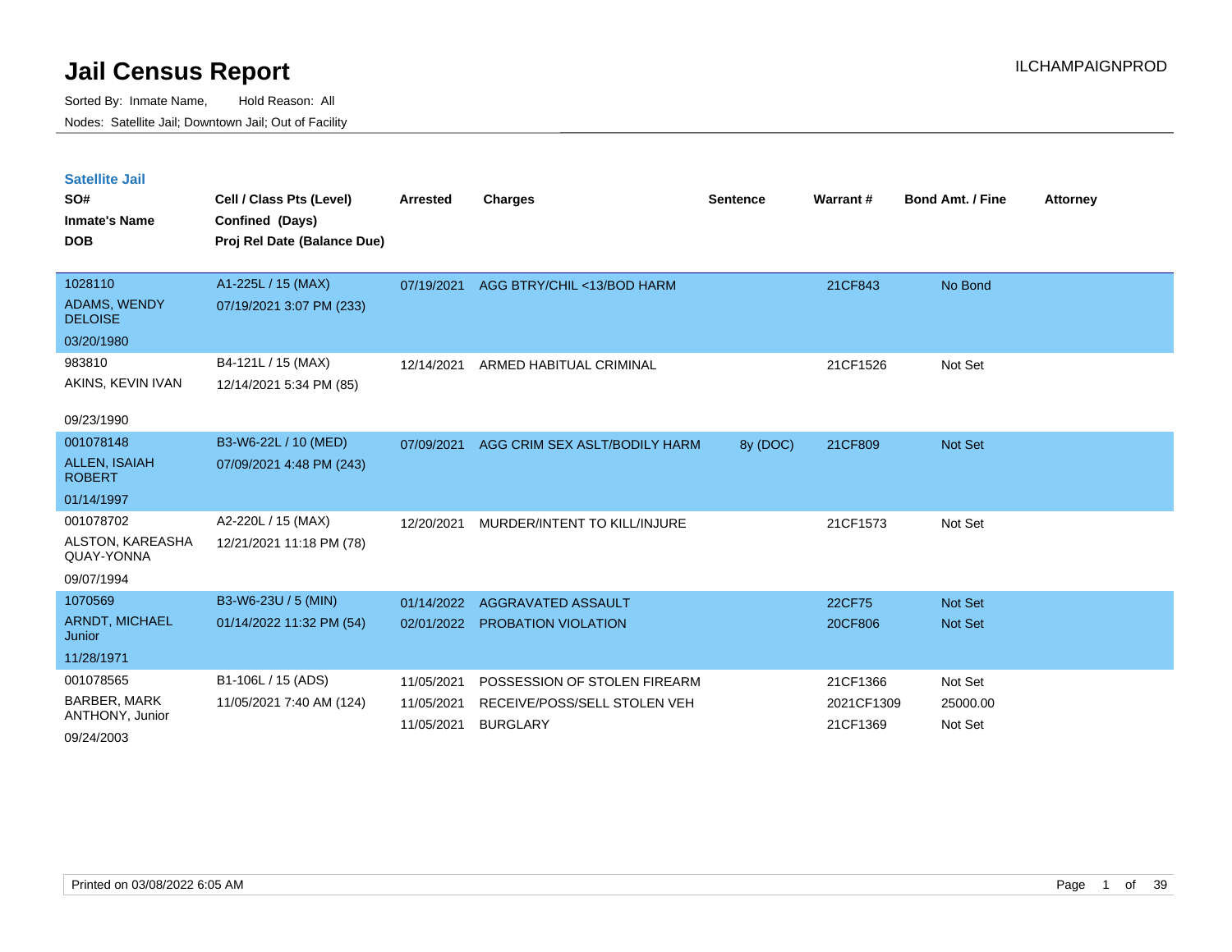# Jail Census Report

ILCHAMPAIGNPROD

Sorted By: Inmate Name, Hold Reason: All

Nodes: Satellite Jail; Downtown Jail; Out of Facility

## Satellite Jail

| SO# / Inmate's Name / DOB | Cell / Class Pts (Level) / Confined (Days) / Proj Rel Date (Balance Due) | Arrested | Charges | Sentence | Warrant # | Bond Amt. / Fine | Attorney |
|---|---|---|---|---|---|---|---|
| 1028110 ADAMS, WENDY DELOISE 03/20/1980 | A1-225L / 15 (MAX) 07/19/2021 3:07 PM (233) | 07/19/2021 | AGG BTRY/CHIL <13/BOD HARM | | 21CF843 | No Bond | |
| 983810 AKINS, KEVIN IVAN 09/23/1990 | B4-121L / 15 (MAX) 12/14/2021 5:34 PM (85) | 12/14/2021 | ARMED HABITUAL CRIMINAL | | 21CF1526 | Not Set | |
| 001078148 ALLEN, ISAIAH ROBERT 01/14/1997 | B3-W6-22L / 10 (MED) 07/09/2021 4:48 PM (243) | 07/09/2021 | AGG CRIM SEX ASLT/BODILY HARM | 8y (DOC) | 21CF809 | Not Set | |
| 001078702 ALSTON, KAREASHA QUAY-YONNA 09/07/1994 | A2-220L / 15 (MAX) 12/21/2021 11:18 PM (78) | 12/20/2021 | MURDER/INTENT TO KILL/INJURE | | 21CF1573 | Not Set | |
| 1070569 ARNDT, MICHAEL Junior 11/28/1971 | B3-W6-23U / 5 (MIN) 01/14/2022 11:32 PM (54) | 01/14/2022 | AGGRAVATED ASSAULT | | 22CF75 | Not Set | |
| | | 02/01/2022 | PROBATION VIOLATION | | 20CF806 | Not Set | |
| 001078565 BARBER, MARK ANTHONY, Junior 09/24/2003 | B1-106L / 15 (ADS) 11/05/2021 7:40 AM (124) | 11/05/2021 | POSSESSION OF STOLEN FIREARM | | 21CF1366 | Not Set | |
| | | 11/05/2021 | RECEIVE/POSS/SELL STOLEN VEH | | 2021CF1309 | 25000.00 | |
| | | 11/05/2021 | BURGLARY | | 21CF1369 | Not Set | |

Printed on 03/08/2022 6:05 AM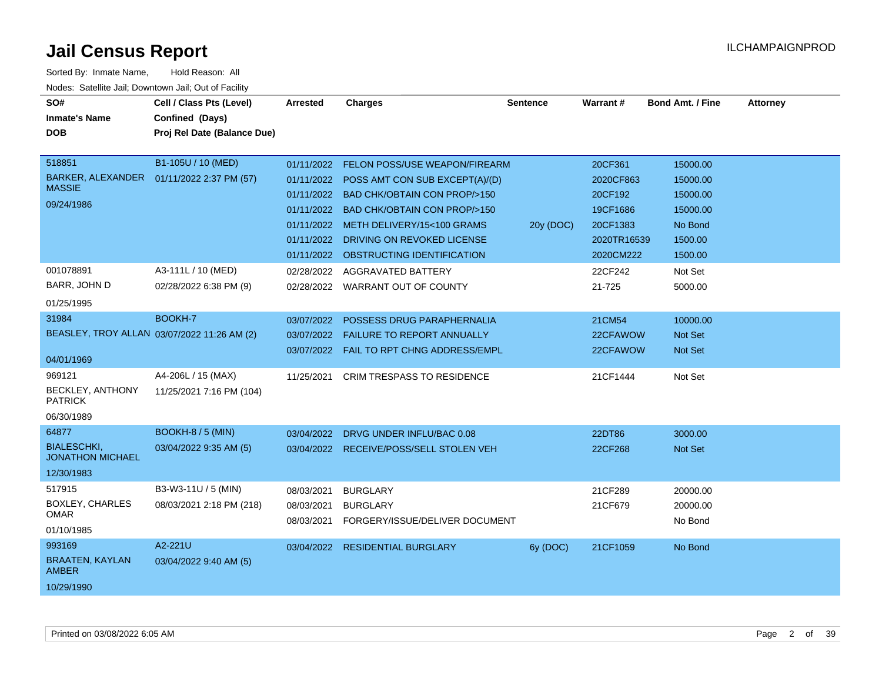# Jail Census Report

ILCHAMPAIGNPROD

Sorted By: Inmate Name, Hold Reason: All

Nodes: Satellite Jail; Downtown Jail; Out of Facility

| SO# / Inmate's Name / DOB | Cell / Class Pts (Level) / Confined (Days) / Proj Rel Date (Balance Due) | Arrested | Charges | Sentence | Warrant # | Bond Amt. / Fine | Attorney |
|---|---|---|---|---|---|---|---|
| 518851 BARKER, ALEXANDER MASSIE 09/24/1986 | B1-105U / 10 (MED) 01/11/2022 2:37 PM (57) | 01/11/2022 | FELON POSS/USE WEAPON/FIREARM | | 20CF361 | 15000.00 | |
| | | 01/11/2022 | POSS AMT CON SUB EXCEPT(A)/(D) | | 2020CF863 | 15000.00 | |
| | | 01/11/2022 | BAD CHK/OBTAIN CON PROP/>150 | | 20CF192 | 15000.00 | |
| | | 01/11/2022 | BAD CHK/OBTAIN CON PROP/>150 | | 19CF1686 | 15000.00 | |
| | | 01/11/2022 | METH DELIVERY/15<100 GRAMS | 20y (DOC) | 20CF1383 | No Bond | |
| | | 01/11/2022 | DRIVING ON REVOKED LICENSE | | 2020TR16539 | 1500.00 | |
| | | 01/11/2022 | OBSTRUCTING IDENTIFICATION | | 2020CM222 | 1500.00 | |
| 001078891 BARR, JOHN D 01/25/1995 | A3-111L / 10 (MED) 02/28/2022 6:38 PM (9) | 02/28/2022 | AGGRAVATED BATTERY | | 22CF242 | Not Set | |
| | | 02/28/2022 | WARRANT OUT OF COUNTY | | 21-725 | 5000.00 | |
| 31984 BEASLEY, TROY ALLAN 04/01/1969 | BOOKH-7 03/07/2022 11:26 AM (2) | 03/07/2022 | POSSESS DRUG PARAPHERNALIA | | 21CM54 | 10000.00 | |
| | | 03/07/2022 | FAILURE TO REPORT ANNUALLY | | 22CFAWOW | Not Set | |
| | | 03/07/2022 | FAIL TO RPT CHNG ADDRESS/EMPL | | 22CFAWOW | Not Set | |
| 969121 BECKLEY, ANTHONY PATRICK 06/30/1989 | A4-206L / 15 (MAX) 11/25/2021 7:16 PM (104) | 11/25/2021 | CRIM TRESPASS TO RESIDENCE | | 21CF1444 | Not Set | |
| 64877 BIALESCHKI, JONATHON MICHAEL 12/30/1983 | BOOKH-8 / 5 (MIN) 03/04/2022 9:35 AM (5) | 03/04/2022 | DRVG UNDER INFLU/BAC 0.08 | | 22DT86 | 3000.00 | |
| | | 03/04/2022 | RECEIVE/POSS/SELL STOLEN VEH | | 22CF268 | Not Set | |
| 517915 BOXLEY, CHARLES OMAR 01/10/1985 | B3-W3-11U / 5 (MIN) 08/03/2021 2:18 PM (218) | 08/03/2021 | BURGLARY | | 21CF289 | 20000.00 | |
| | | 08/03/2021 | BURGLARY | | 21CF679 | 20000.00 | |
| | | 08/03/2021 | FORGERY/ISSUE/DELIVER DOCUMENT | | | No Bond | |
| 993169 BRAATEN, KAYLAN AMBER 10/29/1990 | A2-221U 03/04/2022 9:40 AM (5) | 03/04/2022 | RESIDENTIAL BURGLARY | 6y (DOC) | 21CF1059 | No Bond | |

Printed on 03/08/2022 6:05 AM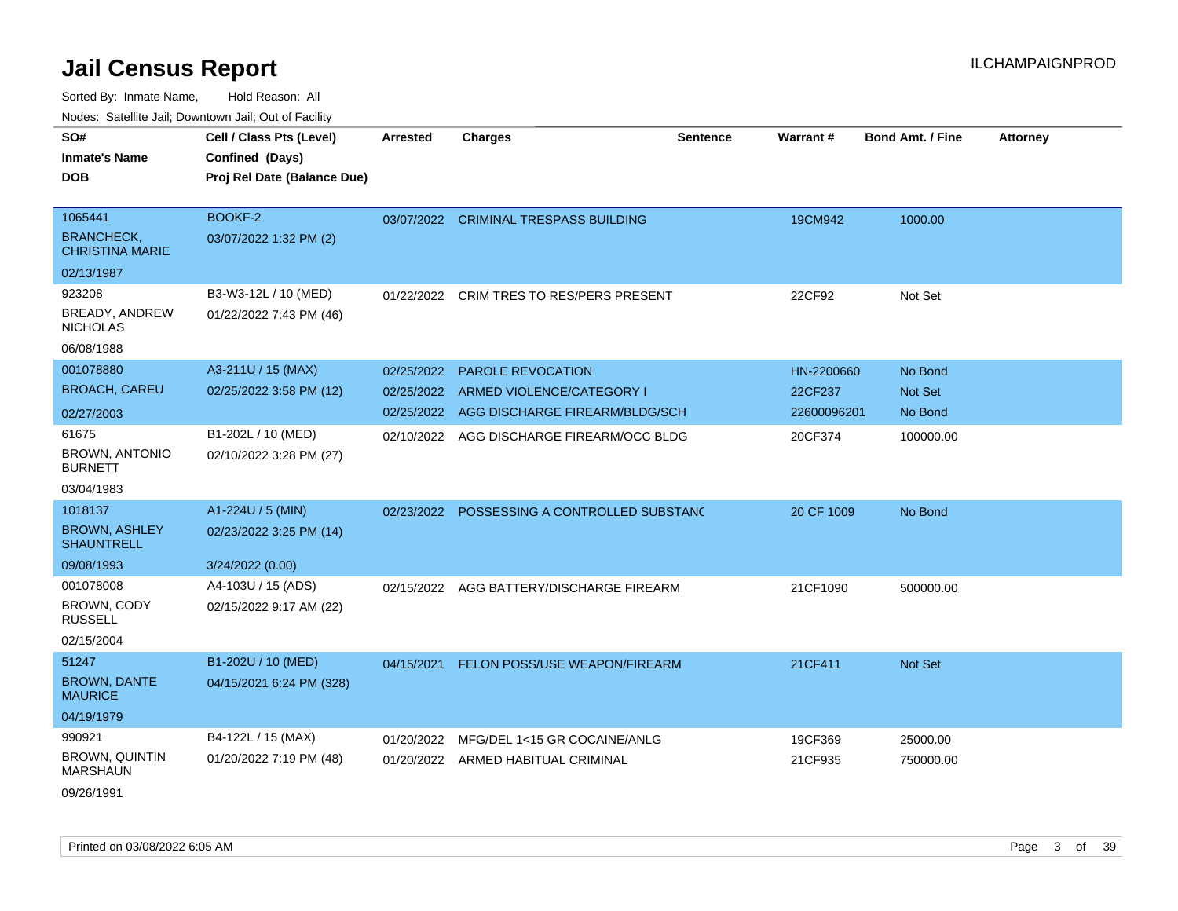# Jail Census Report

ILCHAMPAIGNPROD

Sorted By: Inmate Name, Hold Reason: All

Nodes: Satellite Jail; Downtown Jail; Out of Facility

| SO# / Inmate's Name / DOB | Cell / Class Pts (Level) / Confined (Days) / Proj Rel Date (Balance Due) | Arrested | Charges | Sentence | Warrant # | Bond Amt. / Fine | Attorney |
|---|---|---|---|---|---|---|---|
| 1065441<br>BRANCHECK, CHRISTINA MARIE<br>02/13/1987 | BOOKF-2<br>03/07/2022 1:32 PM (2) | 03/07/2022 | CRIMINAL TRESPASS BUILDING | | 19CM942 | 1000.00 | |
| 923208<br>BREADY, ANDREW NICHOLAS<br>06/08/1988 | B3-W3-12L / 10 (MED)<br>01/22/2022 7:43 PM (46) | 01/22/2022 | CRIM TRES TO RES/PERS PRESENT | | 22CF92 | Not Set | |
| 001078880<br>BROACH, CAREU<br>02/27/2003 | A3-211U / 15 (MAX)<br>02/25/2022 3:58 PM (12) | 02/25/2022<br>02/25/2022<br>02/25/2022 | PAROLE REVOCATION<br>ARMED VIOLENCE/CATEGORY I<br>AGG DISCHARGE FIREARM/BLDG/SCH | | HN-2200660<br>22CF237<br>22600096201 | No Bond<br>Not Set<br>No Bond | |
| 61675<br>BROWN, ANTONIO BURNETT<br>03/04/1983 | B1-202L / 10 (MED)<br>02/10/2022 3:28 PM (27) | 02/10/2022 | AGG DISCHARGE FIREARM/OCC BLDG | | 20CF374 | 100000.00 | |
| 1018137<br>BROWN, ASHLEY SHAUNTRELL<br>09/08/1993 | A1-224U / 5 (MIN)<br>02/23/2022 3:25 PM (14)<br>3/24/2022 (0.00) | 02/23/2022 | POSSESSING A CONTROLLED SUBSTANC | | 20 CF 1009 | No Bond | |
| 001078008<br>BROWN, CODY RUSSELL<br>02/15/2004 | A4-103U / 15 (ADS)<br>02/15/2022 9:17 AM (22) | 02/15/2022 | AGG BATTERY/DISCHARGE FIREARM | | 21CF1090 | 500000.00 | |
| 51247<br>BROWN, DANTE MAURICE<br>04/19/1979 | B1-202U / 10 (MED)<br>04/15/2021 6:24 PM (328) | 04/15/2021 | FELON POSS/USE WEAPON/FIREARM | | 21CF411 | Not Set | |
| 990921<br>BROWN, QUINTIN MARSHAUN<br>09/26/1991 | B4-122L / 15 (MAX)<br>01/20/2022 7:19 PM (48) | 01/20/2022<br>01/20/2022 | MFG/DEL 1<15 GR COCAINE/ANLG<br>ARMED HABITUAL CRIMINAL | | 19CF369<br>21CF935 | 25000.00<br>750000.00 | |

Printed on 03/08/2022 6:05 AM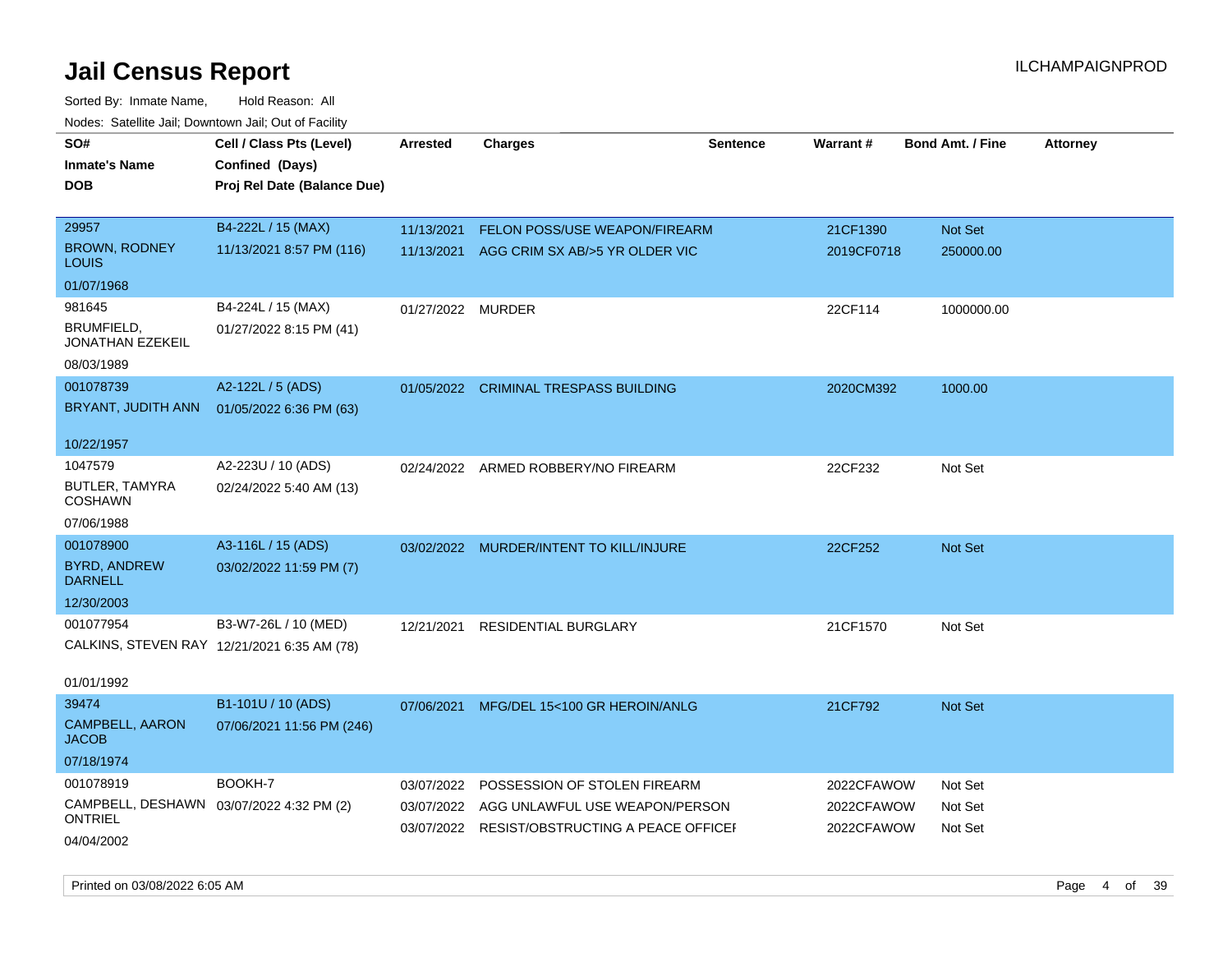# Jail Census Report

ILCHAMPAIGNPROD

Sorted By: Inmate Name, Hold Reason: All

Nodes: Satellite Jail; Downtown Jail; Out of Facility

| SO# / Inmate's Name / DOB | Cell / Class Pts (Level) / Confined (Days) / Proj Rel Date (Balance Due) | Arrested | Charges | Sentence | Warrant # | Bond Amt. / Fine | Attorney |
|---|---|---|---|---|---|---|---|
| 29957<br>BROWN, RODNEY LOUIS<br>01/07/1968 | B4-222L / 15 (MAX)<br>11/13/2021 8:57 PM (116) | 11/13/2021<br>11/13/2021 | FELON POSS/USE WEAPON/FIREARM<br>AGG CRIM SX AB/>5 YR OLDER VIC | | 21CF1390<br>2019CF0718 | Not Set<br>250000.00 | |
| 981645<br>BRUMFIELD, JONATHAN EZEKEIL<br>08/03/1989 | B4-224L / 15 (MAX)<br>01/27/2022 8:15 PM (41) | 01/27/2022 | MURDER | | 22CF114 | 1000000.00 | |
| 001078739<br>BRYANT, JUDITH ANN<br>10/22/1957 | A2-122L / 5 (ADS)<br>01/05/2022 6:36 PM (63) | 01/05/2022 | CRIMINAL TRESPASS BUILDING | | 2020CM392 | 1000.00 | |
| 1047579<br>BUTLER, TAMYRA COSHAWN<br>07/06/1988 | A2-223U / 10 (ADS)<br>02/24/2022 5:40 AM (13) | 02/24/2022 | ARMED ROBBERY/NO FIREARM | | 22CF232 | Not Set | |
| 001078900<br>BYRD, ANDREW DARNELL<br>12/30/2003 | A3-116L / 15 (ADS)<br>03/02/2022 11:59 PM (7) | 03/02/2022 | MURDER/INTENT TO KILL/INJURE | | 22CF252 | Not Set | |
| 001077954<br>CALKINS, STEVEN RAY<br>01/01/1992 | B3-W7-26L / 10 (MED)<br>12/21/2021 6:35 AM (78) | 12/21/2021 | RESIDENTIAL BURGLARY | | 21CF1570 | Not Set | |
| 39474<br>CAMPBELL, AARON JACOB<br>07/18/1974 | B1-101U / 10 (ADS)<br>07/06/2021 11:56 PM (246) | 07/06/2021 | MFG/DEL 15<100 GR HEROIN/ANLG | | 21CF792 | Not Set | |
| 001078919<br>CAMPBELL, DESHAWN ONTRIEL<br>04/04/2002 | BOOKH-7<br>03/07/2022 4:32 PM (2) | 03/07/2022<br>03/07/2022<br>03/07/2022 | POSSESSION OF STOLEN FIREARM<br>AGG UNLAWFUL USE WEAPON/PERSON<br>RESIST/OBSTRUCTING A PEACE OFFICEI | | 2022CFAWOW<br>2022CFAWOW<br>2022CFAWOW | Not Set<br>Not Set<br>Not Set | |

Printed on 03/08/2022 6:05 AM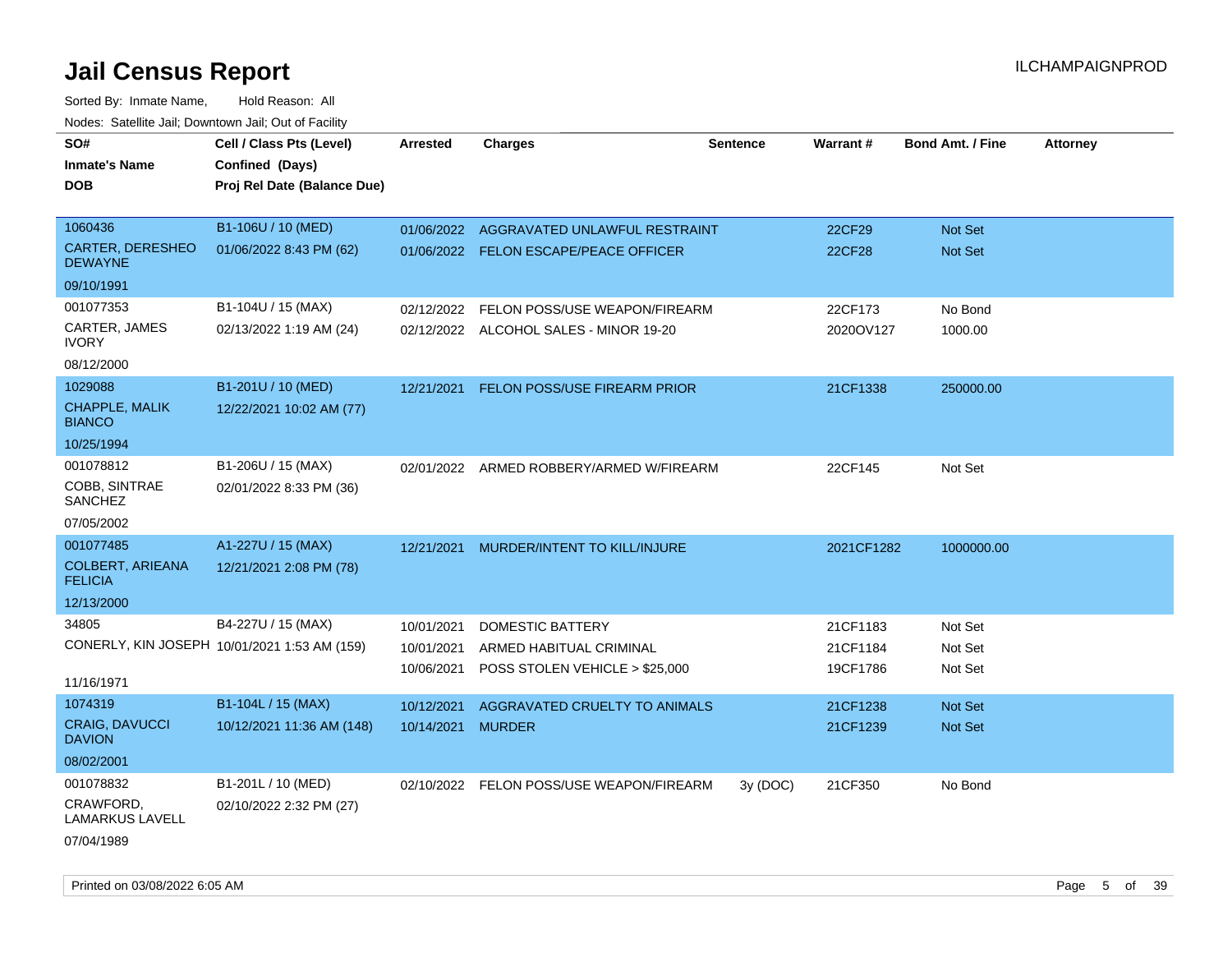# Jail Census Report

ILCHAMPAIGNPROD

Sorted By: Inmate Name, Hold Reason: All

Nodes: Satellite Jail; Downtown Jail; Out of Facility

| SO# / Inmate's Name / DOB | Cell / Class Pts (Level) / Confined (Days) / Proj Rel Date (Balance Due) | Arrested | Charges | Sentence | Warrant # | Bond Amt. / Fine | Attorney |
|---|---|---|---|---|---|---|---|
| 1060436 CARTER, DERESHEO DEWAYNE 09/10/1991 | B1-106U / 10 (MED) 01/06/2022 8:43 PM (62) | 01/06/2022 | AGGRAVATED UNLAWFUL RESTRAINT | | 22CF29 | Not Set | |
| | | 01/06/2022 | FELON ESCAPE/PEACE OFFICER | | 22CF28 | Not Set | |
| 001077353 CARTER, JAMES IVORY 08/12/2000 | B1-104U / 15 (MAX) 02/13/2022 1:19 AM (24) | 02/12/2022 | FELON POSS/USE WEAPON/FIREARM | | 22CF173 | No Bond | |
| | | 02/12/2022 | ALCOHOL SALES - MINOR 19-20 | | 2020OV127 | 1000.00 | |
| 1029088 CHAPPLE, MALIK BIANCO 10/25/1994 | B1-201U / 10 (MED) 12/22/2021 10:02 AM (77) | 12/21/2021 | FELON POSS/USE FIREARM PRIOR | | 21CF1338 | 250000.00 | |
| 001078812 COBB, SINTRAE SANCHEZ 07/05/2002 | B1-206U / 15 (MAX) 02/01/2022 8:33 PM (36) | 02/01/2022 | ARMED ROBBERY/ARMED W/FIREARM | | 22CF145 | Not Set | |
| 001077485 COLBERT, ARIEANA FELICIA 12/13/2000 | A1-227U / 15 (MAX) 12/21/2021 2:08 PM (78) | 12/21/2021 | MURDER/INTENT TO KILL/INJURE | | 2021CF1282 | 1000000.00 | |
| 34805 CONERLY, KIN JOSEPH 11/16/1971 | B4-227U / 15 (MAX) 10/01/2021 1:53 AM (159) | 10/01/2021 | DOMESTIC BATTERY | | 21CF1183 | Not Set | |
| | | 10/01/2021 | ARMED HABITUAL CRIMINAL | | 21CF1184 | Not Set | |
| | | 10/06/2021 | POSS STOLEN VEHICLE > $25,000 | | 19CF1786 | Not Set | |
| 1074319 CRAIG, DAVUCCI DAVION 08/02/2001 | B1-104L / 15 (MAX) 10/12/2021 11:36 AM (148) | 10/12/2021 | AGGRAVATED CRUELTY TO ANIMALS | | 21CF1238 | Not Set | |
| | | 10/14/2021 | MURDER | | 21CF1239 | Not Set | |
| 001078832 CRAWFORD, LAMARKUS LAVELL 07/04/1989 | B1-201L / 10 (MED) 02/10/2022 2:32 PM (27) | 02/10/2022 | FELON POSS/USE WEAPON/FIREARM | 3y (DOC) | 21CF350 | No Bond | |

Printed on 03/08/2022 6:05 AM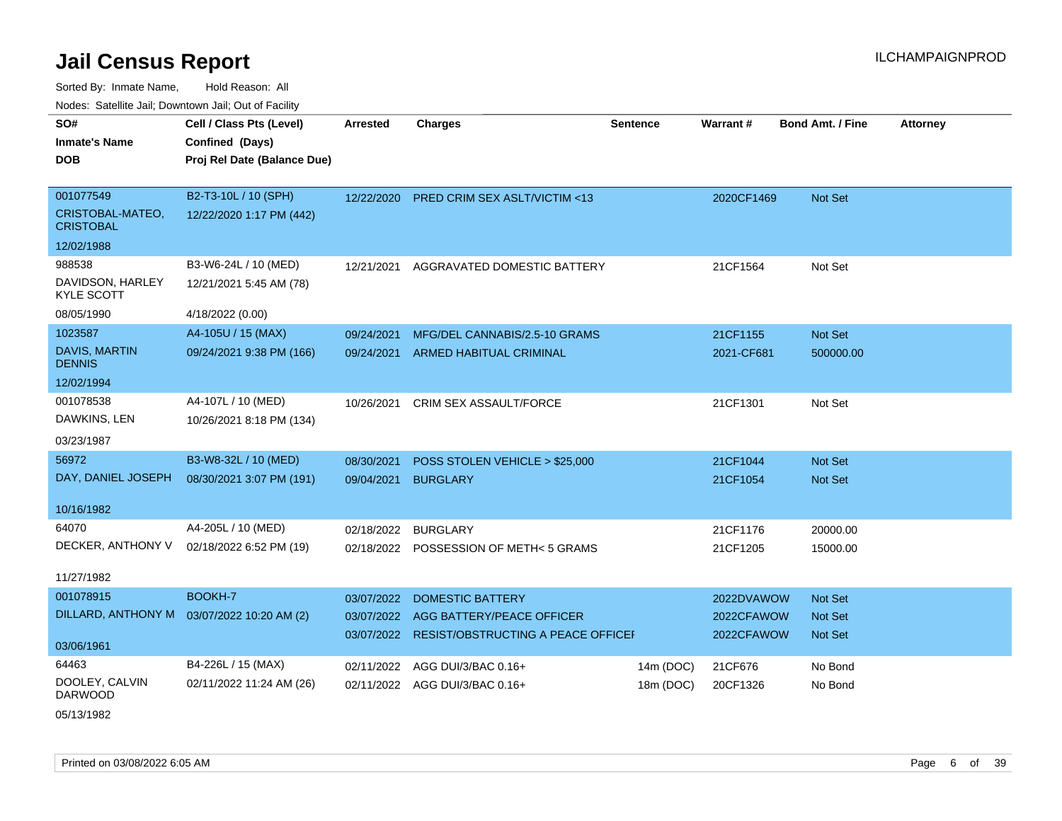# Jail Census Report

ILCHAMPAIGNPROD

Sorted By: Inmate Name, Hold Reason: All

Nodes: Satellite Jail; Downtown Jail; Out of Facility

| SO# / Inmate's Name / DOB | Cell / Class Pts (Level) / Confined (Days) / Proj Rel Date (Balance Due) | Arrested | Charges | Sentence | Warrant # | Bond Amt. / Fine | Attorney |
|---|---|---|---|---|---|---|---|
| 001077549<br>CRISTOBAL-MATEO, CRISTOBAL<br>12/02/1988 | B2-T3-10L / 10 (SPH)<br>12/22/2020 1:17 PM (442) | 12/22/2020 | PRED CRIM SEX ASLT/VICTIM <13 | | 2020CF1469 | Not Set | |
| 988538<br>DAVIDSON, HARLEY KYLE SCOTT<br>08/05/1990 | B3-W6-24L / 10 (MED)<br>12/21/2021 5:45 AM (78)<br>4/18/2022 (0.00) | 12/21/2021 | AGGRAVATED DOMESTIC BATTERY | | 21CF1564 | Not Set | |
| 1023587<br>DAVIS, MARTIN DENNIS<br>12/02/1994 | A4-105U / 15 (MAX)<br>09/24/2021 9:38 PM (166) | 09/24/2021 | MFG/DEL CANNABIS/2.5-10 GRAMS | | 21CF1155 | Not Set | |
| | | 09/24/2021 | ARMED HABITUAL CRIMINAL | | 2021-CF681 | 500000.00 | |
| 001078538<br>DAWKINS, LEN<br>03/23/1987 | A4-107L / 10 (MED)<br>10/26/2021 8:18 PM (134) | 10/26/2021 | CRIM SEX ASSAULT/FORCE | | 21CF1301 | Not Set | |
| 56972<br>DAY, DANIEL JOSEPH<br>10/16/1982 | B3-W8-32L / 10 (MED)<br>08/30/2021 3:07 PM (191) | 08/30/2021 | POSS STOLEN VEHICLE > $25,000 | | 21CF1044 | Not Set | |
| | | 09/04/2021 | BURGLARY | | 21CF1054 | Not Set | |
| 64070<br>DECKER, ANTHONY V<br>11/27/1982 | A4-205L / 10 (MED)<br>02/18/2022 6:52 PM (19) | 02/18/2022 | BURGLARY | | 21CF1176 | 20000.00 | |
| | | 02/18/2022 | POSSESSION OF METH< 5 GRAMS | | 21CF1205 | 15000.00 | |
| 001078915<br>DILLARD, ANTHONY M<br>03/06/1961 | BOOKH-7<br>03/07/2022 10:20 AM (2) | 03/07/2022 | DOMESTIC BATTERY | | 2022DVAWOW | Not Set | |
| | | 03/07/2022 | AGG BATTERY/PEACE OFFICER | | 2022CFAWOW | Not Set | |
| | | 03/07/2022 | RESIST/OBSTRUCTING A PEACE OFFICEI | | 2022CFAWOW | Not Set | |
| 64463<br>DOOLEY, CALVIN DARWOOD<br>05/13/1982 | B4-226L / 15 (MAX)<br>02/11/2022 11:24 AM (26) | 02/11/2022 | AGG DUI/3/BAC 0.16+ | 14m (DOC) | 21CF676 | No Bond | |
| | | 02/11/2022 | AGG DUI/3/BAC 0.16+ | 18m (DOC) | 20CF1326 | No Bond | |

Printed on 03/08/2022 6:05 AM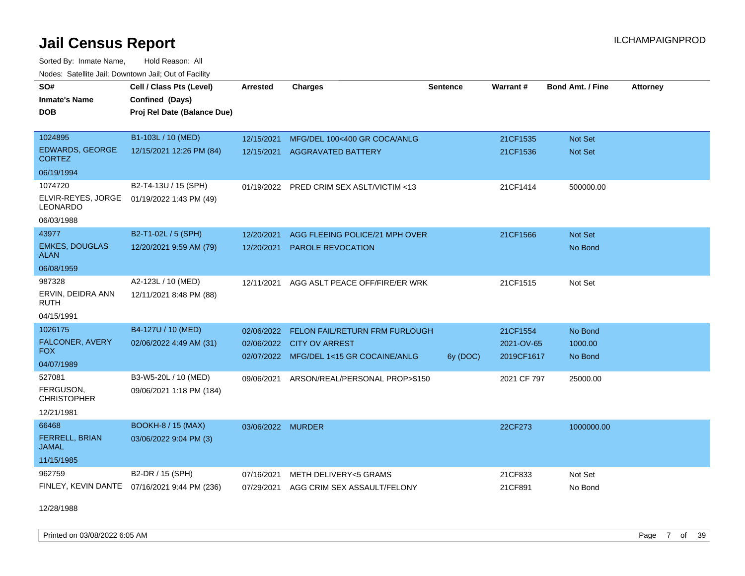# Jail Census Report

ILCHAMPAIGNPROD

Sorted By: Inmate Name, Hold Reason: All

Nodes: Satellite Jail; Downtown Jail; Out of Facility

| SO# / Inmate's Name / DOB | Cell / Class Pts (Level) / Confined (Days) / Proj Rel Date (Balance Due) | Arrested | Charges | Sentence | Warrant # | Bond Amt. / Fine | Attorney |
|---|---|---|---|---|---|---|---|
| 1024895 EDWARDS, GEORGE CORTEZ 06/19/1994 | B1-103L / 10 (MED) 12/15/2021 12:26 PM (84) | 12/15/2021 | MFG/DEL 100<400 GR COCA/ANLG | | 21CF1535 | Not Set | |
| | | 12/15/2021 | AGGRAVATED BATTERY | | 21CF1536 | Not Set | |
| 1074720 ELVIR-REYES, JORGE LEONARDO 06/03/1988 | B2-T4-13U / 15 (SPH) 01/19/2022 1:43 PM (49) | 01/19/2022 | PRED CRIM SEX ASLT/VICTIM <13 | | 21CF1414 | 500000.00 | |
| 43977 EMKES, DOUGLAS ALAN 06/08/1959 | B2-T1-02L / 5 (SPH) 12/20/2021 9:59 AM (79) | 12/20/2021 | AGG FLEEING POLICE/21 MPH OVER | | 21CF1566 | Not Set | |
| | | 12/20/2021 | PAROLE REVOCATION | | | No Bond | |
| 987328 ERVIN, DEIDRA ANN RUTH 04/15/1991 | A2-123L / 10 (MED) 12/11/2021 8:48 PM (88) | 12/11/2021 | AGG ASLT PEACE OFF/FIRE/ER WRK | | 21CF1515 | Not Set | |
| 1026175 FALCONER, AVERY FOX 04/07/1989 | B4-127U / 10 (MED) 02/06/2022 4:49 AM (31) | 02/06/2022 | FELON FAIL/RETURN FRM FURLOUGH | | 21CF1554 | No Bond | |
| | | 02/06/2022 | CITY OV ARREST | | 2021-OV-65 | 1000.00 | |
| | | 02/07/2022 | MFG/DEL 1<15 GR COCAINE/ANLG | 6y (DOC) | 2019CF1617 | No Bond | |
| 527081 FERGUSON, CHRISTOPHER 12/21/1981 | B3-W5-20L / 10 (MED) 09/06/2021 1:18 PM (184) | 09/06/2021 | ARSON/REAL/PERSONAL PROP>$150 | | 2021 CF 797 | 25000.00 | |
| 66468 FERRELL, BRIAN JAMAL 11/15/1985 | BOOKH-8 / 15 (MAX) 03/06/2022 9:04 PM (3) | 03/06/2022 | MURDER | | 22CF273 | 1000000.00 | |
| 962759 FINLEY, KEVIN DANTE 12/28/1988 | B2-DR / 15 (SPH) 07/16/2021 9:44 PM (236) | 07/16/2021 | METH DELIVERY<5 GRAMS | | 21CF833 | Not Set | |
| | | 07/29/2021 | AGG CRIM SEX ASSAULT/FELONY | | 21CF891 | No Bond | |

Printed on 03/08/2022 6:05 AM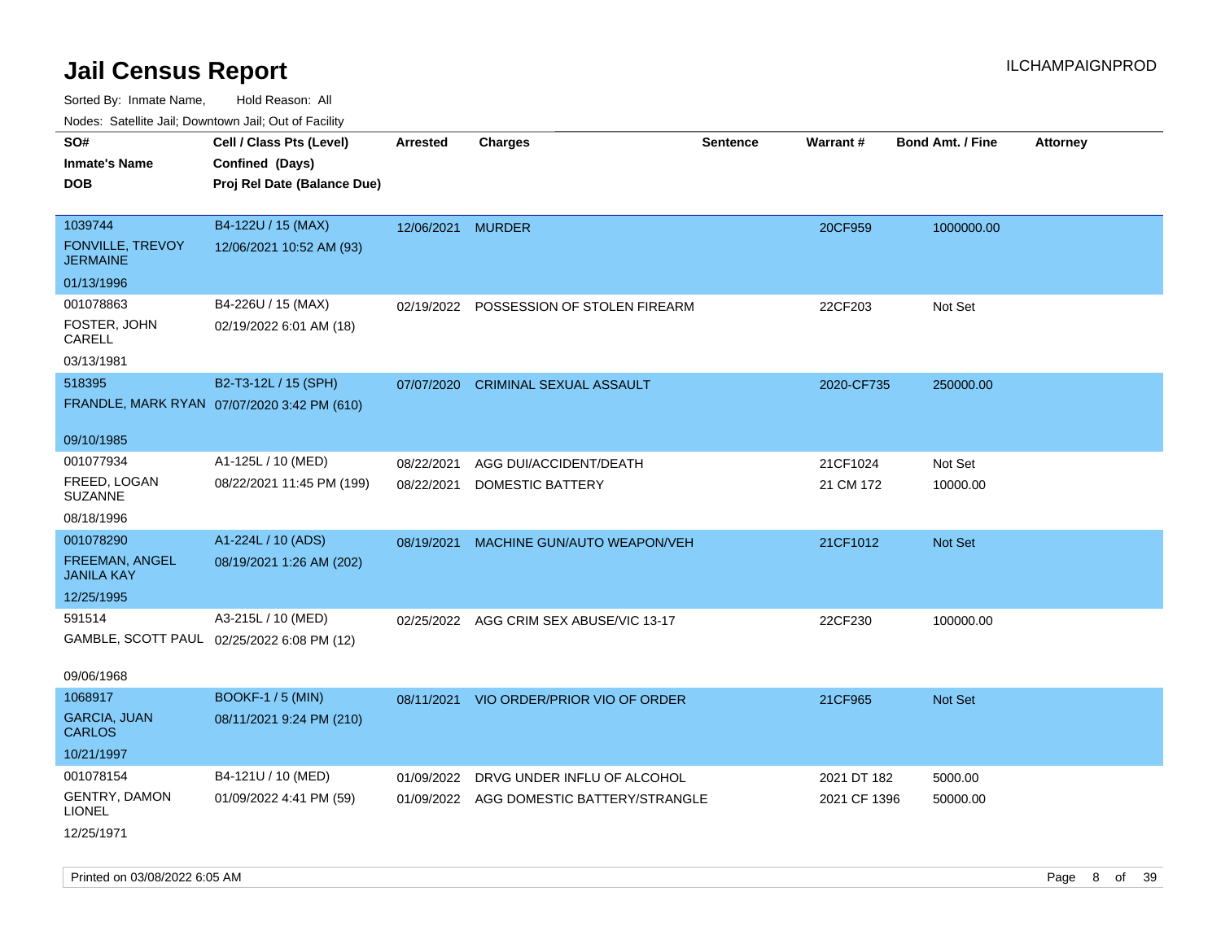# Jail Census Report

Sorted By: Inmate Name, Hold Reason: All

Nodes: Satellite Jail; Downtown Jail; Out of Facility

| SO# / Inmate's Name / DOB | Cell / Class Pts (Level) / Confined (Days) / Proj Rel Date (Balance Due) | Arrested | Charges | Sentence | Warrant # | Bond Amt. / Fine | Attorney |
|---|---|---|---|---|---|---|---|
| 1039744 FONVILLE, TREVOY JERMAINE 01/13/1996 | B4-122U / 15 (MAX) 12/06/2021 10:52 AM (93) | 12/06/2021 | MURDER | | 20CF959 | 1000000.00 | |
| 001078863 FOSTER, JOHN CARELL 03/13/1981 | B4-226U / 15 (MAX) 02/19/2022 6:01 AM (18) | 02/19/2022 | POSSESSION OF STOLEN FIREARM | | 22CF203 | Not Set | |
| 518395 FRANDLE, MARK RYAN 09/10/1985 | B2-T3-12L / 15 (SPH) 07/07/2020 3:42 PM (610) | 07/07/2020 | CRIMINAL SEXUAL ASSAULT | | 2020-CF735 | 250000.00 | |
| 001077934 FREED, LOGAN SUZANNE 08/18/1996 | A1-125L / 10 (MED) 08/22/2021 11:45 PM (199) | 08/22/2021 | AGG DUI/ACCIDENT/DEATH | | 21CF1024 | Not Set | |
| | | 08/22/2021 | DOMESTIC BATTERY | | 21 CM 172 | 10000.00 | |
| 001078290 FREEMAN, ANGEL JANILA KAY 12/25/1995 | A1-224L / 10 (ADS) 08/19/2021 1:26 AM (202) | 08/19/2021 | MACHINE GUN/AUTO WEAPON/VEH | | 21CF1012 | Not Set | |
| 591514 GAMBLE, SCOTT PAUL 09/06/1968 | A3-215L / 10 (MED) 02/25/2022 6:08 PM (12) | 02/25/2022 | AGG CRIM SEX ABUSE/VIC 13-17 | | 22CF230 | 100000.00 | |
| 1068917 GARCIA, JUAN CARLOS 10/21/1997 | BOOKF-1 / 5 (MIN) 08/11/2021 9:24 PM (210) | 08/11/2021 | VIO ORDER/PRIOR VIO OF ORDER | | 21CF965 | Not Set | |
| 001078154 GENTRY, DAMON LIONEL 12/25/1971 | B4-121U / 10 (MED) 01/09/2022 4:41 PM (59) | 01/09/2022 | DRVG UNDER INFLU OF ALCOHOL | | 2021 DT 182 | 5000.00 | |
| | | 01/09/2022 | AGG DOMESTIC BATTERY/STRANGLE | | 2021 CF 1396 | 50000.00 | |

Printed on 03/08/2022 6:05 AM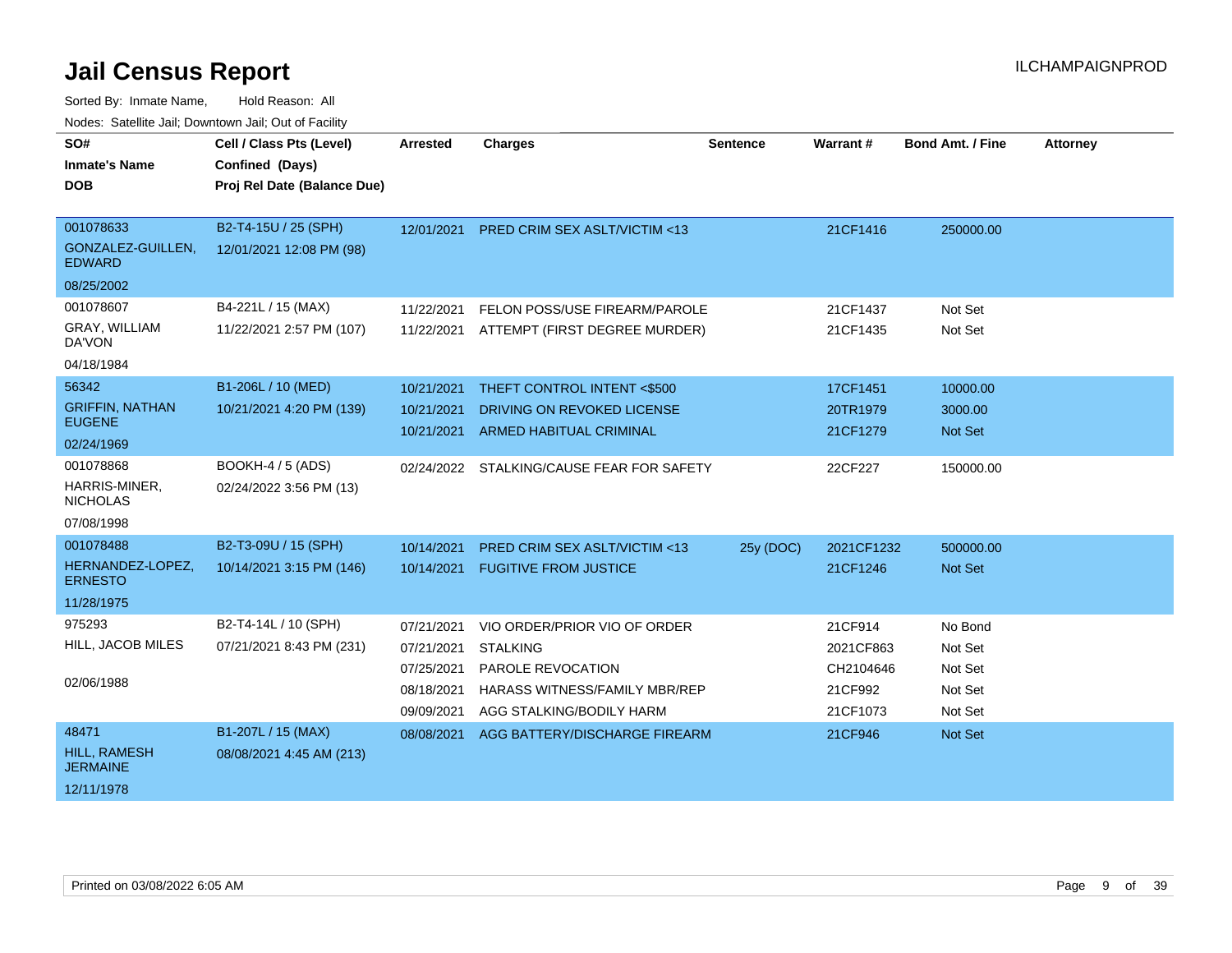# Jail Census Report

ILCHAMPAIGNPROD

Sorted By: Inmate Name, Hold Reason: All

Nodes: Satellite Jail; Downtown Jail; Out of Facility

| SO# / Inmate's Name / DOB | Cell / Class Pts (Level) / Confined (Days) / Proj Rel Date (Balance Due) | Arrested | Charges | Sentence | Warrant # | Bond Amt. / Fine | Attorney |
|---|---|---|---|---|---|---|---|
| 001078633<br>GONZALEZ-GUILLEN, EDWARD<br>08/25/2002 | B2-T4-15U / 25 (SPH)<br>12/01/2021 12:08 PM (98) | 12/01/2021 | PRED CRIM SEX ASLT/VICTIM <13 | | 21CF1416 | 250000.00 | |
| 001078607<br>GRAY, WILLIAM DA'VON<br>04/18/1984 | B4-221L / 15 (MAX)<br>11/22/2021 2:57 PM (107) | 11/22/2021 | FELON POSS/USE FIREARM/PAROLE | | 21CF1437 | Not Set | |
| | | 11/22/2021 | ATTEMPT (FIRST DEGREE MURDER) | | 21CF1435 | Not Set | |
| 56342<br>GRIFFIN, NATHAN EUGENE<br>02/24/1969 | B1-206L / 10 (MED)<br>10/21/2021 4:20 PM (139) | 10/21/2021 | THEFT CONTROL INTENT <$500 | | 17CF1451 | 10000.00 | |
| | | 10/21/2021 | DRIVING ON REVOKED LICENSE | | 20TR1979 | 3000.00 | |
| | | 10/21/2021 | ARMED HABITUAL CRIMINAL | | 21CF1279 | Not Set | |
| 001078868<br>HARRIS-MINER, NICHOLAS<br>07/08/1998 | BOOKH-4 / 5 (ADS)<br>02/24/2022 3:56 PM (13) | 02/24/2022 | STALKING/CAUSE FEAR FOR SAFETY | | 22CF227 | 150000.00 | |
| 001078488<br>HERNANDEZ-LOPEZ, ERNESTO<br>11/28/1975 | B2-T3-09U / 15 (SPH)<br>10/14/2021 3:15 PM (146) | 10/14/2021 | PRED CRIM SEX ASLT/VICTIM <13 | 25y (DOC) | 2021CF1232 | 500000.00 | |
| | | 10/14/2021 | FUGITIVE FROM JUSTICE | | 21CF1246 | Not Set | |
| 975293<br>HILL, JACOB MILES<br>02/06/1988 | B2-T4-14L / 10 (SPH)<br>07/21/2021 8:43 PM (231) | 07/21/2021 | VIO ORDER/PRIOR VIO OF ORDER | | 21CF914 | No Bond | |
| | | 07/21/2021 | STALKING | | 2021CF863 | Not Set | |
| | | 07/25/2021 | PAROLE REVOCATION | | CH2104646 | Not Set | |
| | | 08/18/2021 | HARASS WITNESS/FAMILY MBR/REP | | 21CF992 | Not Set | |
| | | 09/09/2021 | AGG STALKING/BODILY HARM | | 21CF1073 | Not Set | |
| 48471<br>HILL, RAMESH JERMAINE<br>12/11/1978 | B1-207L / 15 (MAX)<br>08/08/2021 4:45 AM (213) | 08/08/2021 | AGG BATTERY/DISCHARGE FIREARM | | 21CF946 | Not Set | |

Printed on 03/08/2022 6:05 AM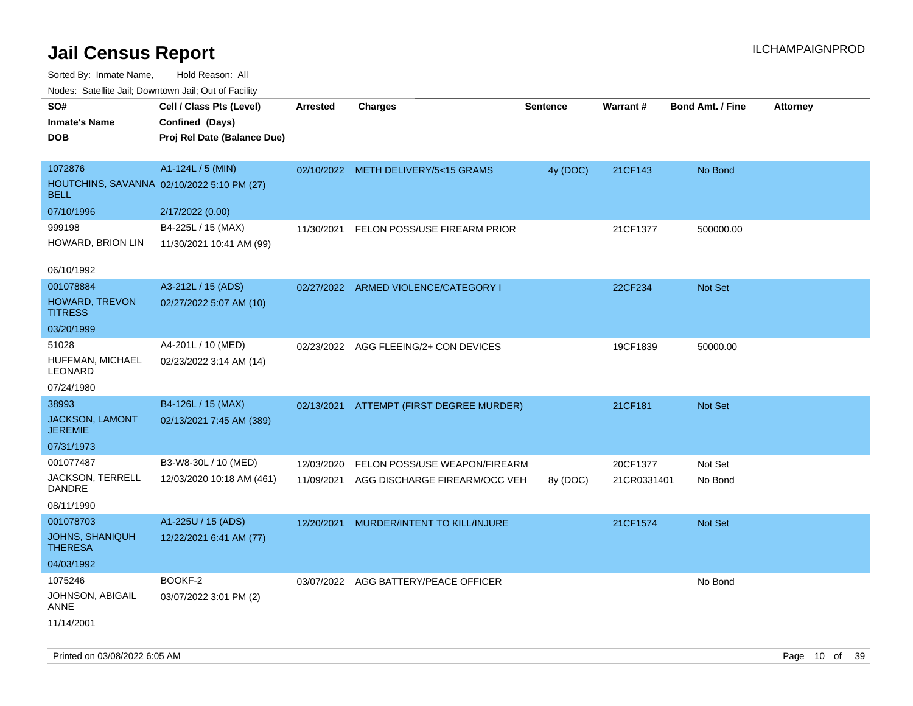# Jail Census Report

ILCHAMPAIGNPROD

Sorted By: Inmate Name, Hold Reason: All

Nodes: Satellite Jail; Downtown Jail; Out of Facility

| SO# / Inmate's Name / DOB | Cell / Class Pts (Level) / Confined (Days) / Proj Rel Date (Balance Due) | Arrested | Charges | Sentence | Warrant # | Bond Amt. / Fine | Attorney |
|---|---|---|---|---|---|---|---|
| 1072876<br>HOUTCHINS, SAVANNA BELL<br>07/10/1996 | A1-124L / 5 (MIN)<br>02/10/2022 5:10 PM (27)<br>2/17/2022 (0.00) | 02/10/2022 | METH DELIVERY/5<15 GRAMS | 4y (DOC) | 21CF143 | No Bond | |
| 999198<br>HOWARD, BRION LIN<br>06/10/1992 | B4-225L / 15 (MAX)<br>11/30/2021 10:41 AM (99) | 11/30/2021 | FELON POSS/USE FIREARM PRIOR | | 21CF1377 | 500000.00 | |
| 001078884<br>HOWARD, TREVON TITRESS<br>03/20/1999 | A3-212L / 15 (ADS)<br>02/27/2022 5:07 AM (10) | 02/27/2022 | ARMED VIOLENCE/CATEGORY I | | 22CF234 | Not Set | |
| 51028<br>HUFFMAN, MICHAEL LEONARD<br>07/24/1980 | A4-201L / 10 (MED)<br>02/23/2022 3:14 AM (14) | 02/23/2022 | AGG FLEEING/2+ CON DEVICES | | 19CF1839 | 50000.00 | |
| 38993<br>JACKSON, LAMONT JEREMIE<br>07/31/1973 | B4-126L / 15 (MAX)<br>02/13/2021 7:45 AM (389) | 02/13/2021 | ATTEMPT (FIRST DEGREE MURDER) | | 21CF181 | Not Set | |
| 001077487<br>JACKSON, TERRELL DANDRE<br>08/11/1990 | B3-W8-30L / 10 (MED)<br>12/03/2020 10:18 AM (461) | 12/03/2020 | FELON POSS/USE WEAPON/FIREARM | | 20CF1377 | Not Set | |
| | | 11/09/2021 | AGG DISCHARGE FIREARM/OCC VEH | 8y (DOC) | 21CR0331401 | No Bond | |
| 001078703<br>JOHNS, SHANIQUH THERESA<br>04/03/1992 | A1-225U / 15 (ADS)<br>12/22/2021 6:41 AM (77) | 12/20/2021 | MURDER/INTENT TO KILL/INJURE | | 21CF1574 | Not Set | |
| 1075246<br>JOHNSON, ABIGAIL ANNE<br>11/14/2001 | BOOKF-2<br>03/07/2022 3:01 PM (2) | 03/07/2022 | AGG BATTERY/PEACE OFFICER | | | No Bond | |

Printed on 03/08/2022 6:05 AM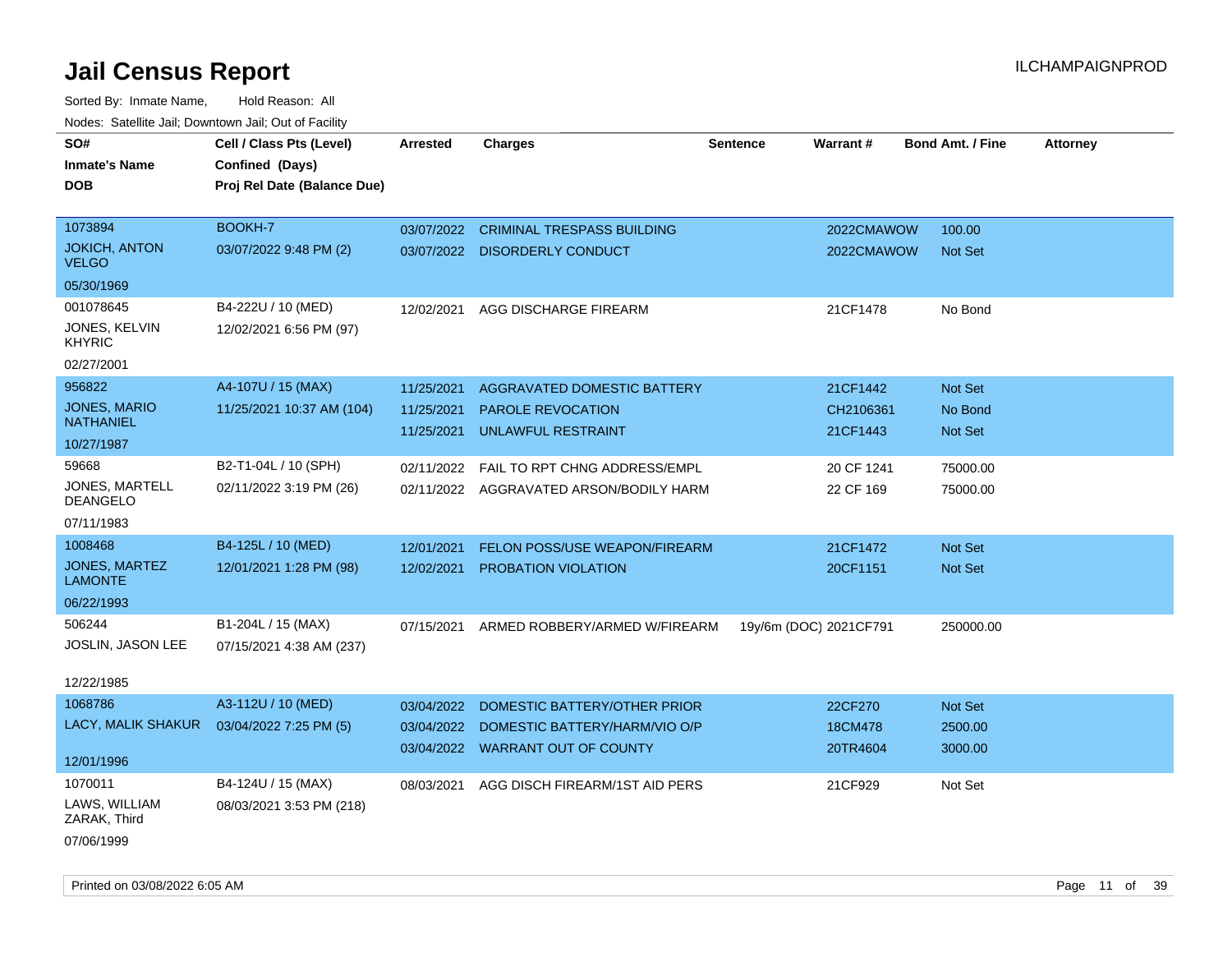# Jail Census Report

ILCHAMPAIGNPROD

Sorted By: Inmate Name, Hold Reason: All

Nodes: Satellite Jail; Downtown Jail; Out of Facility

| SO# / Inmate's Name / DOB | Cell / Class Pts (Level) / Confined (Days) / Proj Rel Date (Balance Due) | Arrested | Charges | Sentence | Warrant # | Bond Amt. / Fine | Attorney |
|---|---|---|---|---|---|---|---|
| 1073894<br>JOKICH, ANTON VELGO<br>05/30/1969 | BOOKH-7<br>03/07/2022 9:48 PM (2) | 03/07/2022<br>03/07/2022 | CRIMINAL TRESPASS BUILDING<br>DISORDERLY CONDUCT | | 2022CMAWOW<br>2022CMAWOW | 100.00<br>Not Set | |
| 001078645<br>JONES, KELVIN KHYRIC<br>02/27/2001 | B4-222U / 10 (MED)<br>12/02/2021 6:56 PM (97) | 12/02/2021 | AGG DISCHARGE FIREARM | | 21CF1478 | No Bond | |
| 956822<br>JONES, MARIO NATHANIEL<br>10/27/1987 | A4-107U / 15 (MAX)<br>11/25/2021 10:37 AM (104) | 11/25/2021<br>11/25/2021<br>11/25/2021 | AGGRAVATED DOMESTIC BATTERY<br>PAROLE REVOCATION<br>UNLAWFUL RESTRAINT | | 21CF1442<br>CH2106361<br>21CF1443 | Not Set<br>No Bond<br>Not Set | |
| 59668<br>JONES, MARTELL DEANGELO<br>07/11/1983 | B2-T1-04L / 10 (SPH)<br>02/11/2022 3:19 PM (26) | 02/11/2022<br>02/11/2022 | FAIL TO RPT CHNG ADDRESS/EMPL<br>AGGRAVATED ARSON/BODILY HARM | | 20 CF 1241<br>22 CF 169 | 75000.00<br>75000.00 | |
| 1008468<br>JONES, MARTEZ LAMONTE<br>06/22/1993 | B4-125L / 10 (MED)<br>12/01/2021 1:28 PM (98) | 12/01/2021<br>12/02/2021 | FELON POSS/USE WEAPON/FIREARM<br>PROBATION VIOLATION | | 21CF1472<br>20CF1151 | Not Set<br>Not Set | |
| 506244<br>JOSLIN, JASON LEE<br>12/22/1985 | B1-204L / 15 (MAX)<br>07/15/2021 4:38 AM (237) | 07/15/2021 | ARMED ROBBERY/ARMED W/FIREARM | 19y/6m (DOC) | 2021CF791 | 250000.00 | |
| 1068786<br>LACY, MALIK SHAKUR<br>12/01/1996 | A3-112U / 10 (MED)<br>03/04/2022 7:25 PM (5) | 03/04/2022<br>03/04/2022<br>03/04/2022 | DOMESTIC BATTERY/OTHER PRIOR<br>DOMESTIC BATTERY/HARM/VIO O/P<br>WARRANT OUT OF COUNTY | | 22CF270<br>18CM478<br>20TR4604 | Not Set<br>2500.00<br>3000.00 | |
| 1070011<br>LAWS, WILLIAM ZARAK, Third<br>07/06/1999 | B4-124U / 15 (MAX)<br>08/03/2021 3:53 PM (218) | 08/03/2021 | AGG DISCH FIREARM/1ST AID PERS | | 21CF929 | Not Set | |

Printed on 03/08/2022 6:05 AM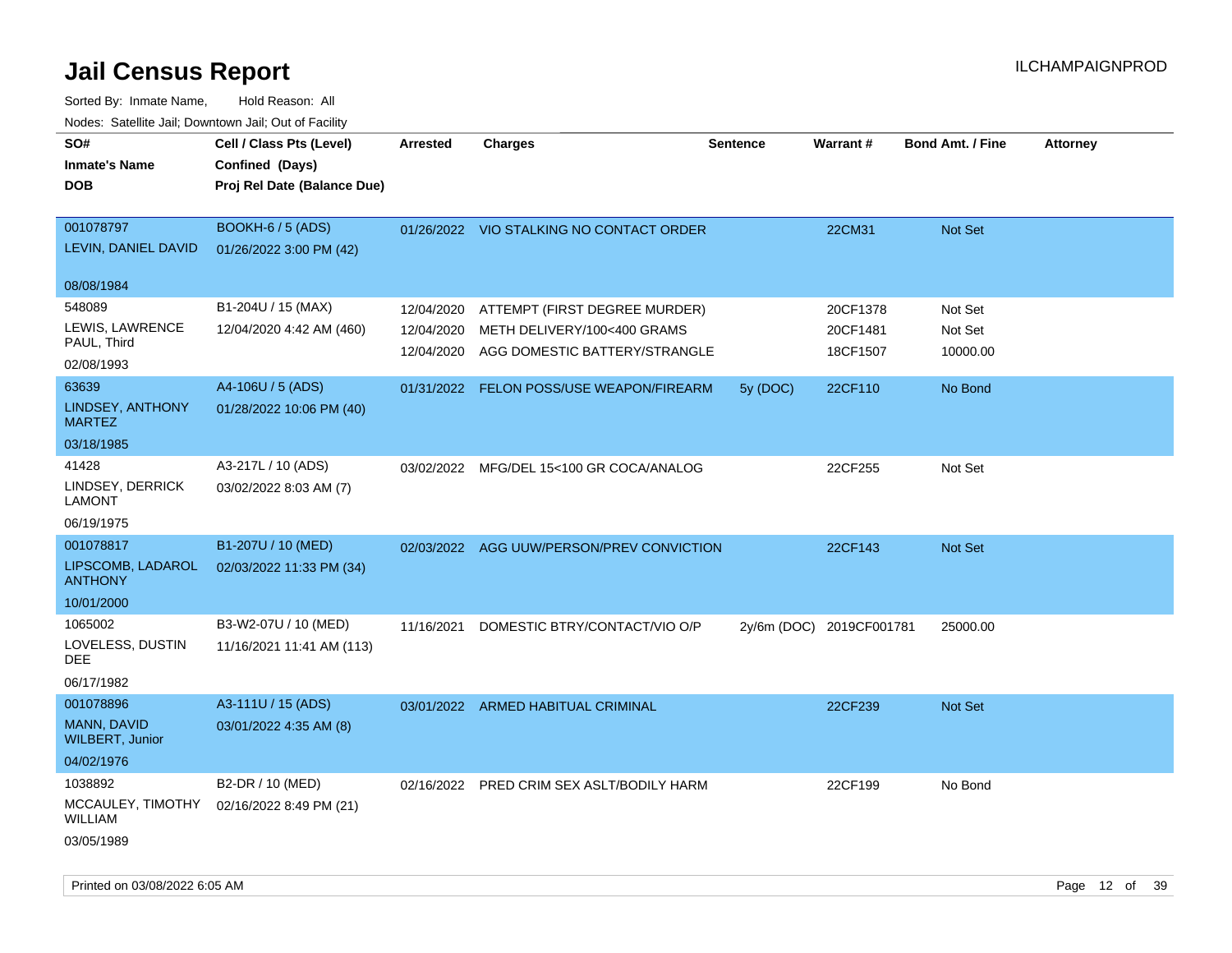# Jail Census Report

ILCHAMPAIGNPROD

Sorted By: Inmate Name, Hold Reason: All

Nodes: Satellite Jail; Downtown Jail; Out of Facility

| SO# / Inmate's Name / DOB | Cell / Class Pts (Level) / Confined (Days) / Proj Rel Date (Balance Due) | Arrested | Charges | Sentence | Warrant # | Bond Amt. / Fine | Attorney |
|---|---|---|---|---|---|---|---|
| 001078797<br>LEVIN, DANIEL DAVID<br>08/08/1984 | BOOKH-6 / 5 (ADS)<br>01/26/2022 3:00 PM (42) | 01/26/2022 | VIO STALKING NO CONTACT ORDER | | 22CM31 | Not Set | |
| 548089<br>LEWIS, LAWRENCE PAUL, Third<br>02/08/1993 | B1-204U / 15 (MAX)<br>12/04/2020 4:42 AM (460) | 12/04/2020 | ATTEMPT (FIRST DEGREE MURDER) | | 20CF1378 | Not Set | |
| | | 12/04/2020 | METH DELIVERY/100<400 GRAMS | | 20CF1481 | Not Set | |
| | | 12/04/2020 | AGG DOMESTIC BATTERY/STRANGLE | | 18CF1507 | 10000.00 | |
| 63639<br>LINDSEY, ANTHONY MARTEZ<br>03/18/1985 | A4-106U / 5 (ADS)<br>01/28/2022 10:06 PM (40) | 01/31/2022 | FELON POSS/USE WEAPON/FIREARM | 5y (DOC) | 22CF110 | No Bond | |
| 41428<br>LINDSEY, DERRICK LAMONT<br>06/19/1975 | A3-217L / 10 (ADS)<br>03/02/2022 8:03 AM (7) | 03/02/2022 | MFG/DEL 15<100 GR COCA/ANALOG | | 22CF255 | Not Set | |
| 001078817<br>LIPSCOMB, LADAROL ANTHONY<br>10/01/2000 | B1-207U / 10 (MED)<br>02/03/2022 11:33 PM (34) | 02/03/2022 | AGG UUW/PERSON/PREV CONVICTION | | 22CF143 | Not Set | |
| 1065002<br>LOVELESS, DUSTIN DEE<br>06/17/1982 | B3-W2-07U / 10 (MED)<br>11/16/2021 11:41 AM (113) | 11/16/2021 | DOMESTIC BTRY/CONTACT/VIO O/P | 2y/6m (DOC) | 2019CF001781 | 25000.00 | |
| 001078896<br>MANN, DAVID WILBERT, Junior<br>04/02/1976 | A3-111U / 15 (ADS)<br>03/01/2022 4:35 AM (8) | 03/01/2022 | ARMED HABITUAL CRIMINAL | | 22CF239 | Not Set | |
| 1038892<br>MCCAULEY, TIMOTHY WILLIAM<br>03/05/1989 | B2-DR / 10 (MED)<br>02/16/2022 8:49 PM (21) | 02/16/2022 | PRED CRIM SEX ASLT/BODILY HARM | | 22CF199 | No Bond | |

Printed on 03/08/2022 6:05 AM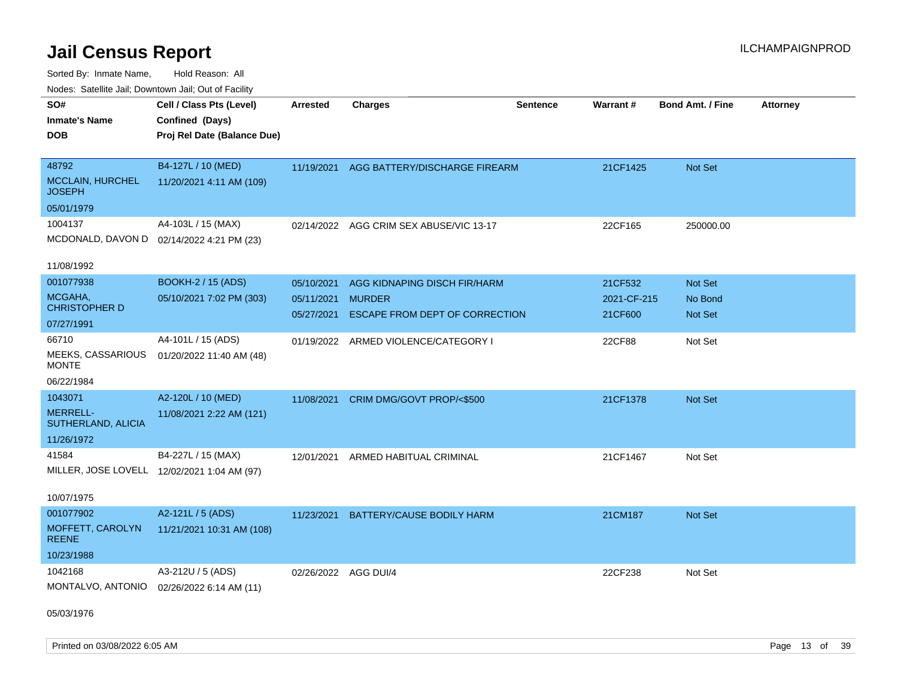# Jail Census Report

ILCHAMPAIGNPROD

Sorted By: Inmate Name, Hold Reason: All

Nodes: Satellite Jail; Downtown Jail; Out of Facility

| SO# / Inmate's Name / DOB | Cell / Class Pts (Level) / Confined (Days) / Proj Rel Date (Balance Due) | Arrested | Charges | Sentence | Warrant # | Bond Amt. / Fine | Attorney |
|---|---|---|---|---|---|---|---|
| 48792<br>MCCLAIN, HURCHEL JOSEPH<br>05/01/1979 | B4-127L / 10 (MED)<br>11/20/2021 4:11 AM (109) | 11/19/2021 | AGG BATTERY/DISCHARGE FIREARM | | 21CF1425 | Not Set | |
| 1004137<br>MCDONALD, DAVON D<br>11/08/1992 | A4-103L / 15 (MAX)<br>02/14/2022 4:21 PM (23) | 02/14/2022 | AGG CRIM SEX ABUSE/VIC 13-17 | | 22CF165 | 250000.00 | |
| 001077938<br>MCGAHA, CHRISTOPHER D<br>07/27/1991 | BOOKH-2 / 15 (ADS)<br>05/10/2021 7:02 PM (303) | 05/10/2021 | AGG KIDNAPING DISCH FIR/HARM | | 21CF532 | Not Set | |
| | | 05/11/2021 | MURDER | | 2021-CF-215 | No Bond | |
| | | 05/27/2021 | ESCAPE FROM DEPT OF CORRECTION | | 21CF600 | Not Set | |
| 66710<br>MEEKS, CASSARIOUS MONTE<br>06/22/1984 | A4-101L / 15 (ADS)<br>01/20/2022 11:40 AM (48) | 01/19/2022 | ARMED VIOLENCE/CATEGORY I | | 22CF88 | Not Set | |
| 1043071<br>MERRELL-SUTHERLAND, ALICIA<br>11/26/1972 | A2-120L / 10 (MED)<br>11/08/2021 2:22 AM (121) | 11/08/2021 | CRIM DMG/GOVT PROP/<$500 | | 21CF1378 | Not Set | |
| 41584<br>MILLER, JOSE LOVELL<br>10/07/1975 | B4-227L / 15 (MAX)<br>12/02/2021 1:04 AM (97) | 12/01/2021 | ARMED HABITUAL CRIMINAL | | 21CF1467 | Not Set | |
| 001077902<br>MOFFETT, CAROLYN REENE<br>10/23/1988 | A2-121L / 5 (ADS)<br>11/21/2021 10:31 AM (108) | 11/23/2021 | BATTERY/CAUSE BODILY HARM | | 21CM187 | Not Set | |
| 1042168<br>MONTALVO, ANTONIO<br>05/03/1976 | A3-212U / 5 (ADS)<br>02/26/2022 6:14 AM (11) | 02/26/2022 | AGG DUI/4 | | 22CF238 | Not Set | |

Printed on 03/08/2022 6:05 AM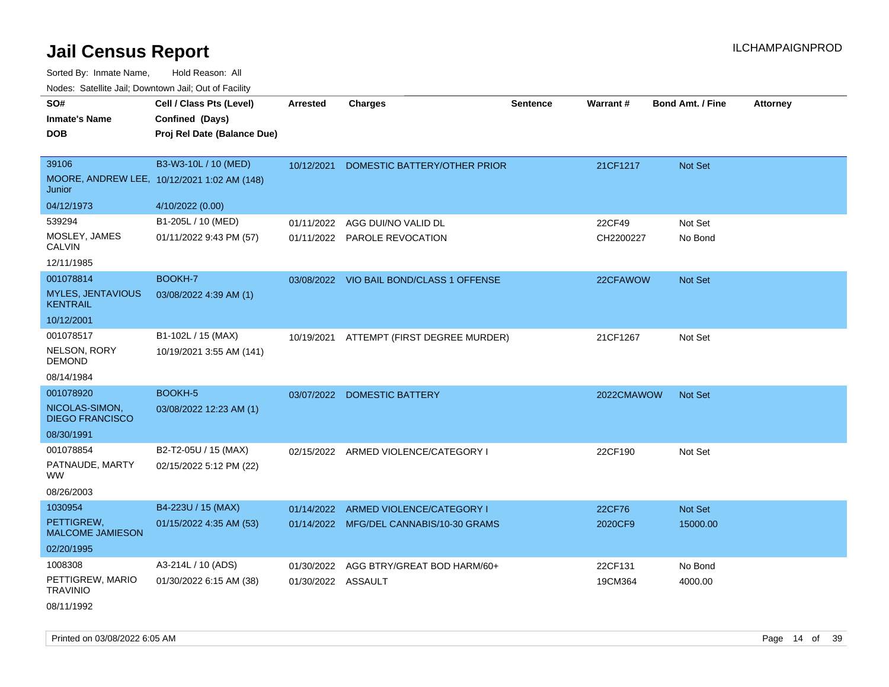# Jail Census Report

ILCHAMPAIGNPROD

Sorted By: Inmate Name, Hold Reason: All

Nodes: Satellite Jail; Downtown Jail; Out of Facility

| SO# / Inmate's Name / DOB | Cell / Class Pts (Level) / Confined (Days) / Proj Rel Date (Balance Due) | Arrested | Charges | Sentence | Warrant # | Bond Amt. / Fine | Attorney |
|---|---|---|---|---|---|---|---|
| 39106<br>MOORE, ANDREW LEE, Junior<br>04/12/1973 | B3-W3-10L / 10 (MED)<br>10/12/2021 1:02 AM (148)<br>4/10/2022 (0.00) | 10/12/2021 | DOMESTIC BATTERY/OTHER PRIOR | | 21CF1217 | Not Set | |
| 539294<br>MOSLEY, JAMES CALVIN<br>12/11/1985 | B1-205L / 10 (MED)<br>01/11/2022 9:43 PM (57) | 01/11/2022<br>01/11/2022 | AGG DUI/NO VALID DL<br>PAROLE REVOCATION | | 22CF49<br>CH2200227 | Not Set<br>No Bond | |
| 001078814<br>MYLES, JENTAVIOUS KENTRAIL<br>10/12/2001 | BOOKH-7<br>03/08/2022 4:39 AM (1) | 03/08/2022 | VIO BAIL BOND/CLASS 1 OFFENSE | | 22CFAWOW | Not Set | |
| 001078517<br>NELSON, RORY DEMOND<br>08/14/1984 | B1-102L / 15 (MAX)<br>10/19/2021 3:55 AM (141) | 10/19/2021 | ATTEMPT (FIRST DEGREE MURDER) | | 21CF1267 | Not Set | |
| 001078920<br>NICOLAS-SIMON, DIEGO FRANCISCO<br>08/30/1991 | BOOKH-5<br>03/08/2022 12:23 AM (1) | 03/07/2022 | DOMESTIC BATTERY | | 2022CMAWOW | Not Set | |
| 001078854<br>PATNAUDE, MARTY WW<br>08/26/2003 | B2-T2-05U / 15 (MAX)<br>02/15/2022 5:12 PM (22) | 02/15/2022 | ARMED VIOLENCE/CATEGORY I | | 22CF190 | Not Set | |
| 1030954<br>PETTIGREW, MALCOME JAMIESON<br>02/20/1995 | B4-223U / 15 (MAX)<br>01/15/2022 4:35 AM (53) | 01/14/2022<br>01/14/2022 | ARMED VIOLENCE/CATEGORY I<br>MFG/DEL CANNABIS/10-30 GRAMS | | 22CF76<br>2020CF9 | Not Set<br>15000.00 | |
| 1008308<br>PETTIGREW, MARIO TRAVINIO<br>08/11/1992 | A3-214L / 10 (ADS)<br>01/30/2022 6:15 AM (38) | 01/30/2022<br>01/30/2022 | AGG BTRY/GREAT BOD HARM/60+<br>ASSAULT | | 22CF131<br>19CM364 | No Bond<br>4000.00 | |

Printed on 03/08/2022 6:05 AM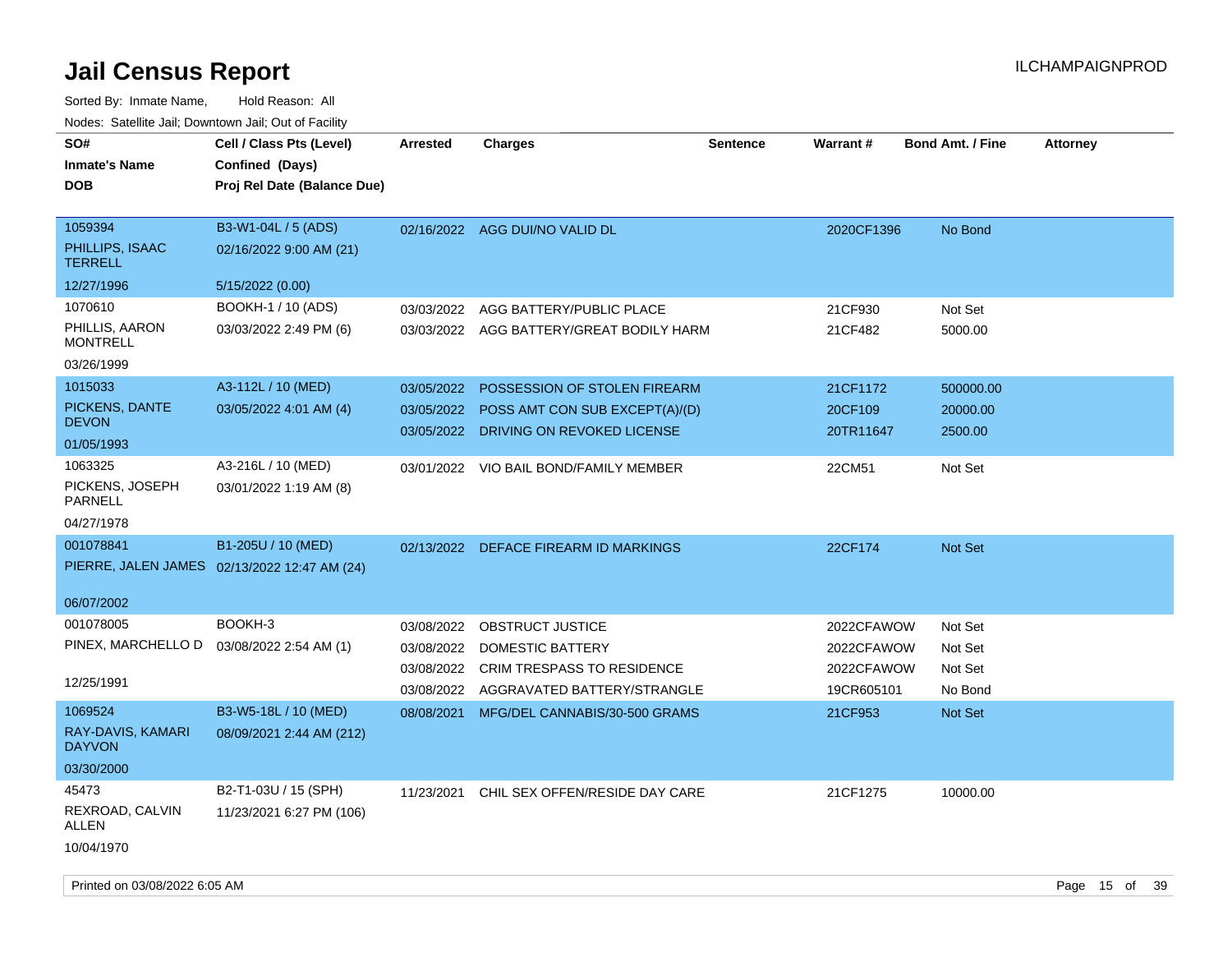# Jail Census Report

ILCHAMPAIGNPROD

Sorted By: Inmate Name, Hold Reason: All

Nodes: Satellite Jail; Downtown Jail; Out of Facility

| SO# / Inmate's Name / DOB | Cell / Class Pts (Level) / Confined (Days) / Proj Rel Date (Balance Due) | Arrested | Charges | Sentence | Warrant # | Bond Amt. / Fine | Attorney |
|---|---|---|---|---|---|---|---|
| 1059394 PHILLIPS, ISAAC TERRELL 12/27/1996 | B3-W1-04L / 5 (ADS) 02/16/2022 9:00 AM (21) 5/15/2022 (0.00) | 02/16/2022 | AGG DUI/NO VALID DL | | 2020CF1396 | No Bond | |
| 1070610 PHILLIS, AARON MONTRELL 03/26/1999 | BOOKH-1 / 10 (ADS) 03/03/2022 2:49 PM (6) | 03/03/2022 | AGG BATTERY/PUBLIC PLACE | | 21CF930 | Not Set | |
| | | 03/03/2022 | AGG BATTERY/GREAT BODILY HARM | | 21CF482 | 5000.00 | |
| 1015033 PICKENS, DANTE DEVON 01/05/1993 | A3-112L / 10 (MED) 03/05/2022 4:01 AM (4) | 03/05/2022 | POSSESSION OF STOLEN FIREARM | | 21CF1172 | 500000.00 | |
| | | 03/05/2022 | POSS AMT CON SUB EXCEPT(A)/(D) | | 20CF109 | 20000.00 | |
| | | 03/05/2022 | DRIVING ON REVOKED LICENSE | | 20TR11647 | 2500.00 | |
| 1063325 PICKENS, JOSEPH PARNELL 04/27/1978 | A3-216L / 10 (MED) 03/01/2022 1:19 AM (8) | 03/01/2022 | VIO BAIL BOND/FAMILY MEMBER | | 22CM51 | Not Set | |
| 001078841 PIERRE, JALEN JAMES 06/07/2002 | B1-205U / 10 (MED) 02/13/2022 12:47 AM (24) | 02/13/2022 | DEFACE FIREARM ID MARKINGS | | 22CF174 | Not Set | |
| 001078005 PINEX, MARCHELLO D 12/25/1991 | BOOKH-3 03/08/2022 2:54 AM (1) | 03/08/2022 | OBSTRUCT JUSTICE | | 2022CFAWOW | Not Set | |
| | | 03/08/2022 | DOMESTIC BATTERY | | 2022CFAWOW | Not Set | |
| | | 03/08/2022 | CRIM TRESPASS TO RESIDENCE | | 2022CFAWOW | Not Set | |
| | | 03/08/2022 | AGGRAVATED BATTERY/STRANGLE | | 19CR605101 | No Bond | |
| 1069524 RAY-DAVIS, KAMARI DAYVON 03/30/2000 | B3-W5-18L / 10 (MED) 08/09/2021 2:44 AM (212) | 08/08/2021 | MFG/DEL CANNABIS/30-500 GRAMS | | 21CF953 | Not Set | |
| 45473 REXROAD, CALVIN ALLEN 10/04/1970 | B2-T1-03U / 15 (SPH) 11/23/2021 6:27 PM (106) | 11/23/2021 | CHIL SEX OFFEN/RESIDE DAY CARE | | 21CF1275 | 10000.00 | |

Printed on 03/08/2022 6:05 AM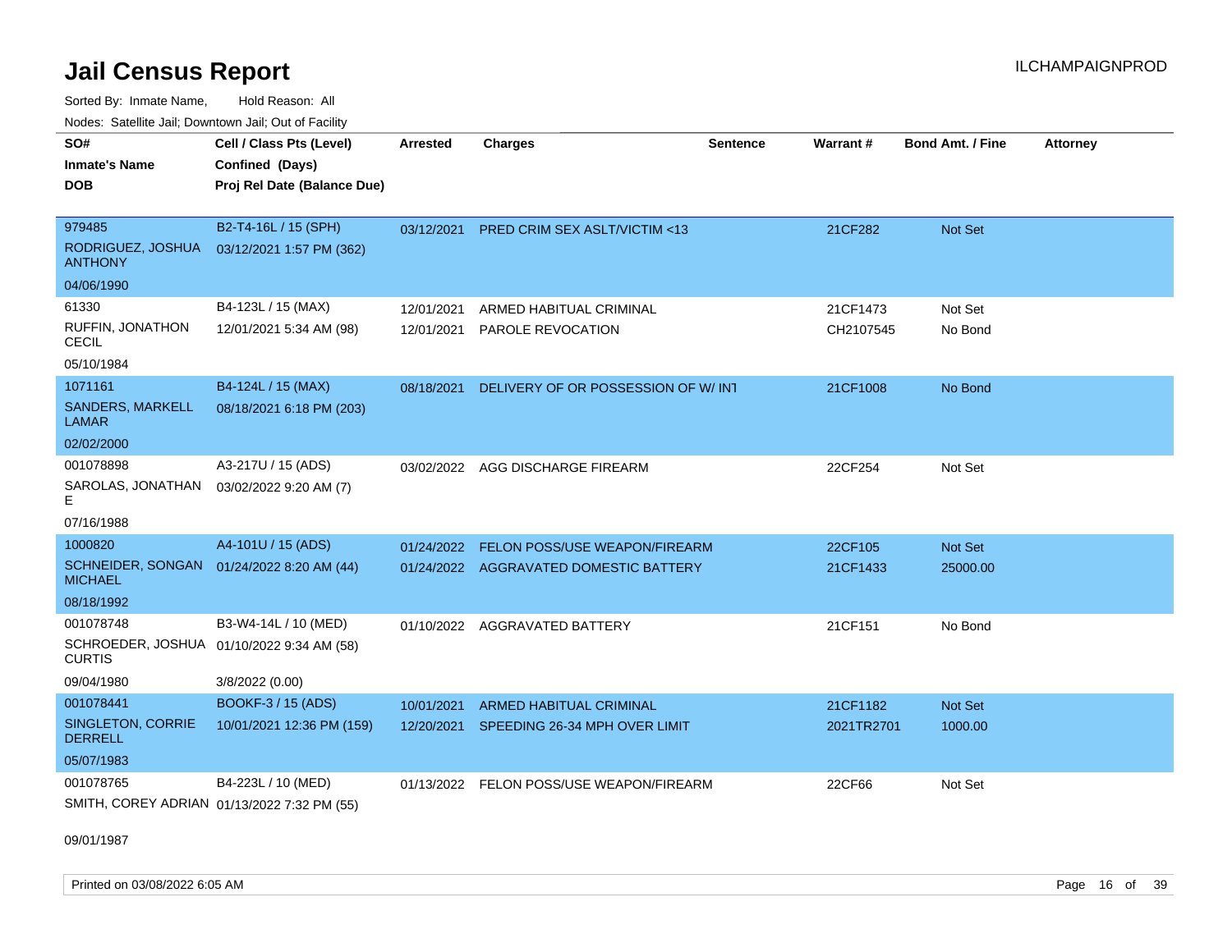# Jail Census Report

ILCHAMPAIGNPROD

Sorted By: Inmate Name, Hold Reason: All

Nodes: Satellite Jail; Downtown Jail; Out of Facility

| SO# / Inmate's Name / DOB | Cell / Class Pts (Level) / Confined (Days) / Proj Rel Date (Balance Due) | Arrested | Charges | Sentence | Warrant # | Bond Amt. / Fine | Attorney |
|---|---|---|---|---|---|---|---|
| 979485<br>RODRIGUEZ, JOSHUA ANTHONY<br>04/06/1990 | B2-T4-16L / 15 (SPH)<br>03/12/2021 1:57 PM (362) | 03/12/2021 | PRED CRIM SEX ASLT/VICTIM <13 | | 21CF282 | Not Set | |
| 61330<br>RUFFIN, JONATHON CECIL<br>05/10/1984 | B4-123L / 15 (MAX)<br>12/01/2021 5:34 AM (98) | 12/01/2021<br>12/01/2021 | ARMED HABITUAL CRIMINAL<br>PAROLE REVOCATION | | 21CF1473<br>CH2107545 | Not Set<br>No Bond | |
| 1071161<br>SANDERS, MARKELL LAMAR<br>02/02/2000 | B4-124L / 15 (MAX)<br>08/18/2021 6:18 PM (203) | 08/18/2021 | DELIVERY OF OR POSSESSION OF W/ INT | | 21CF1008 | No Bond | |
| 001078898<br>SAROLAS, JONATHAN E<br>07/16/1988 | A3-217U / 15 (ADS)<br>03/02/2022 9:20 AM (7) | 03/02/2022 | AGG DISCHARGE FIREARM | | 22CF254 | Not Set | |
| 1000820<br>SCHNEIDER, SONGAN MICHAEL<br>08/18/1992 | A4-101U / 15 (ADS)<br>01/24/2022 8:20 AM (44) | 01/24/2022<br>01/24/2022 | FELON POSS/USE WEAPON/FIREARM<br>AGGRAVATED DOMESTIC BATTERY | | 22CF105<br>21CF1433 | Not Set<br>25000.00 | |
| 001078748<br>SCHROEDER, JOSHUA CURTIS<br>09/04/1980 | B3-W4-14L / 10 (MED)<br>01/10/2022 9:34 AM (58)<br>3/8/2022 (0.00) | 01/10/2022 | AGGRAVATED BATTERY | | 21CF151 | No Bond | |
| 001078441<br>SINGLETON, CORRIE DERRELL<br>05/07/1983 | BOOKF-3 / 15 (ADS)<br>10/01/2021 12:36 PM (159) | 10/01/2021<br>12/20/2021 | ARMED HABITUAL CRIMINAL<br>SPEEDING 26-34 MPH OVER LIMIT | | 21CF1182<br>2021TR2701 | Not Set<br>1000.00 | |
| 001078765<br>SMITH, COREY ADRIAN<br>09/01/1987 | B4-223L / 10 (MED)<br>01/13/2022 7:32 PM (55) | 01/13/2022 | FELON POSS/USE WEAPON/FIREARM | | 22CF66 | Not Set | |

Printed on 03/08/2022 6:05 AM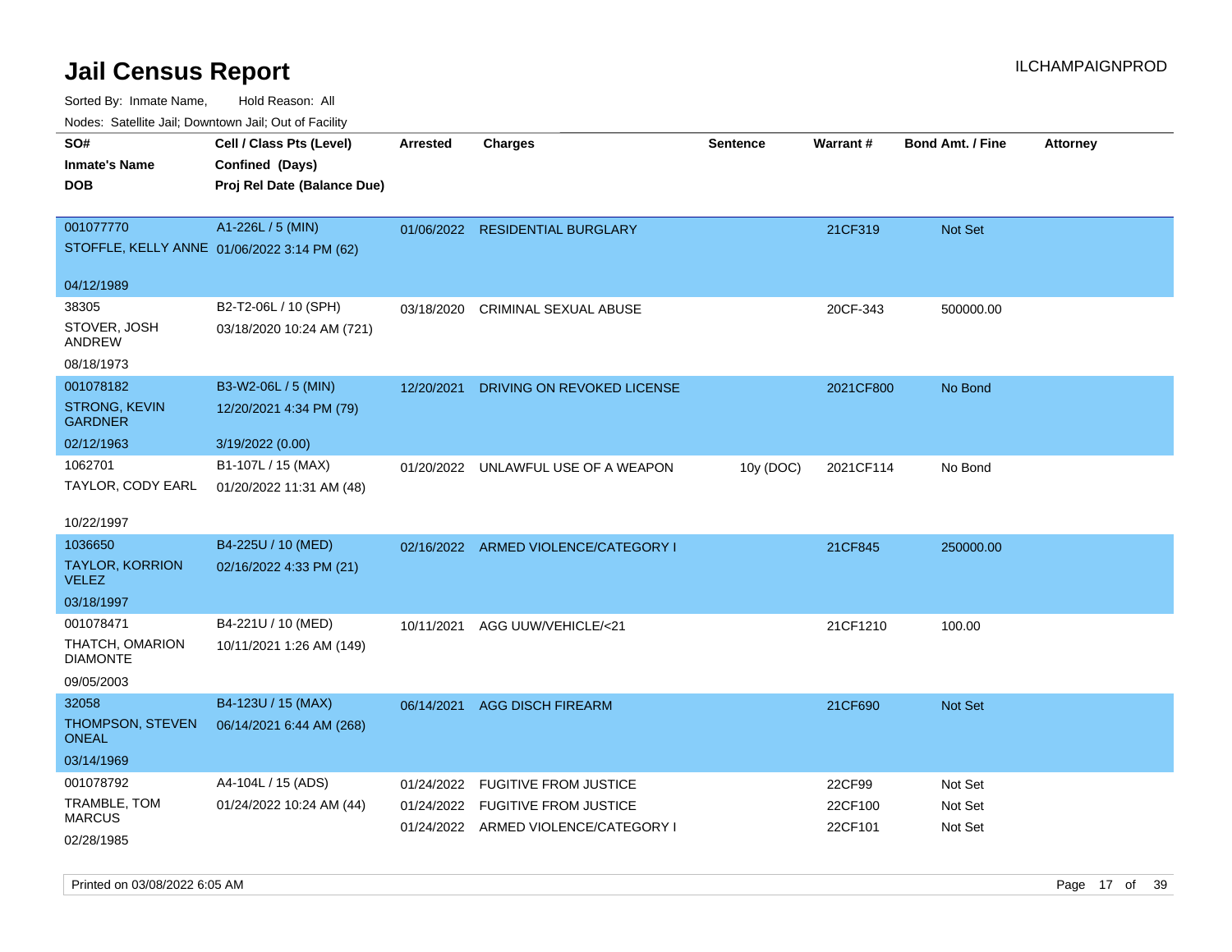# Jail Census Report

ILCHAMPAIGNPROD

Sorted By: Inmate Name, Hold Reason: All

Nodes: Satellite Jail; Downtown Jail; Out of Facility

| SO# / Inmate's Name / DOB | Cell / Class Pts (Level) / Confined (Days) / Proj Rel Date (Balance Due) | Arrested | Charges | Sentence | Warrant # | Bond Amt. / Fine | Attorney |
|---|---|---|---|---|---|---|---|
| 001077770 STOFFLE, KELLY ANNE 04/12/1989 | A1-226L / 5 (MIN) 01/06/2022 3:14 PM (62) | 01/06/2022 | RESIDENTIAL BURGLARY | | 21CF319 | Not Set | |
| 38305 STOVER, JOSH ANDREW 08/18/1973 | B2-T2-06L / 10 (SPH) 03/18/2020 10:24 AM (721) | 03/18/2020 | CRIMINAL SEXUAL ABUSE | | 20CF-343 | 500000.00 | |
| 001078182 STRONG, KEVIN GARDNER 02/12/1963 | B3-W2-06L / 5 (MIN) 12/20/2021 4:34 PM (79) 3/19/2022 (0.00) | 12/20/2021 | DRIVING ON REVOKED LICENSE | | 2021CF800 | No Bond | |
| 1062701 TAYLOR, CODY EARL 10/22/1997 | B1-107L / 15 (MAX) 01/20/2022 11:31 AM (48) | 01/20/2022 | UNLAWFUL USE OF A WEAPON | 10y (DOC) | 2021CF114 | No Bond | |
| 1036650 TAYLOR, KORRION VELEZ 03/18/1997 | B4-225U / 10 (MED) 02/16/2022 4:33 PM (21) | 02/16/2022 | ARMED VIOLENCE/CATEGORY I | | 21CF845 | 250000.00 | |
| 001078471 THATCH, OMARION DIAMONTE 09/05/2003 | B4-221U / 10 (MED) 10/11/2021 1:26 AM (149) | 10/11/2021 | AGG UUW/VEHICLE/<21 | | 21CF1210 | 100.00 | |
| 32058 THOMPSON, STEVEN ONEAL 03/14/1969 | B4-123U / 15 (MAX) 06/14/2021 6:44 AM (268) | 06/14/2021 | AGG DISCH FIREARM | | 21CF690 | Not Set | |
| 001078792 TRAMBLE, TOM MARCUS 02/28/1985 | A4-104L / 15 (ADS) 01/24/2022 10:24 AM (44) | 01/24/2022 | FUGITIVE FROM JUSTICE | | 22CF99 | Not Set | |
| | | 01/24/2022 | FUGITIVE FROM JUSTICE | | 22CF100 | Not Set | |
| | | 01/24/2022 | ARMED VIOLENCE/CATEGORY I | | 22CF101 | Not Set | |

Printed on 03/08/2022 6:05 AM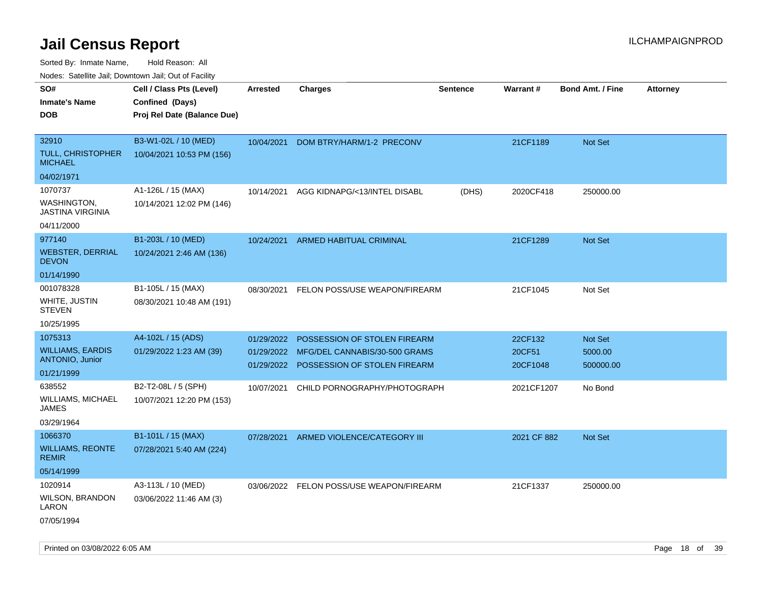# Jail Census Report

ILCHAMPAIGNPROD

Sorted By: Inmate Name, Hold Reason: All

Nodes: Satellite Jail; Downtown Jail; Out of Facility

| SO# / Inmate's Name / DOB | Cell / Class Pts (Level) / Confined (Days) / Proj Rel Date (Balance Due) | Arrested | Charges | Sentence | Warrant # | Bond Amt. / Fine | Attorney |
|---|---|---|---|---|---|---|---|
| 32910<br>TULL, CHRISTOPHER MICHAEL<br>04/02/1971 | B3-W1-02L / 10 (MED)<br>10/04/2021 10:53 PM (156) | 10/04/2021 | DOM BTRY/HARM/1-2 PRECONV | | 21CF1189 | Not Set | |
| 1070737<br>WASHINGTON, JASTINA VIRGINIA<br>04/11/2000 | A1-126L / 15 (MAX)<br>10/14/2021 12:02 PM (146) | 10/14/2021 | AGG KIDNAPG/<13/INTEL DISABL | (DHS) | 2020CF418 | 250000.00 | |
| 977140<br>WEBSTER, DERRIAL DEVON<br>01/14/1990 | B1-203L / 10 (MED)<br>10/24/2021 2:46 AM (136) | 10/24/2021 | ARMED HABITUAL CRIMINAL | | 21CF1289 | Not Set | |
| 001078328<br>WHITE, JUSTIN STEVEN<br>10/25/1995 | B1-105L / 15 (MAX)<br>08/30/2021 10:48 AM (191) | 08/30/2021 | FELON POSS/USE WEAPON/FIREARM | | 21CF1045 | Not Set | |
| 1075313<br>WILLIAMS, EARDIS ANTONIO, Junior<br>01/21/1999 | A4-102L / 15 (ADS)<br>01/29/2022 1:23 AM (39) | 01/29/2022<br>01/29/2022<br>01/29/2022 | POSSESSION OF STOLEN FIREARM<br>MFG/DEL CANNABIS/30-500 GRAMS<br>POSSESSION OF STOLEN FIREARM | | 22CF132<br>20CF51<br>20CF1048 | Not Set<br>5000.00<br>500000.00 | |
| 638552<br>WILLIAMS, MICHAEL JAMES<br>03/29/1964 | B2-T2-08L / 5 (SPH)<br>10/07/2021 12:20 PM (153) | 10/07/2021 | CHILD PORNOGRAPHY/PHOTOGRAPH | | 2021CF1207 | No Bond | |
| 1066370<br>WILLIAMS, REONTE REMIR<br>05/14/1999 | B1-101L / 15 (MAX)<br>07/28/2021 5:40 AM (224) | 07/28/2021 | ARMED VIOLENCE/CATEGORY III | | 2021 CF 882 | Not Set | |
| 1020914<br>WILSON, BRANDON LARON<br>07/05/1994 | A3-113L / 10 (MED)<br>03/06/2022 11:46 AM (3) | 03/06/2022 | FELON POSS/USE WEAPON/FIREARM | | 21CF1337 | 250000.00 | |

Printed on 03/08/2022 6:05 AM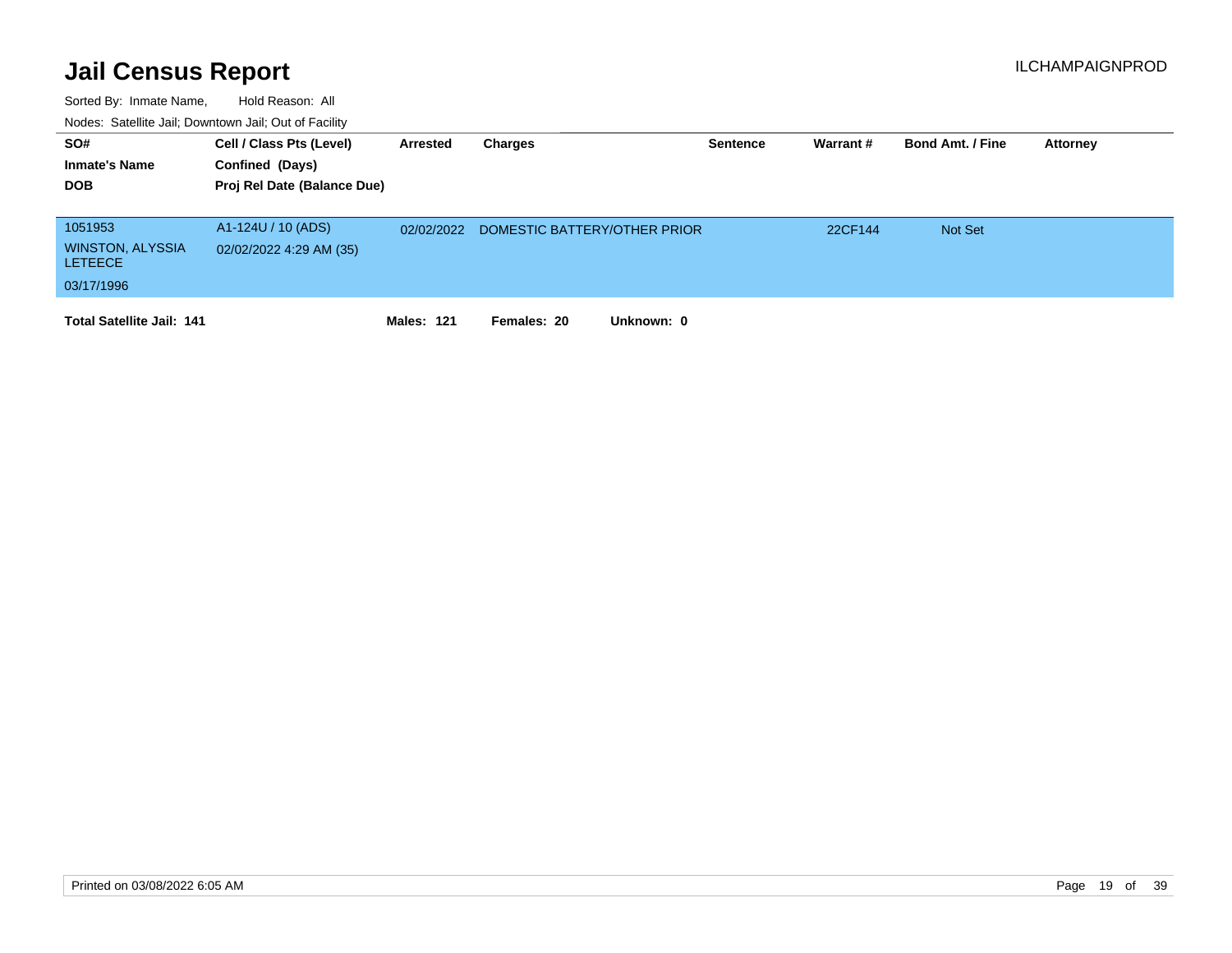# Jail Census Report

ILCHAMPAIGNPROD

Sorted By: Inmate Name, Hold Reason: All

Nodes: Satellite Jail; Downtown Jail; Out of Facility

| SO# / Inmate's Name / DOB | Cell / Class Pts (Level) / Confined (Days) / Proj Rel Date (Balance Due) | Arrested | Charges | Sentence | Warrant # | Bond Amt. / Fine | Attorney |
|---|---|---|---|---|---|---|---|
| 1051953<br>WINSTON, ALYSSIA LETEECE<br>03/17/1996 | A1-124U / 10 (ADS)<br>02/02/2022 4:29 AM (35) | 02/02/2022 | DOMESTIC BATTERY/OTHER PRIOR | | 22CF144 | Not Set | |

**Total Satellite Jail: 141** **Males: 121** **Females: 20** **Unknown: 0**

Printed on 03/08/2022 6:05 AM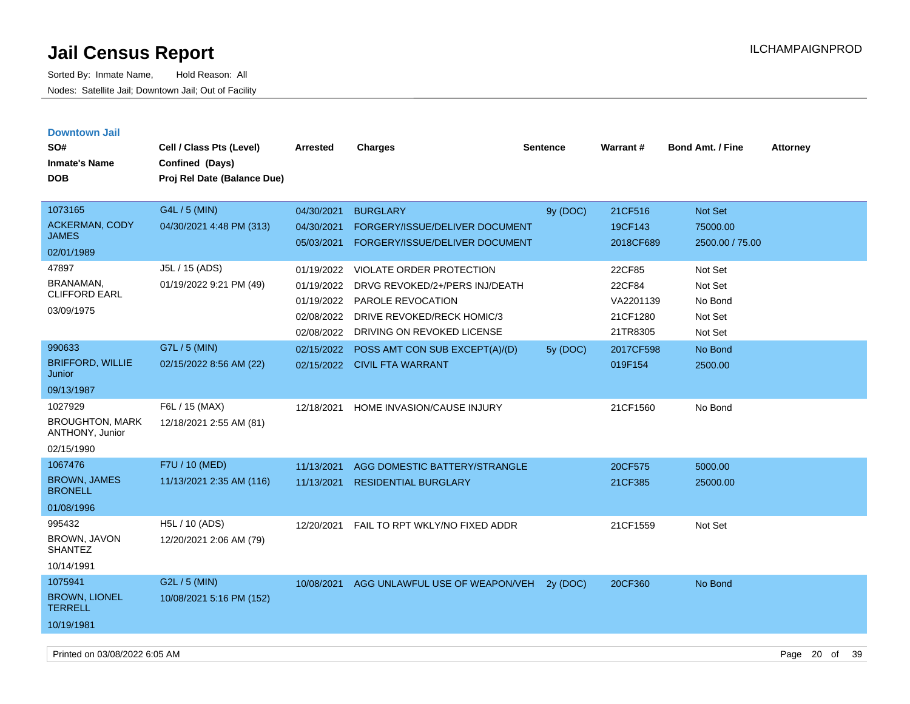# Jail Census Report

Sorted By: Inmate Name, Hold Reason: All

Nodes: Satellite Jail; Downtown Jail; Out of Facility

ILCHAMPAIGNPROD

## Downtown Jail

| SO# / Inmate's Name / DOB | Cell / Class Pts (Level) / Confined (Days) / Proj Rel Date (Balance Due) | Arrested | Charges | Sentence | Warrant # | Bond Amt. / Fine | Attorney |
|---|---|---|---|---|---|---|---|
| 1073165<br>ACKERMAN, CODY JAMES<br>02/01/1989 | G4L / 5 (MIN)<br>04/30/2021 4:48 PM (313) | 04/30/2021 | BURGLARY | 9y (DOC) | 21CF516 | Not Set | |
| | | 04/30/2021 | FORGERY/ISSUE/DELIVER DOCUMENT | | 19CF143 | 75000.00 | |
| | | 05/03/2021 | FORGERY/ISSUE/DELIVER DOCUMENT | | 2018CF689 | 2500.00 / 75.00 | |
| 47897<br>BRANAMAN, CLIFFORD EARL<br>03/09/1975 | J5L / 15 (ADS)<br>01/19/2022 9:21 PM (49) | 01/19/2022 | VIOLATE ORDER PROTECTION | | 22CF85 | Not Set | |
| | | 01/19/2022 | DRVG REVOKED/2+/PERS INJ/DEATH | | 22CF84 | Not Set | |
| | | 01/19/2022 | PAROLE REVOCATION | | VA2201139 | No Bond | |
| | | 02/08/2022 | DRIVE REVOKED/RECK HOMIC/3 | | 21CF1280 | Not Set | |
| | | 02/08/2022 | DRIVING ON REVOKED LICENSE | | 21TR8305 | Not Set | |
| 990633<br>BRIFFORD, WILLIE Junior<br>09/13/1987 | G7L / 5 (MIN)<br>02/15/2022 8:56 AM (22) | 02/15/2022 | POSS AMT CON SUB EXCEPT(A)/(D) | 5y (DOC) | 2017CF598 | No Bond | |
| | | 02/15/2022 | CIVIL FTA WARRANT | | 019F154 | 2500.00 | |
| 1027929<br>BROUGHTON, MARK ANTHONY, Junior<br>02/15/1990 | F6L / 15 (MAX)<br>12/18/2021 2:55 AM (81) | 12/18/2021 | HOME INVASION/CAUSE INJURY | | 21CF1560 | No Bond | |
| 1067476<br>BROWN, JAMES BRONELL<br>01/08/1996 | F7U / 10 (MED)<br>11/13/2021 2:35 AM (116) | 11/13/2021 | AGG DOMESTIC BATTERY/STRANGLE | | 20CF575 | 5000.00 | |
| | | 11/13/2021 | RESIDENTIAL BURGLARY | | 21CF385 | 25000.00 | |
| 995432<br>BROWN, JAVON SHANTEZ<br>10/14/1991 | H5L / 10 (ADS)<br>12/20/2021 2:06 AM (79) | 12/20/2021 | FAIL TO RPT WKLY/NO FIXED ADDR | | 21CF1559 | Not Set | |
| 1075941<br>BROWN, LIONEL TERRELL<br>10/19/1981 | G2L / 5 (MIN)<br>10/08/2021 5:16 PM (152) | 10/08/2021 | AGG UNLAWFUL USE OF WEAPON/VEH | 2y (DOC) | 20CF360 | No Bond | |

Printed on 03/08/2022 6:05 AM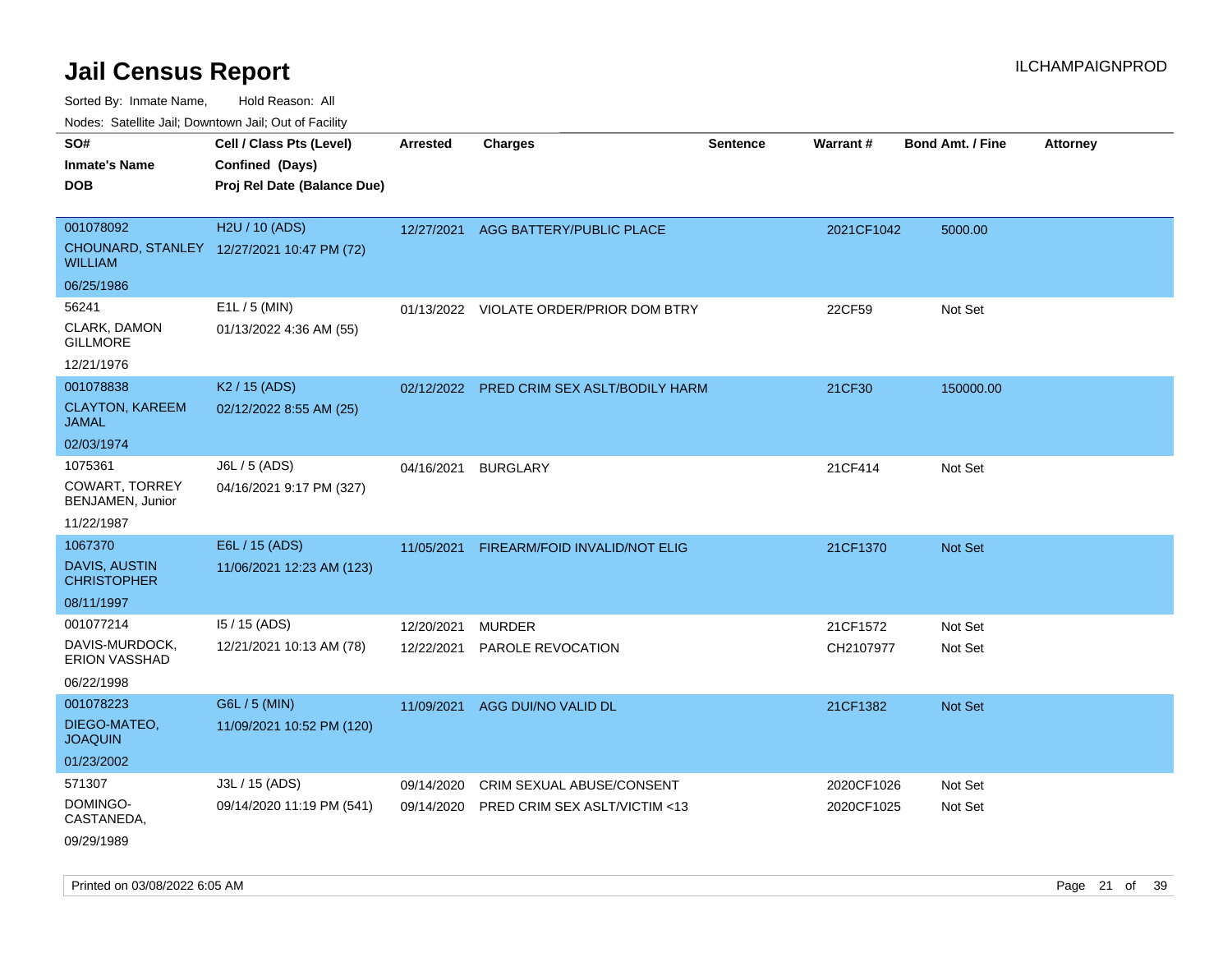# Jail Census Report

ILCHAMPAIGNPROD

Sorted By: Inmate Name, Hold Reason: All

Nodes: Satellite Jail; Downtown Jail; Out of Facility

| SO# / Inmate's Name / DOB | Cell / Class Pts (Level) / Confined (Days) / Proj Rel Date (Balance Due) | Arrested | Charges | Sentence | Warrant # | Bond Amt. / Fine | Attorney |
|---|---|---|---|---|---|---|---|
| 001078092<br>CHOUNARD, STANLEY WILLIAM<br>06/25/1986 | H2U / 10 (ADS)<br>12/27/2021 10:47 PM (72) | 12/27/2021 | AGG BATTERY/PUBLIC PLACE | | 2021CF1042 | 5000.00 | |
| 56241<br>CLARK, DAMON GILLMORE<br>12/21/1976 | E1L / 5 (MIN)<br>01/13/2022 4:36 AM (55) | 01/13/2022 | VIOLATE ORDER/PRIOR DOM BTRY | | 22CF59 | Not Set | |
| 001078838<br>CLAYTON, KAREEM JAMAL<br>02/03/1974 | K2 / 15 (ADS)<br>02/12/2022 8:55 AM (25) | 02/12/2022 | PRED CRIM SEX ASLT/BODILY HARM | | 21CF30 | 150000.00 | |
| 1075361<br>COWART, TORREY BENJAMEN, Junior<br>11/22/1987 | J6L / 5 (ADS)<br>04/16/2021 9:17 PM (327) | 04/16/2021 | BURGLARY | | 21CF414 | Not Set | |
| 1067370<br>DAVIS, AUSTIN CHRISTOPHER<br>08/11/1997 | E6L / 15 (ADS)<br>11/06/2021 12:23 AM (123) | 11/05/2021 | FIREARM/FOID INVALID/NOT ELIG | | 21CF1370 | Not Set | |
| 001077214<br>DAVIS-MURDOCK, ERION VASSHAD<br>06/22/1998 | I5 / 15 (ADS)<br>12/21/2021 10:13 AM (78) | 12/20/2021<br>12/22/2021 | MURDER<br>PAROLE REVOCATION | | 21CF1572<br>CH2107977 | Not Set<br>Not Set | |
| 001078223<br>DIEGO-MATEO, JOAQUIN<br>01/23/2002 | G6L / 5 (MIN)<br>11/09/2021 10:52 PM (120) | 11/09/2021 | AGG DUI/NO VALID DL | | 21CF1382 | Not Set | |
| 571307<br>DOMINGO-CASTANEDA,<br>09/29/1989 | J3L / 15 (ADS)<br>09/14/2020 11:19 PM (541) | 09/14/2020<br>09/14/2020 | CRIM SEXUAL ABUSE/CONSENT<br>PRED CRIM SEX ASLT/VICTIM <13 | | 2020CF1026<br>2020CF1025 | Not Set<br>Not Set | |

Printed on 03/08/2022 6:05 AM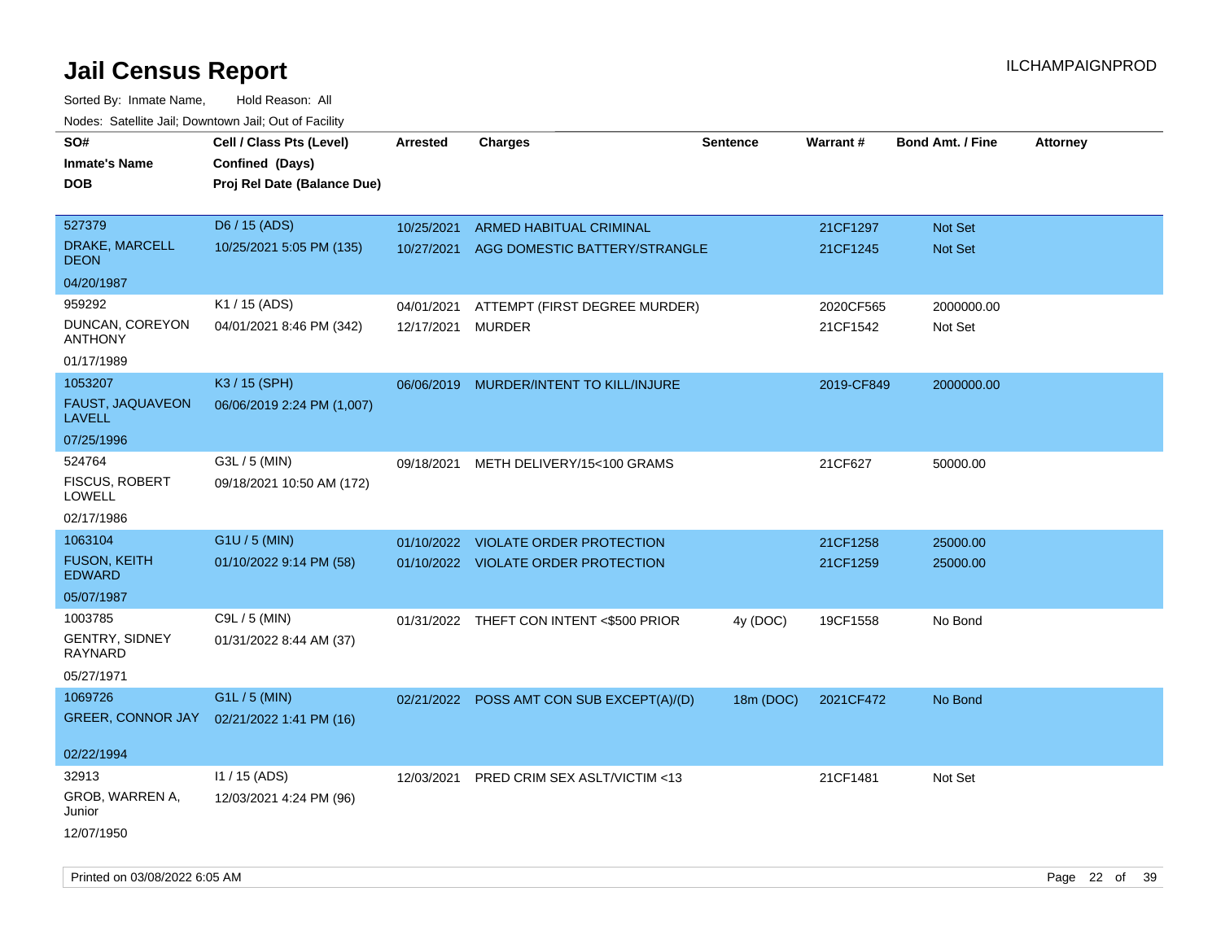# Jail Census Report

ILCHAMPAIGNPROD

Sorted By: Inmate Name, Hold Reason: All

Nodes: Satellite Jail; Downtown Jail; Out of Facility

| SO# / Inmate's Name / DOB | Cell / Class Pts (Level) / Confined (Days) / Proj Rel Date (Balance Due) | Arrested | Charges | Sentence | Warrant # | Bond Amt. / Fine | Attorney |
|---|---|---|---|---|---|---|---|
| 527379<br>DRAKE, MARCELL DEON<br>04/20/1987 | D6 / 15 (ADS)<br>10/25/2021 5:05 PM (135) | 10/25/2021<br>10/27/2021 | ARMED HABITUAL CRIMINAL<br>AGG DOMESTIC BATTERY/STRANGLE | | 21CF1297<br>21CF1245 | Not Set<br>Not Set | |
| 959292<br>DUNCAN, COREYON ANTHONY<br>01/17/1989 | K1 / 15 (ADS)<br>04/01/2021 8:46 PM (342) | 04/01/2021<br>12/17/2021 | ATTEMPT (FIRST DEGREE MURDER)<br>MURDER | | 2020CF565<br>21CF1542 | 2000000.00<br>Not Set | |
| 1053207<br>FAUST, JAQUAVEON LAVELL<br>07/25/1996 | K3 / 15 (SPH)<br>06/06/2019 2:24 PM (1,007) | 06/06/2019 | MURDER/INTENT TO KILL/INJURE | | 2019-CF849 | 2000000.00 | |
| 524764<br>FISCUS, ROBERT LOWELL<br>02/17/1986 | G3L / 5 (MIN)<br>09/18/2021 10:50 AM (172) | 09/18/2021 | METH DELIVERY/15<100 GRAMS | | 21CF627 | 50000.00 | |
| 1063104<br>FUSON, KEITH EDWARD<br>05/07/1987 | G1U / 5 (MIN)<br>01/10/2022 9:14 PM (58) | 01/10/2022<br>01/10/2022 | VIOLATE ORDER PROTECTION<br>VIOLATE ORDER PROTECTION | | 21CF1258<br>21CF1259 | 25000.00<br>25000.00 | |
| 1003785<br>GENTRY, SIDNEY RAYNARD<br>05/27/1971 | C9L / 5 (MIN)<br>01/31/2022 8:44 AM (37) | 01/31/2022 | THEFT CON INTENT <$500 PRIOR | 4y (DOC) | 19CF1558 | No Bond | |
| 1069726<br>GREER, CONNOR JAY<br>02/22/1994 | G1L / 5 (MIN)<br>02/21/2022 1:41 PM (16) | 02/21/2022 | POSS AMT CON SUB EXCEPT(A)/(D) | 18m (DOC) | 2021CF472 | No Bond | |
| 32913<br>GROB, WARREN A, Junior<br>12/07/1950 | I1 / 15 (ADS)<br>12/03/2021 4:24 PM (96) | 12/03/2021 | PRED CRIM SEX ASLT/VICTIM <13 | | 21CF1481 | Not Set | |

Printed on 03/08/2022 6:05 AM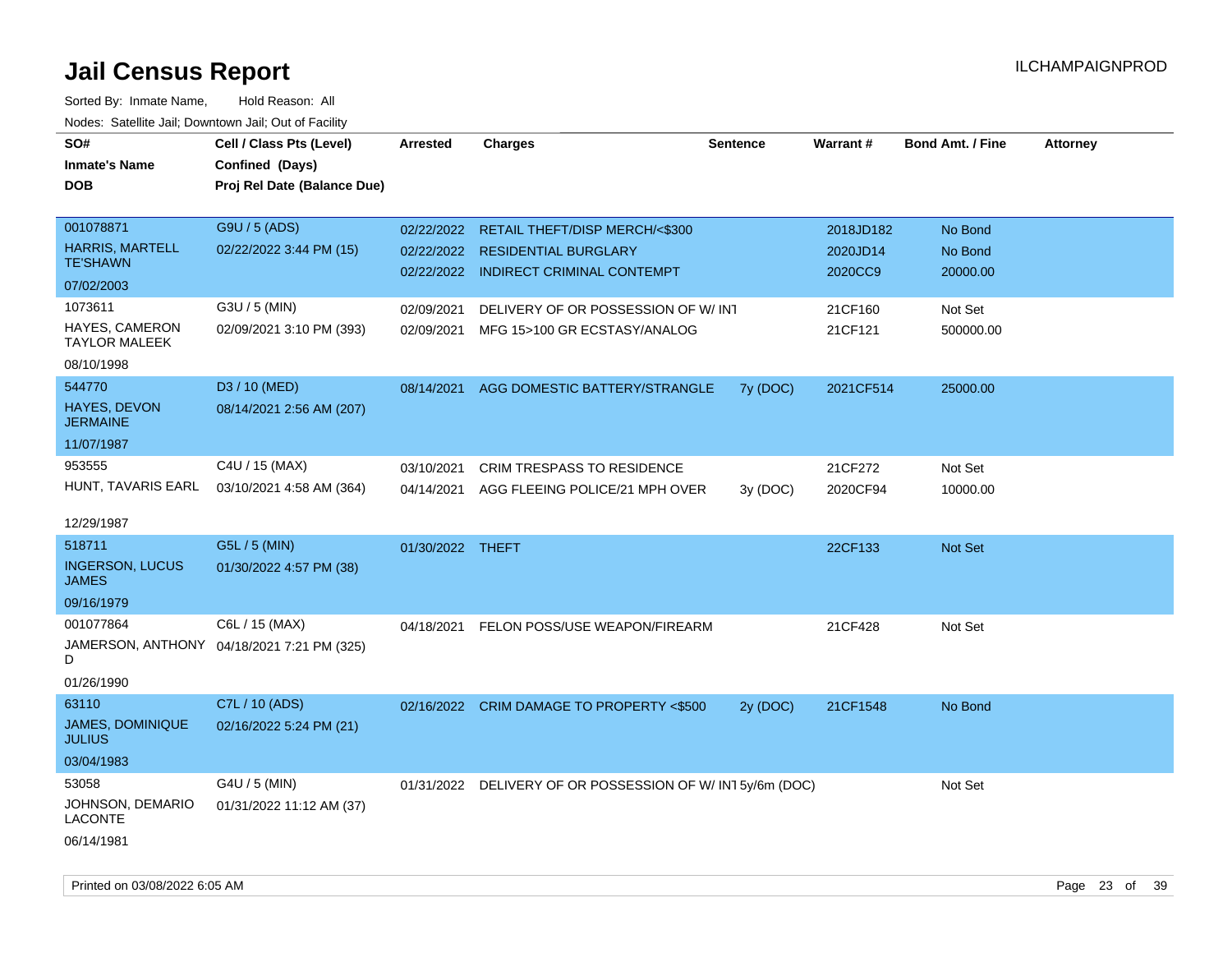# Jail Census Report

ILCHAMPAIGNPROD

Sorted By: Inmate Name, Hold Reason: All

Nodes: Satellite Jail; Downtown Jail; Out of Facility

| SO# / Inmate's Name / DOB | Cell / Class Pts (Level) / Confined (Days) / Proj Rel Date (Balance Due) | Arrested | Charges | Sentence | Warrant # | Bond Amt. / Fine | Attorney |
|---|---|---|---|---|---|---|---|
| 001078871<br>HARRIS, MARTELL TE'SHAWN<br>07/02/2003 | G9U / 5 (ADS)<br>02/22/2022 3:44 PM (15) | 02/22/2022 | RETAIL THEFT/DISP MERCH/<$300 | | 2018JD182 | No Bond | |
| | | 02/22/2022 | RESIDENTIAL BURGLARY | | 2020JD14 | No Bond | |
| | | 02/22/2022 | INDIRECT CRIMINAL CONTEMPT | | 2020CC9 | 20000.00 | |
| 1073611<br>HAYES, CAMERON TAYLOR MALEEK<br>08/10/1998 | G3U / 5 (MIN)<br>02/09/2021 3:10 PM (393) | 02/09/2021 | DELIVERY OF OR POSSESSION OF W/ INT | | 21CF160 | Not Set | |
| | | 02/09/2021 | MFG 15>100 GR ECSTASY/ANALOG | | 21CF121 | 500000.00 | |
| 544770<br>HAYES, DEVON JERMAINE<br>11/07/1987 | D3 / 10 (MED)<br>08/14/2021 2:56 AM (207) | 08/14/2021 | AGG DOMESTIC BATTERY/STRANGLE | 7y (DOC) | 2021CF514 | 25000.00 | |
| 953555<br>HUNT, TAVARIS EARL<br>12/29/1987 | C4U / 15 (MAX)<br>03/10/2021 4:58 AM (364) | 03/10/2021 | CRIM TRESPASS TO RESIDENCE | | 21CF272 | Not Set | |
| | | 04/14/2021 | AGG FLEEING POLICE/21 MPH OVER | 3y (DOC) | 2020CF94 | 10000.00 | |
| 518711<br>INGERSON, LUCUS JAMES<br>09/16/1979 | G5L / 5 (MIN)<br>01/30/2022 4:57 PM (38) | 01/30/2022 | THEFT | | 22CF133 | Not Set | |
| 001077864<br>JAMERSON, ANTHONY D<br>01/26/1990 | C6L / 15 (MAX)<br>04/18/2021 7:21 PM (325) | 04/18/2021 | FELON POSS/USE WEAPON/FIREARM | | 21CF428 | Not Set | |
| 63110<br>JAMES, DOMINIQUE JULIUS<br>03/04/1983 | C7L / 10 (ADS)<br>02/16/2022 5:24 PM (21) | 02/16/2022 | CRIM DAMAGE TO PROPERTY <$500 | 2y (DOC) | 21CF1548 | No Bond | |
| 53058<br>JOHNSON, DEMARIO LACONTE<br>06/14/1981 | G4U / 5 (MIN)<br>01/31/2022 11:12 AM (37) | 01/31/2022 | DELIVERY OF OR POSSESSION OF W/ INT | 5y/6m (DOC) | | Not Set | |

Printed on 03/08/2022 6:05 AM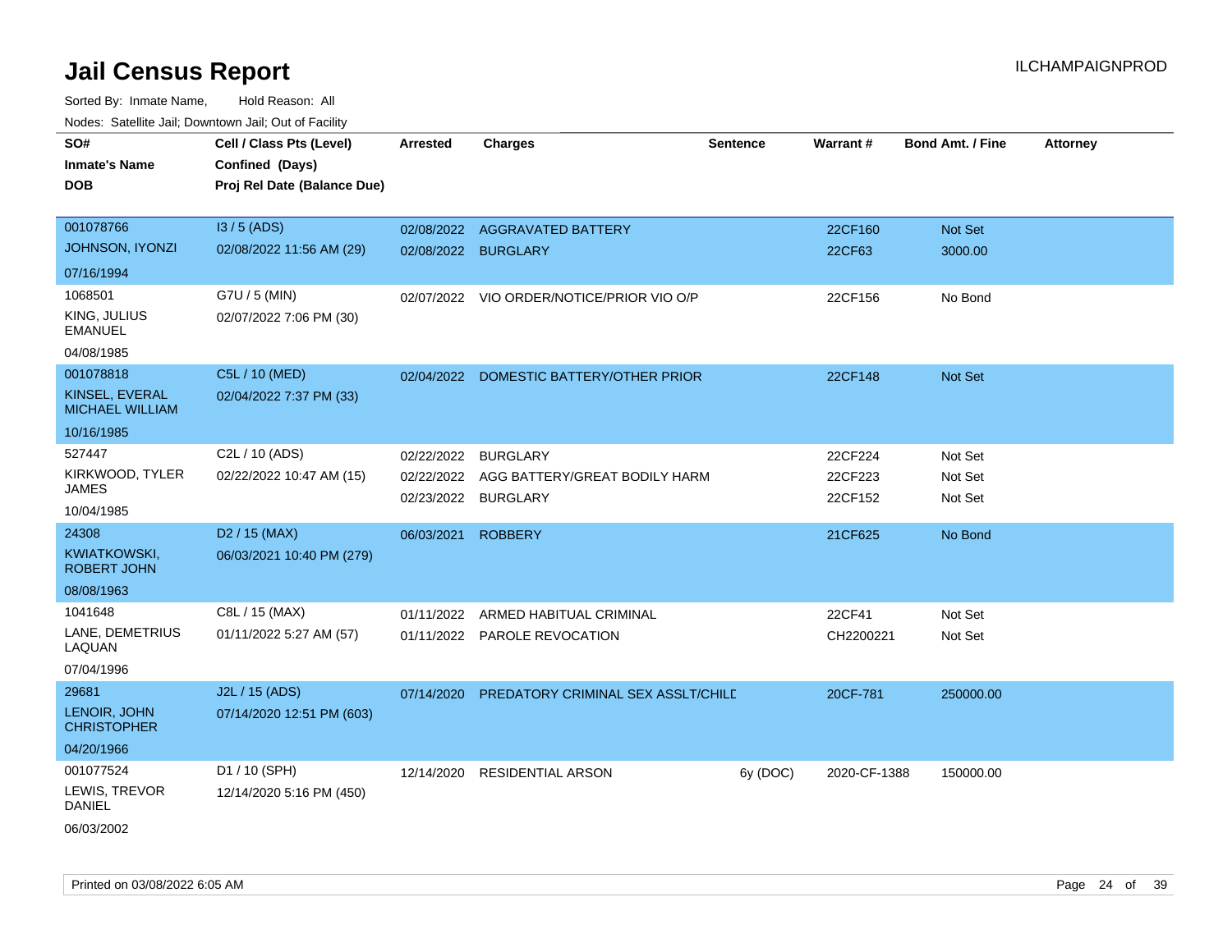# Jail Census Report

ILCHAMPAIGNPROD

Sorted By: Inmate Name, Hold Reason: All

Nodes: Satellite Jail; Downtown Jail; Out of Facility

| SO# / Inmate's Name / DOB | Cell / Class Pts (Level) / Confined (Days) / Proj Rel Date (Balance Due) | Arrested | Charges | Sentence | Warrant # | Bond Amt. / Fine | Attorney |
|---|---|---|---|---|---|---|---|
| 001078766<br>JOHNSON, IYONZI<br>07/16/1994 | I3 / 5 (ADS)<br>02/08/2022 11:56 AM (29) | 02/08/2022<br>02/08/2022 | AGGRAVATED BATTERY<br>BURGLARY | | 22CF160<br>22CF63 | Not Set<br>3000.00 | |
| 1068501<br>KING, JULIUS EMANUEL<br>04/08/1985 | G7U / 5 (MIN)<br>02/07/2022 7:06 PM (30) | 02/07/2022 | VIO ORDER/NOTICE/PRIOR VIO O/P | | 22CF156 | No Bond | |
| 001078818<br>KINSEL, EVERAL MICHAEL WILLIAM<br>10/16/1985 | C5L / 10 (MED)<br>02/04/2022 7:37 PM (33) | 02/04/2022 | DOMESTIC BATTERY/OTHER PRIOR | | 22CF148 | Not Set | |
| 527447<br>KIRKWOOD, TYLER JAMES<br>10/04/1985 | C2L / 10 (ADS)<br>02/22/2022 10:47 AM (15) | 02/22/2022<br>02/22/2022<br>02/23/2022 | BURGLARY<br>AGG BATTERY/GREAT BODILY HARM<br>BURGLARY | | 22CF224<br>22CF223<br>22CF152 | Not Set<br>Not Set<br>Not Set | |
| 24308<br>KWIATKOWSKI, ROBERT JOHN<br>08/08/1963 | D2 / 15 (MAX)<br>06/03/2021 10:40 PM (279) | 06/03/2021 | ROBBERY | | 21CF625 | No Bond | |
| 1041648<br>LANE, DEMETRIUS LAQUAN<br>07/04/1996 | C8L / 15 (MAX)<br>01/11/2022 5:27 AM (57) | 01/11/2022<br>01/11/2022 | ARMED HABITUAL CRIMINAL<br>PAROLE REVOCATION | | 22CF41<br>CH2200221 | Not Set<br>Not Set | |
| 29681<br>LENOIR, JOHN CHRISTOPHER<br>04/20/1966 | J2L / 15 (ADS)<br>07/14/2020 12:51 PM (603) | 07/14/2020 | PREDATORY CRIMINAL SEX ASSLT/CHILD | | 20CF-781 | 250000.00 | |
| 001077524<br>LEWIS, TREVOR DANIEL<br>06/03/2002 | D1 / 10 (SPH)<br>12/14/2020 5:16 PM (450) | 12/14/2020 | RESIDENTIAL ARSON | 6y (DOC) | 2020-CF-1388 | 150000.00 | |

Printed on 03/08/2022 6:05 AM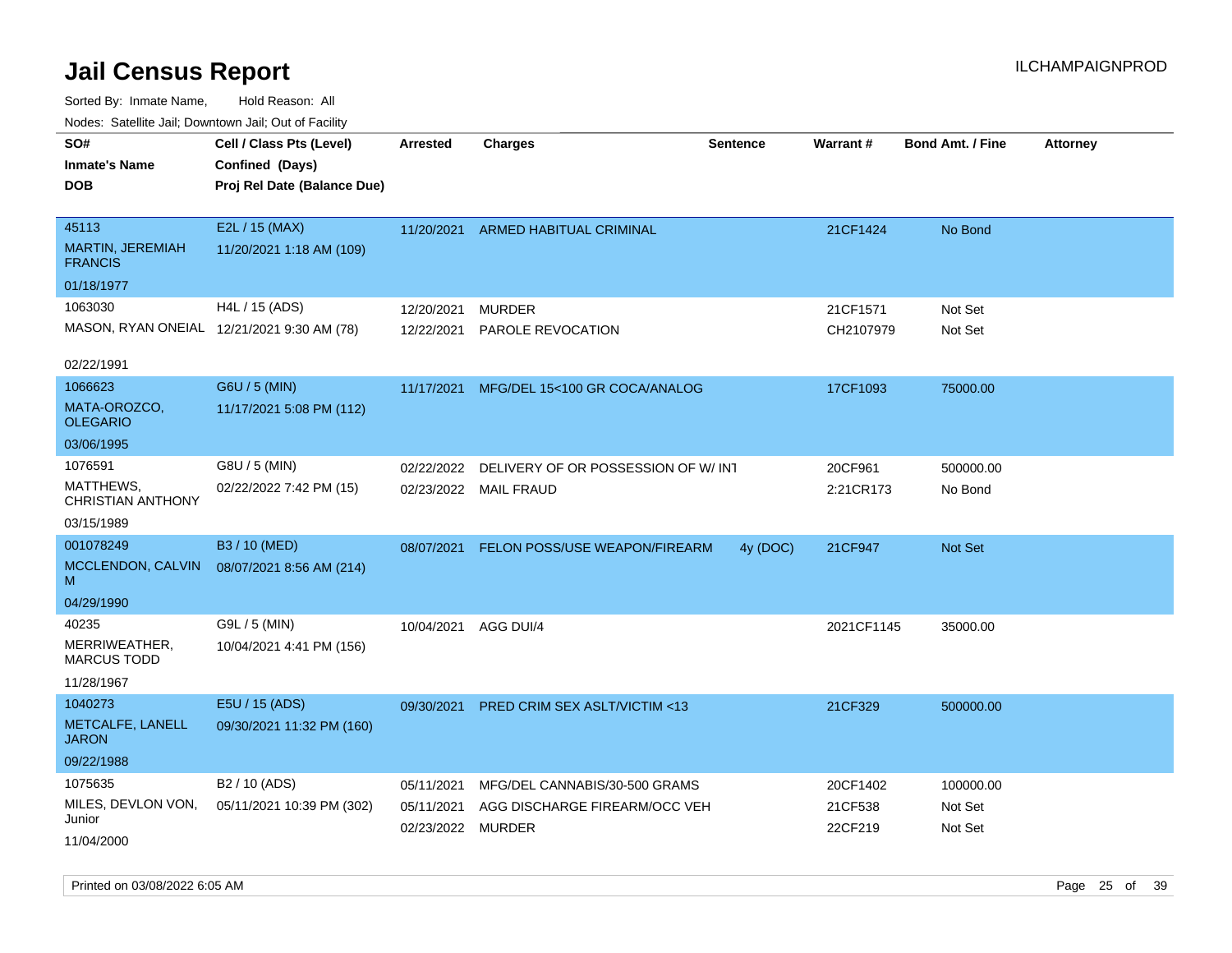# Jail Census Report

ILCHAMPAIGNPROD

Sorted By: Inmate Name, Hold Reason: All

Nodes: Satellite Jail; Downtown Jail; Out of Facility

| SO# / Inmate's Name / DOB | Cell / Class Pts (Level) / Confined (Days) / Proj Rel Date (Balance Due) | Arrested | Charges | Sentence | Warrant # | Bond Amt. / Fine | Attorney |
|---|---|---|---|---|---|---|---|
| 45113<br>MARTIN, JEREMIAH FRANCIS<br>01/18/1977 | E2L / 15 (MAX)<br>11/20/2021 1:18 AM (109) | 11/20/2021 | ARMED HABITUAL CRIMINAL | | 21CF1424 | No Bond | |
| 1063030<br>MASON, RYAN ONEIAL<br>02/22/1991 | H4L / 15 (ADS)<br>12/21/2021 9:30 AM (78) | 12/20/2021<br>12/22/2021 | MURDER<br>PAROLE REVOCATION | | 21CF1571<br>CH2107979 | Not Set<br>Not Set | |
| 1066623<br>MATA-OROZCO, OLEGARIO<br>03/06/1995 | G6U / 5 (MIN)<br>11/17/2021 5:08 PM (112) | 11/17/2021 | MFG/DEL 15<100 GR COCA/ANALOG | | 17CF1093 | 75000.00 | |
| 1076591<br>MATTHEWS, CHRISTIAN ANTHONY<br>03/15/1989 | G8U / 5 (MIN)<br>02/22/2022 7:42 PM (15) | 02/22/2022<br>02/23/2022 | DELIVERY OF OR POSSESSION OF W/ INT<br>MAIL FRAUD | | 20CF961<br>2:21CR173 | 500000.00<br>No Bond | |
| 001078249<br>MCCLENDON, CALVIN M<br>04/29/1990 | B3 / 10 (MED)<br>08/07/2021 8:56 AM (214) | 08/07/2021 | FELON POSS/USE WEAPON/FIREARM | 4y (DOC) | 21CF947 | Not Set | |
| 40235<br>MERRIWEATHER, MARCUS TODD<br>11/28/1967 | G9L / 5 (MIN)<br>10/04/2021 4:41 PM (156) | 10/04/2021 | AGG DUI/4 | | 2021CF1145 | 35000.00 | |
| 1040273<br>METCALFE, LANELL JARON<br>09/22/1988 | E5U / 15 (ADS)<br>09/30/2021 11:32 PM (160) | 09/30/2021 | PRED CRIM SEX ASLT/VICTIM <13 | | 21CF329 | 500000.00 | |
| 1075635<br>MILES, DEVLON VON, Junior<br>11/04/2000 | B2 / 10 (ADS)<br>05/11/2021 10:39 PM (302) | 05/11/2021<br>05/11/2021<br>02/23/2022 | MFG/DEL CANNABIS/30-500 GRAMS<br>AGG DISCHARGE FIREARM/OCC VEH<br>MURDER | | 20CF1402<br>21CF538<br>22CF219 | 100000.00<br>Not Set<br>Not Set | |

Printed on 03/08/2022 6:05 AM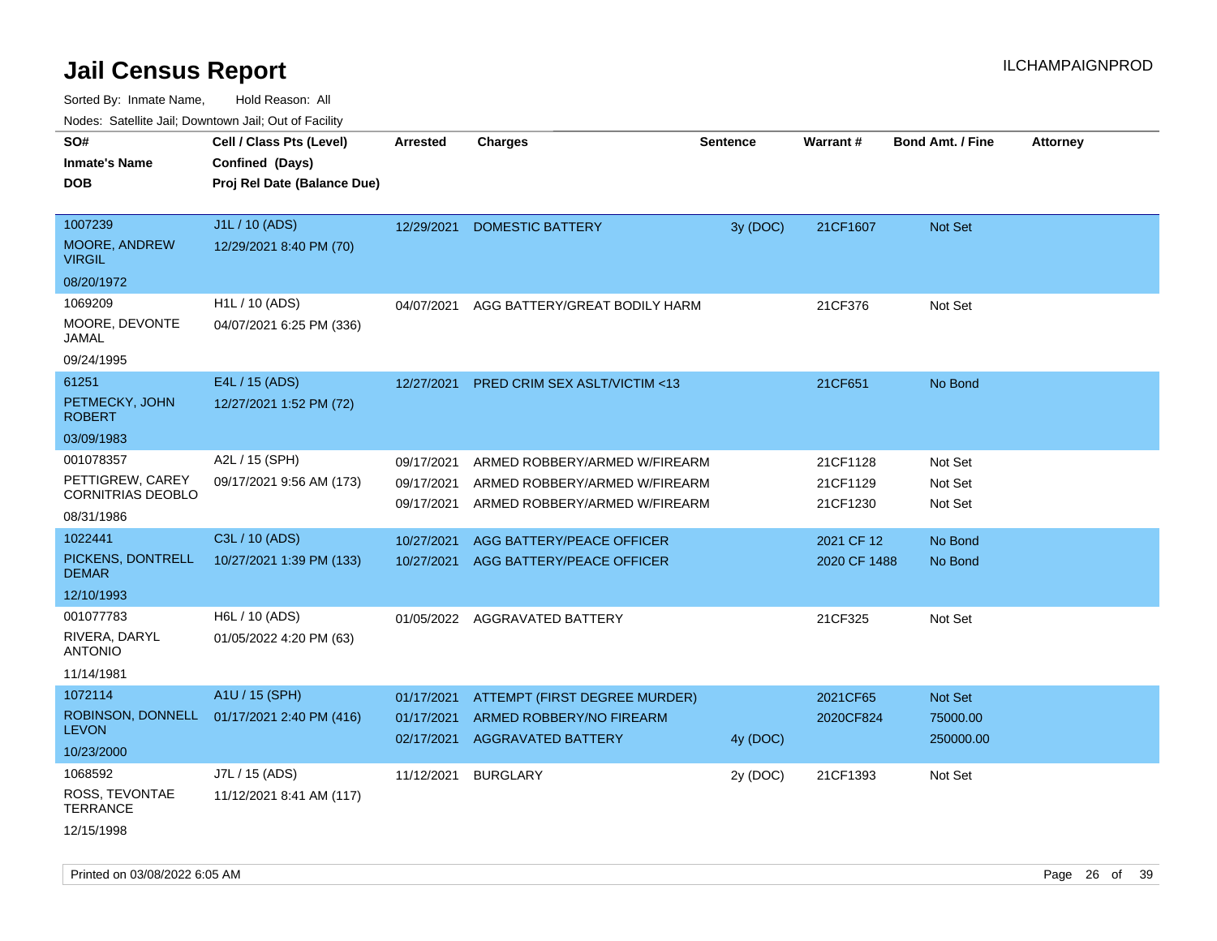# Jail Census Report

ILCHAMPAIGNPROD

Sorted By: Inmate Name, Hold Reason: All

Nodes: Satellite Jail; Downtown Jail; Out of Facility

| SO# / Inmate's Name / DOB | Cell / Class Pts (Level) / Confined (Days) / Proj Rel Date (Balance Due) | Arrested | Charges | Sentence | Warrant # | Bond Amt. / Fine | Attorney |
|---|---|---|---|---|---|---|---|
| 1007239<br>MOORE, ANDREW VIRGIL<br>08/20/1972 | J1L / 10 (ADS)<br>12/29/2021 8:40 PM (70) | 12/29/2021 | DOMESTIC BATTERY | 3y (DOC) | 21CF1607 | Not Set | |
| 1069209<br>MOORE, DEVONTE JAMAL<br>09/24/1995 | H1L / 10 (ADS)<br>04/07/2021 6:25 PM (336) | 04/07/2021 | AGG BATTERY/GREAT BODILY HARM | | 21CF376 | Not Set | |
| 61251<br>PETMECKY, JOHN ROBERT<br>03/09/1983 | E4L / 15 (ADS)<br>12/27/2021 1:52 PM (72) | 12/27/2021 | PRED CRIM SEX ASLT/VICTIM <13 | | 21CF651 | No Bond | |
| 001078357<br>PETTIGREW, CAREY CORNITRIAS DEOBLO<br>08/31/1986 | A2L / 15 (SPH)<br>09/17/2021 9:56 AM (173) | 09/17/2021<br>09/17/2021<br>09/17/2021 | ARMED ROBBERY/ARMED W/FIREARM<br>ARMED ROBBERY/ARMED W/FIREARM<br>ARMED ROBBERY/ARMED W/FIREARM | | 21CF1128<br>21CF1129<br>21CF1230 | Not Set<br>Not Set<br>Not Set | |
| 1022441<br>PICKENS, DONTRELL DEMAR<br>12/10/1993 | C3L / 10 (ADS)<br>10/27/2021 1:39 PM (133) | 10/27/2021<br>10/27/2021 | AGG BATTERY/PEACE OFFICER<br>AGG BATTERY/PEACE OFFICER | | 2021 CF 12<br>2020 CF 1488 | No Bond<br>No Bond | |
| 001077783<br>RIVERA, DARYL ANTONIO<br>11/14/1981 | H6L / 10 (ADS)<br>01/05/2022 4:20 PM (63) | 01/05/2022 | AGGRAVATED BATTERY | | 21CF325 | Not Set | |
| 1072114<br>ROBINSON, DONNELL LEVON<br>10/23/2000 | A1U / 15 (SPH)<br>01/17/2021 2:40 PM (416) | 01/17/2021<br>01/17/2021<br>02/17/2021 | ATTEMPT (FIRST DEGREE MURDER)<br>ARMED ROBBERY/NO FIREARM<br>AGGRAVATED BATTERY | <br><br>4y (DOC) | 2021CF65<br>2020CF824 | Not Set<br>75000.00<br>250000.00 | |
| 1068592<br>ROSS, TEVONTAE TERRANCE<br>12/15/1998 | J7L / 15 (ADS)<br>11/12/2021 8:41 AM (117) | 11/12/2021 | BURGLARY | 2y (DOC) | 21CF1393 | Not Set | |

Printed on 03/08/2022 6:05 AM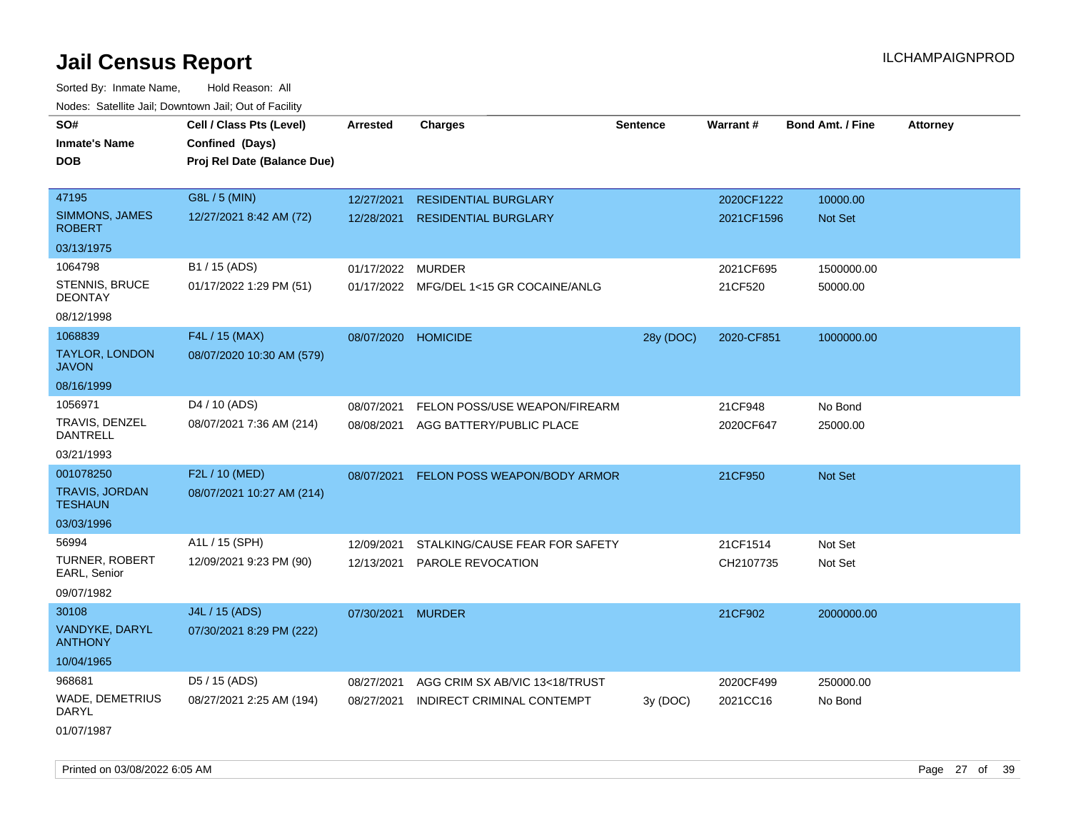# Jail Census Report

ILCHAMPAIGNPROD

Sorted By: Inmate Name, Hold Reason: All

Nodes: Satellite Jail; Downtown Jail; Out of Facility

| SO# / Inmate's Name / DOB | Cell / Class Pts (Level) / Confined (Days) / Proj Rel Date (Balance Due) | Arrested | Charges | Sentence | Warrant # | Bond Amt. / Fine | Attorney |
|---|---|---|---|---|---|---|---|
| 47195 SIMMONS, JAMES ROBERT 03/13/1975 | G8L / 5 (MIN) 12/27/2021 8:42 AM (72) | 12/27/2021 | RESIDENTIAL BURGLARY | | 2020CF1222 | 10000.00 | |
| | | 12/28/2021 | RESIDENTIAL BURGLARY | | 2021CF1596 | Not Set | |
| 1064798 STENNIS, BRUCE DEONTAY 08/12/1998 | B1 / 15 (ADS) 01/17/2022 1:29 PM (51) | 01/17/2022 | MURDER | | 2021CF695 | 1500000.00 | |
| | | 01/17/2022 | MFG/DEL 1<15 GR COCAINE/ANLG | | 21CF520 | 50000.00 | |
| 1068839 TAYLOR, LONDON JAVON 08/16/1999 | F4L / 15 (MAX) 08/07/2020 10:30 AM (579) | 08/07/2020 | HOMICIDE | 28y (DOC) | 2020-CF851 | 1000000.00 | |
| 1056971 TRAVIS, DENZEL DANTRELL 03/21/1993 | D4 / 10 (ADS) 08/07/2021 7:36 AM (214) | 08/07/2021 | FELON POSS/USE WEAPON/FIREARM | | 21CF948 | No Bond | |
| | | 08/08/2021 | AGG BATTERY/PUBLIC PLACE | | 2020CF647 | 25000.00 | |
| 001078250 TRAVIS, JORDAN TESHAUN 03/03/1996 | F2L / 10 (MED) 08/07/2021 10:27 AM (214) | 08/07/2021 | FELON POSS WEAPON/BODY ARMOR | | 21CF950 | Not Set | |
| 56994 TURNER, ROBERT EARL, Senior 09/07/1982 | A1L / 15 (SPH) 12/09/2021 9:23 PM (90) | 12/09/2021 | STALKING/CAUSE FEAR FOR SAFETY | | 21CF1514 | Not Set | |
| | | 12/13/2021 | PAROLE REVOCATION | | CH2107735 | Not Set | |
| 30108 VANDYKE, DARYL ANTHONY 10/04/1965 | J4L / 15 (ADS) 07/30/2021 8:29 PM (222) | 07/30/2021 | MURDER | | 21CF902 | 2000000.00 | |
| 968681 WADE, DEMETRIUS DARYL 01/07/1987 | D5 / 15 (ADS) 08/27/2021 2:25 AM (194) | 08/27/2021 | AGG CRIM SX AB/VIC 13<18/TRUST | | 2020CF499 | 250000.00 | |
| | | 08/27/2021 | INDIRECT CRIMINAL CONTEMPT | 3y (DOC) | 2021CC16 | No Bond | |

Printed on 03/08/2022 6:05 AM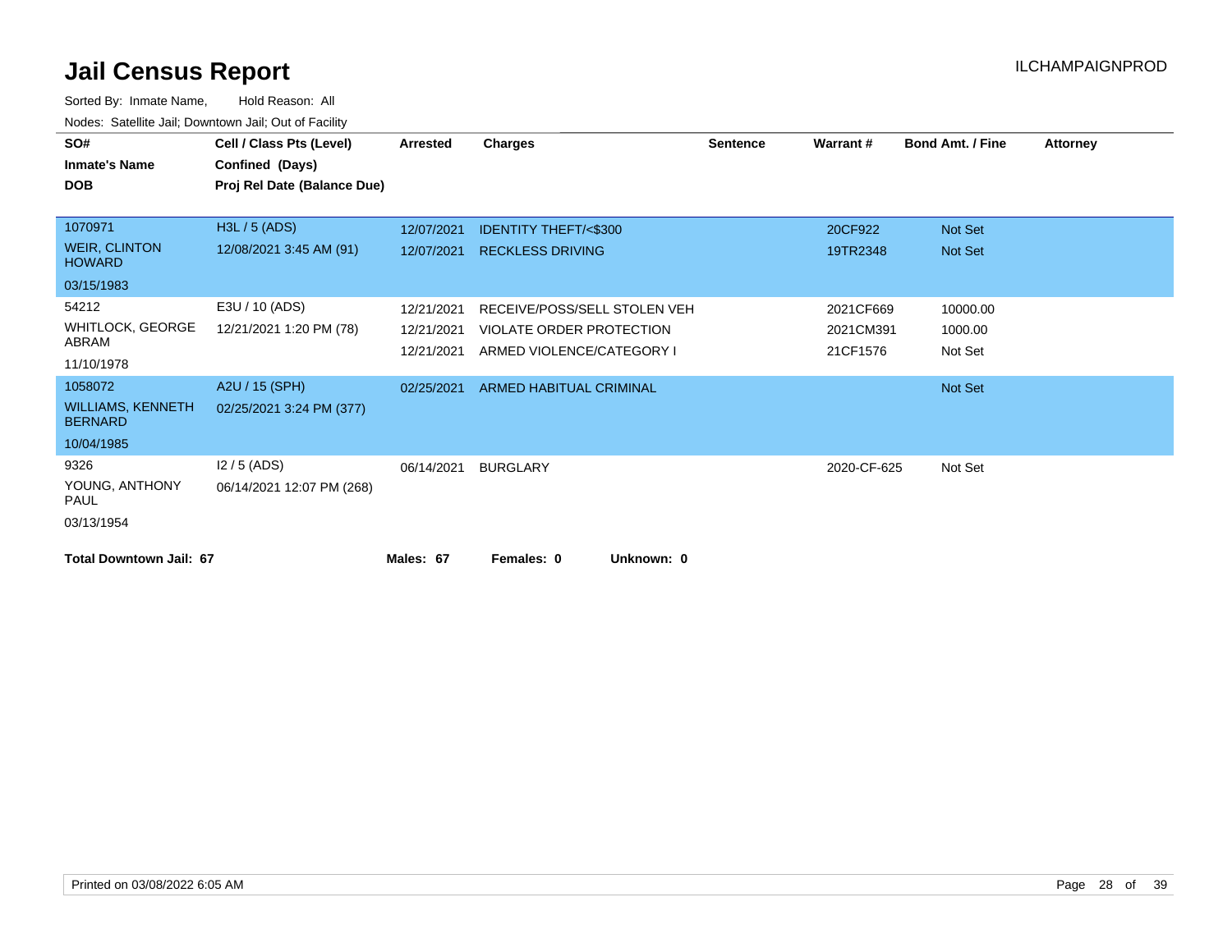# Jail Census Report

ILCHAMPAIGNPROD

Sorted By: Inmate Name, Hold Reason: All

Nodes: Satellite Jail; Downtown Jail; Out of Facility

| SO# / Inmate's Name / DOB | Cell / Class Pts (Level) / Confined (Days) / Proj Rel Date (Balance Due) | Arrested | Charges | Sentence | Warrant # | Bond Amt. / Fine | Attorney |
|---|---|---|---|---|---|---|---|
| 1070971<br>WEIR, CLINTON HOWARD<br>03/15/1983 | H3L / 5 (ADS)<br>12/08/2021 3:45 AM (91) | 12/07/2021 | IDENTITY THEFT/<$300 | | 20CF922 | Not Set | |
| | | 12/07/2021 | RECKLESS DRIVING | | 19TR2348 | Not Set | |
| 54212<br>WHITLOCK, GEORGE ABRAM<br>11/10/1978 | E3U / 10 (ADS)<br>12/21/2021 1:20 PM (78) | 12/21/2021 | RECEIVE/POSS/SELL STOLEN VEH | | 2021CF669 | 10000.00 | |
| | | 12/21/2021 | VIOLATE ORDER PROTECTION | | 2021CM391 | 1000.00 | |
| | | 12/21/2021 | ARMED VIOLENCE/CATEGORY I | | 21CF1576 | Not Set | |
| 1058072<br>WILLIAMS, KENNETH BERNARD<br>10/04/1985 | A2U / 15 (SPH)<br>02/25/2021 3:24 PM (377) | 02/25/2021 | ARMED HABITUAL CRIMINAL | | | Not Set | |
| 9326<br>YOUNG, ANTHONY PAUL<br>03/13/1954 | I2 / 5 (ADS)<br>06/14/2021 12:07 PM (268) | 06/14/2021 | BURGLARY | | 2020-CF-625 | Not Set | |

**Total Downtown Jail: 67** **Males: 67** **Females: 0** **Unknown: 0**

Printed on 03/08/2022 6:05 AM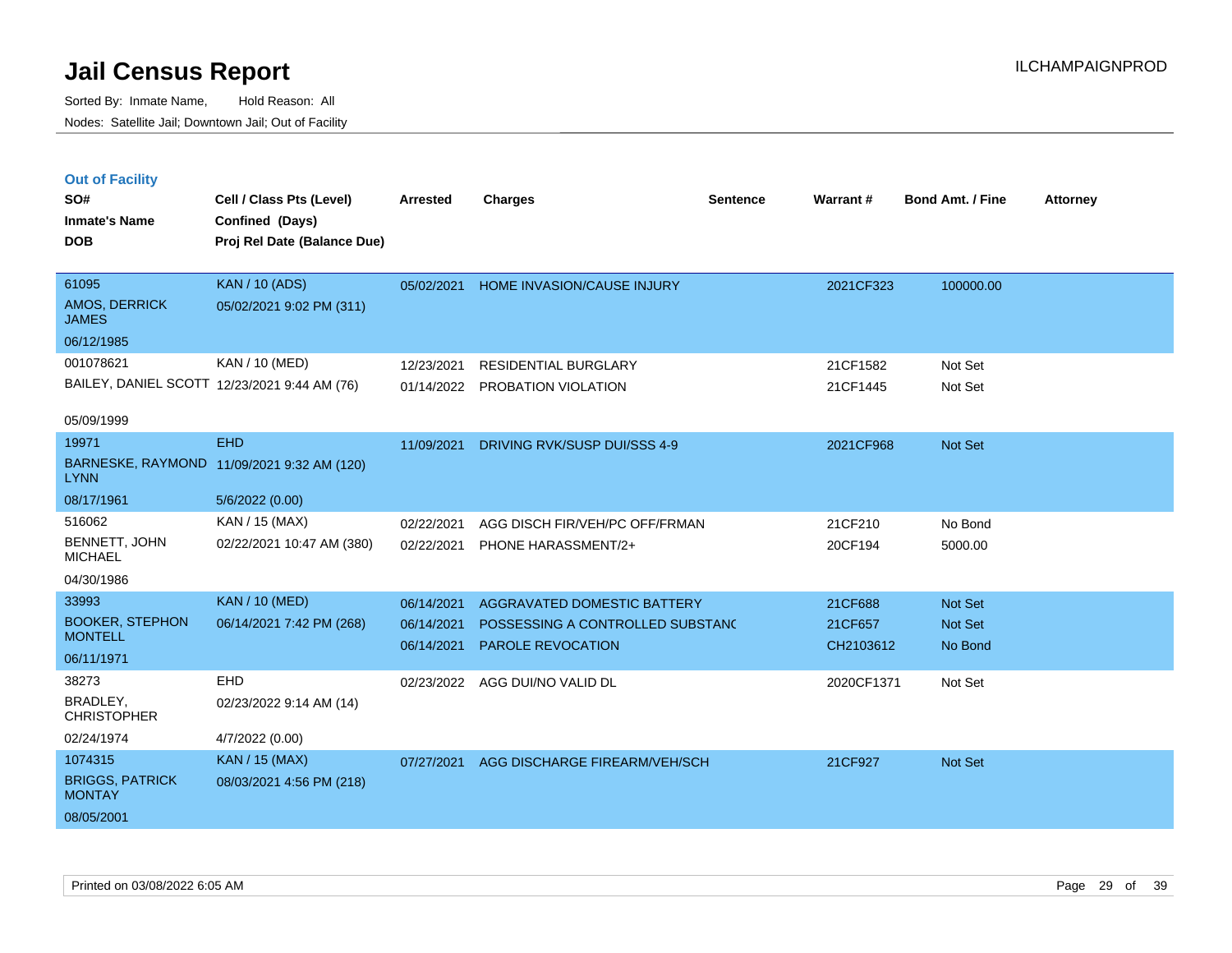# Jail Census Report

ILCHAMPAIGNPROD

Sorted By: Inmate Name, Hold Reason: All

Nodes: Satellite Jail; Downtown Jail; Out of Facility

## Out of Facility

| SO# / Inmate's Name / DOB | Cell / Class Pts (Level) / Confined (Days) / Proj Rel Date (Balance Due) | Arrested | Charges | Sentence | Warrant # | Bond Amt. / Fine | Attorney |
|---|---|---|---|---|---|---|---|
| 61095<br>AMOS, DERRICK JAMES<br>06/12/1985 | KAN / 10 (ADS)<br>05/02/2021 9:02 PM (311) | 05/02/2021 | HOME INVASION/CAUSE INJURY | | 2021CF323 | 100000.00 | |
| 001078621<br>BAILEY, DANIEL SCOTT<br>05/09/1999 | KAN / 10 (MED)<br>12/23/2021 9:44 AM (76) | 12/23/2021<br>01/14/2022 | RESIDENTIAL BURGLARY<br>PROBATION VIOLATION | | 21CF1582<br>21CF1445 | Not Set<br>Not Set | |
| 19971<br>BARNESKE, RAYMOND LYNN<br>08/17/1961 | EHD<br>11/09/2021 9:32 AM (120)<br>5/6/2022 (0.00) | 11/09/2021 | DRIVING RVK/SUSP DUI/SSS 4-9 | | 2021CF968 | Not Set | |
| 516062<br>BENNETT, JOHN MICHAEL<br>04/30/1986 | KAN / 15 (MAX)<br>02/22/2021 10:47 AM (380) | 02/22/2021<br>02/22/2021 | AGG DISCH FIR/VEH/PC OFF/FRMAN<br>PHONE HARASSMENT/2+ | | 21CF210<br>20CF194 | No Bond<br>5000.00 | |
| 33993<br>BOOKER, STEPHON MONTELL<br>06/11/1971 | KAN / 10 (MED)<br>06/14/2021 7:42 PM (268) | 06/14/2021<br>06/14/2021<br>06/14/2021 | AGGRAVATED DOMESTIC BATTERY<br>POSSESSING A CONTROLLED SUBSTANC<br>PAROLE REVOCATION | | 21CF688<br>21CF657<br>CH2103612 | Not Set<br>Not Set<br>No Bond | |
| 38273<br>BRADLEY, CHRISTOPHER<br>02/24/1974 | EHD<br>02/23/2022 9:14 AM (14)<br>4/7/2022 (0.00) | 02/23/2022 | AGG DUI/NO VALID DL | | 2020CF1371 | Not Set | |
| 1074315<br>BRIGGS, PATRICK MONTAY<br>08/05/2001 | KAN / 15 (MAX)<br>08/03/2021 4:56 PM (218) | 07/27/2021 | AGG DISCHARGE FIREARM/VEH/SCH | | 21CF927 | Not Set | |

Printed on 03/08/2022 6:05 AM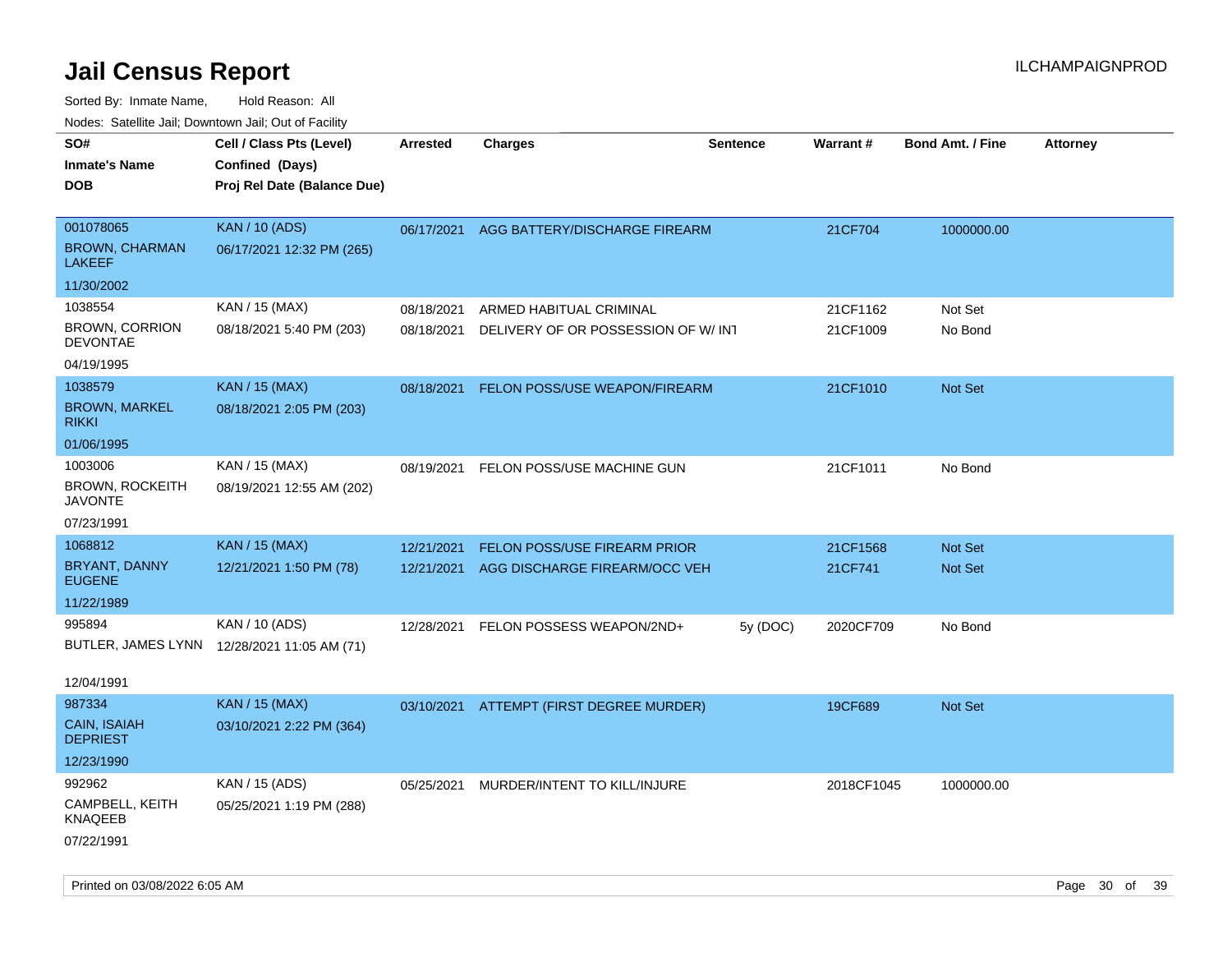# Jail Census Report

Sorted By: Inmate Name, Hold Reason: All

Nodes: Satellite Jail; Downtown Jail; Out of Facility

| SO# / Inmate's Name / DOB | Cell / Class Pts (Level) / Confined (Days) / Proj Rel Date (Balance Due) | Arrested | Charges | Sentence | Warrant # | Bond Amt. / Fine | Attorney |
|---|---|---|---|---|---|---|---|
| 001078065<br>BROWN, CHARMAN LAKEEF<br>11/30/2002 | KAN / 10 (ADS)<br>06/17/2021 12:32 PM (265) | 06/17/2021 | AGG BATTERY/DISCHARGE FIREARM | | 21CF704 | 1000000.00 | |
| 1038554<br>BROWN, CORRION DEVONTAE<br>04/19/1995 | KAN / 15 (MAX)<br>08/18/2021 5:40 PM (203) | 08/18/2021<br>08/18/2021 | ARMED HABITUAL CRIMINAL<br>DELIVERY OF OR POSSESSION OF W/ INT | | 21CF1162<br>21CF1009 | Not Set<br>No Bond | |
| 1038579<br>BROWN, MARKEL RIKKI<br>01/06/1995 | KAN / 15 (MAX)<br>08/18/2021 2:05 PM (203) | 08/18/2021 | FELON POSS/USE WEAPON/FIREARM | | 21CF1010 | Not Set | |
| 1003006<br>BROWN, ROCKEITH JAVONTE<br>07/23/1991 | KAN / 15 (MAX)<br>08/19/2021 12:55 AM (202) | 08/19/2021 | FELON POSS/USE MACHINE GUN | | 21CF1011 | No Bond | |
| 1068812<br>BRYANT, DANNY EUGENE<br>11/22/1989 | KAN / 15 (MAX)<br>12/21/2021 1:50 PM (78) | 12/21/2021<br>12/21/2021 | FELON POSS/USE FIREARM PRIOR<br>AGG DISCHARGE FIREARM/OCC VEH | | 21CF1568<br>21CF741 | Not Set<br>Not Set | |
| 995894<br>BUTLER, JAMES LYNN<br>12/04/1991 | KAN / 10 (ADS)<br>12/28/2021 11:05 AM (71) | 12/28/2021 | FELON POSSESS WEAPON/2ND+ | 5y (DOC) | 2020CF709 | No Bond | |
| 987334<br>CAIN, ISAIAH DEPRIEST<br>12/23/1990 | KAN / 15 (MAX)<br>03/10/2021 2:22 PM (364) | 03/10/2021 | ATTEMPT (FIRST DEGREE MURDER) | | 19CF689 | Not Set | |
| 992962<br>CAMPBELL, KEITH KNAQEEB<br>07/22/1991 | KAN / 15 (ADS)<br>05/25/2021 1:19 PM (288) | 05/25/2021 | MURDER/INTENT TO KILL/INJURE | | 2018CF1045 | 1000000.00 | |

Printed on 03/08/2022 6:05 AM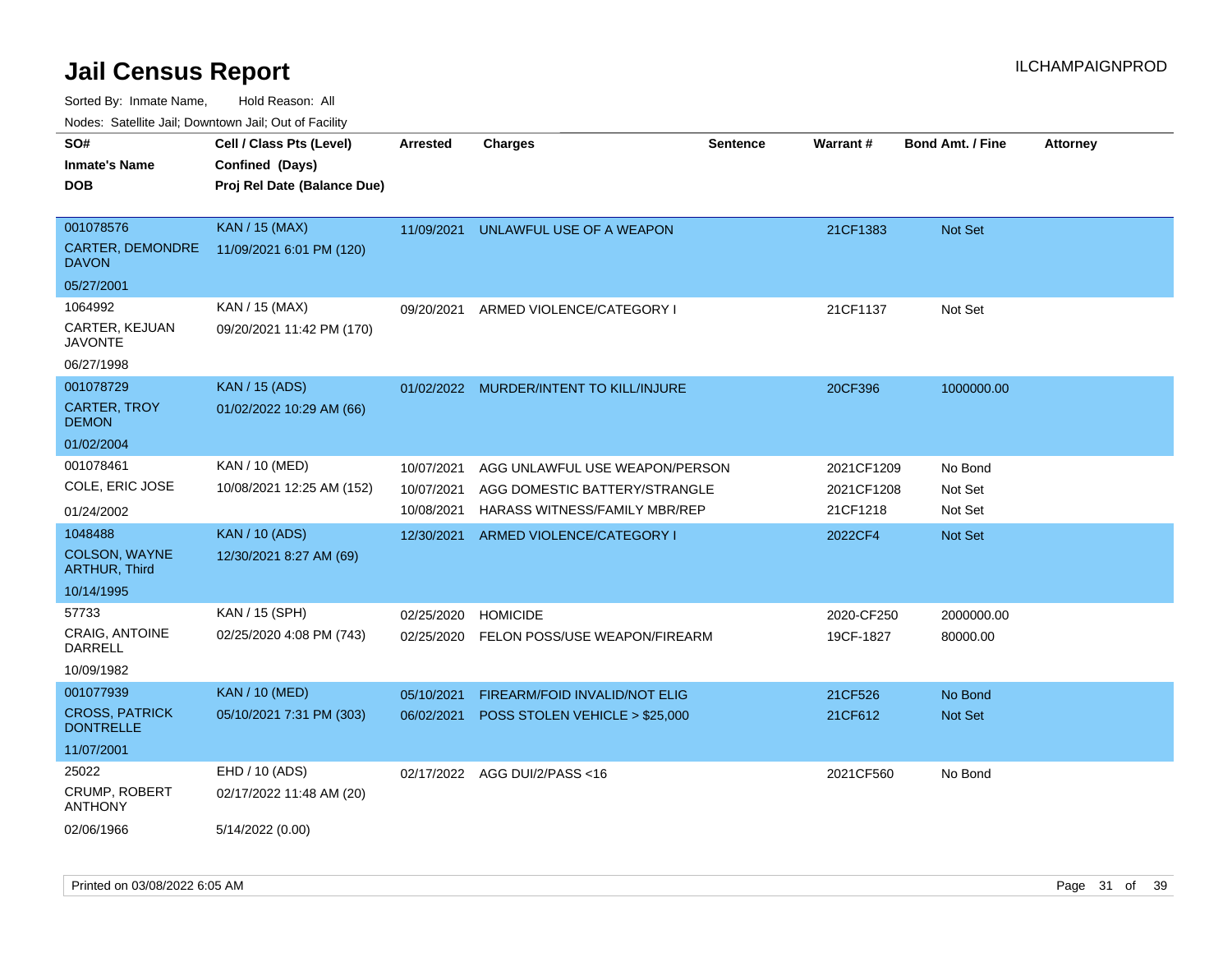# Jail Census Report

ILCHAMPAIGNPROD

Sorted By: Inmate Name, Hold Reason: All

Nodes: Satellite Jail; Downtown Jail; Out of Facility

| SO# / Inmate's Name / DOB | Cell / Class Pts (Level) / Confined (Days) / Proj Rel Date (Balance Due) | Arrested | Charges | Sentence | Warrant # | Bond Amt. / Fine | Attorney |
|---|---|---|---|---|---|---|---|
| 001078576<br>CARTER, DEMONDRE DAVON<br>05/27/2001 | KAN / 15 (MAX)<br>11/09/2021 6:01 PM (120) | 11/09/2021 | UNLAWFUL USE OF A WEAPON | | 21CF1383 | Not Set | |
| 1064992<br>CARTER, KEJUAN JAVONTE<br>06/27/1998 | KAN / 15 (MAX)<br>09/20/2021 11:42 PM (170) | 09/20/2021 | ARMED VIOLENCE/CATEGORY I | | 21CF1137 | Not Set | |
| 001078729<br>CARTER, TROY DEMON<br>01/02/2004 | KAN / 15 (ADS)<br>01/02/2022 10:29 AM (66) | 01/02/2022 | MURDER/INTENT TO KILL/INJURE | | 20CF396 | 1000000.00 | |
| 001078461<br>COLE, ERIC JOSE<br>01/24/2002 | KAN / 10 (MED)<br>10/08/2021 12:25 AM (152) | 10/07/2021<br>10/07/2021<br>10/08/2021 | AGG UNLAWFUL USE WEAPON/PERSON<br>AGG DOMESTIC BATTERY/STRANGLE<br>HARASS WITNESS/FAMILY MBR/REP | | 2021CF1209<br>2021CF1208<br>21CF1218 | No Bond<br>Not Set<br>Not Set | |
| 1048488<br>COLSON, WAYNE ARTHUR, Third<br>10/14/1995 | KAN / 10 (ADS)<br>12/30/2021 8:27 AM (69) | 12/30/2021 | ARMED VIOLENCE/CATEGORY I | | 2022CF4 | Not Set | |
| 57733<br>CRAIG, ANTOINE DARRELL<br>10/09/1982 | KAN / 15 (SPH)<br>02/25/2020 4:08 PM (743) | 02/25/2020<br>02/25/2020 | HOMICIDE<br>FELON POSS/USE WEAPON/FIREARM | | 2020-CF250<br>19CF-1827 | 2000000.00<br>80000.00 | |
| 001077939<br>CROSS, PATRICK DONTRELLE<br>11/07/2001 | KAN / 10 (MED)<br>05/10/2021 7:31 PM (303) | 05/10/2021<br>06/02/2021 | FIREARM/FOID INVALID/NOT ELIG<br>POSS STOLEN VEHICLE > $25,000 | | 21CF526<br>21CF612 | No Bond<br>Not Set | |
| 25022<br>CRUMP, ROBERT ANTHONY<br>02/06/1966 | EHD / 10 (ADS)<br>02/17/2022 11:48 AM (20)<br>5/14/2022 (0.00) | 02/17/2022 | AGG DUI/2/PASS <16 | | 2021CF560 | No Bond | |

Printed on 03/08/2022 6:05 AM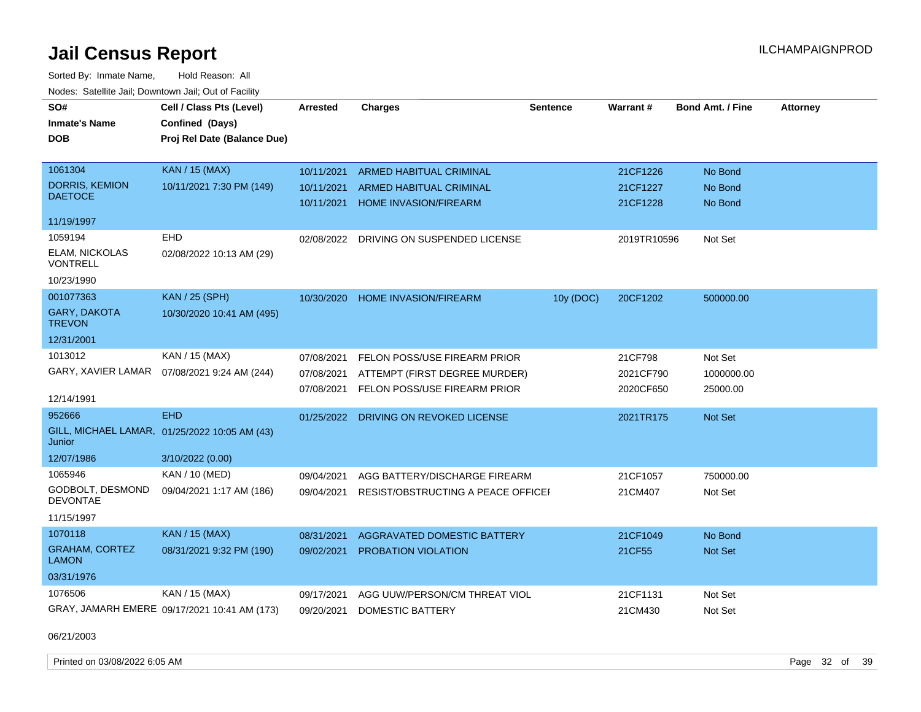# Jail Census Report

Sorted By: Inmate Name, Hold Reason: All

Nodes: Satellite Jail; Downtown Jail; Out of Facility

| SO# / Inmate's Name / DOB | Cell / Class Pts (Level) / Confined (Days) / Proj Rel Date (Balance Due) | Arrested | Charges | Sentence | Warrant # | Bond Amt. / Fine | Attorney |
|---|---|---|---|---|---|---|---|
| 1061304 DORRIS, KEMION DAETOCE 11/19/1997 | KAN / 15 (MAX) 10/11/2021 7:30 PM (149) | 10/11/2021 | ARMED HABITUAL CRIMINAL | | 21CF1226 | No Bond | |
| | | 10/11/2021 | ARMED HABITUAL CRIMINAL | | 21CF1227 | No Bond | |
| | | 10/11/2021 | HOME INVASION/FIREARM | | 21CF1228 | No Bond | |
| 1059194 ELAM, NICKOLAS VONTRELL 10/23/1990 | EHD 02/08/2022 10:13 AM (29) | 02/08/2022 | DRIVING ON SUSPENDED LICENSE | | 2019TR10596 | Not Set | |
| 001077363 GARY, DAKOTA TREVON 12/31/2001 | KAN / 25 (SPH) 10/30/2020 10:41 AM (495) | 10/30/2020 | HOME INVASION/FIREARM | 10y (DOC) | 20CF1202 | 500000.00 | |
| 1013012 GARY, XAVIER LAMAR 12/14/1991 | KAN / 15 (MAX) 07/08/2021 9:24 AM (244) | 07/08/2021 | FELON POSS/USE FIREARM PRIOR | | 21CF798 | Not Set | |
| | | 07/08/2021 | ATTEMPT (FIRST DEGREE MURDER) | | 2021CF790 | 1000000.00 | |
| | | 07/08/2021 | FELON POSS/USE FIREARM PRIOR | | 2020CF650 | 25000.00 | |
| 952666 GILL, MICHAEL LAMAR, Junior 12/07/1986 | EHD 01/25/2022 10:05 AM (43) 3/10/2022 (0.00) | 01/25/2022 | DRIVING ON REVOKED LICENSE | | 2021TR175 | Not Set | |
| 1065946 GODBOLT, DESMOND DEVONTAE 11/15/1997 | KAN / 10 (MED) 09/04/2021 1:17 AM (186) | 09/04/2021 | AGG BATTERY/DISCHARGE FIREARM | | 21CF1057 | 750000.00 | |
| | | 09/04/2021 | RESIST/OBSTRUCTING A PEACE OFFICEI | | 21CM407 | Not Set | |
| 1070118 GRAHAM, CORTEZ LAMON 03/31/1976 | KAN / 15 (MAX) 08/31/2021 9:32 PM (190) | 08/31/2021 | AGGRAVATED DOMESTIC BATTERY | | 21CF1049 | No Bond | |
| | | 09/02/2021 | PROBATION VIOLATION | | 21CF55 | Not Set | |
| 1076506 GRAY, JAMARH EMERE 06/21/2003 | KAN / 15 (MAX) 09/17/2021 10:41 AM (173) | 09/17/2021 | AGG UUW/PERSON/CM THREAT VIOL | | 21CF1131 | Not Set | |
| | | 09/20/2021 | DOMESTIC BATTERY | | 21CM430 | Not Set | |

Printed on 03/08/2022 6:05 AM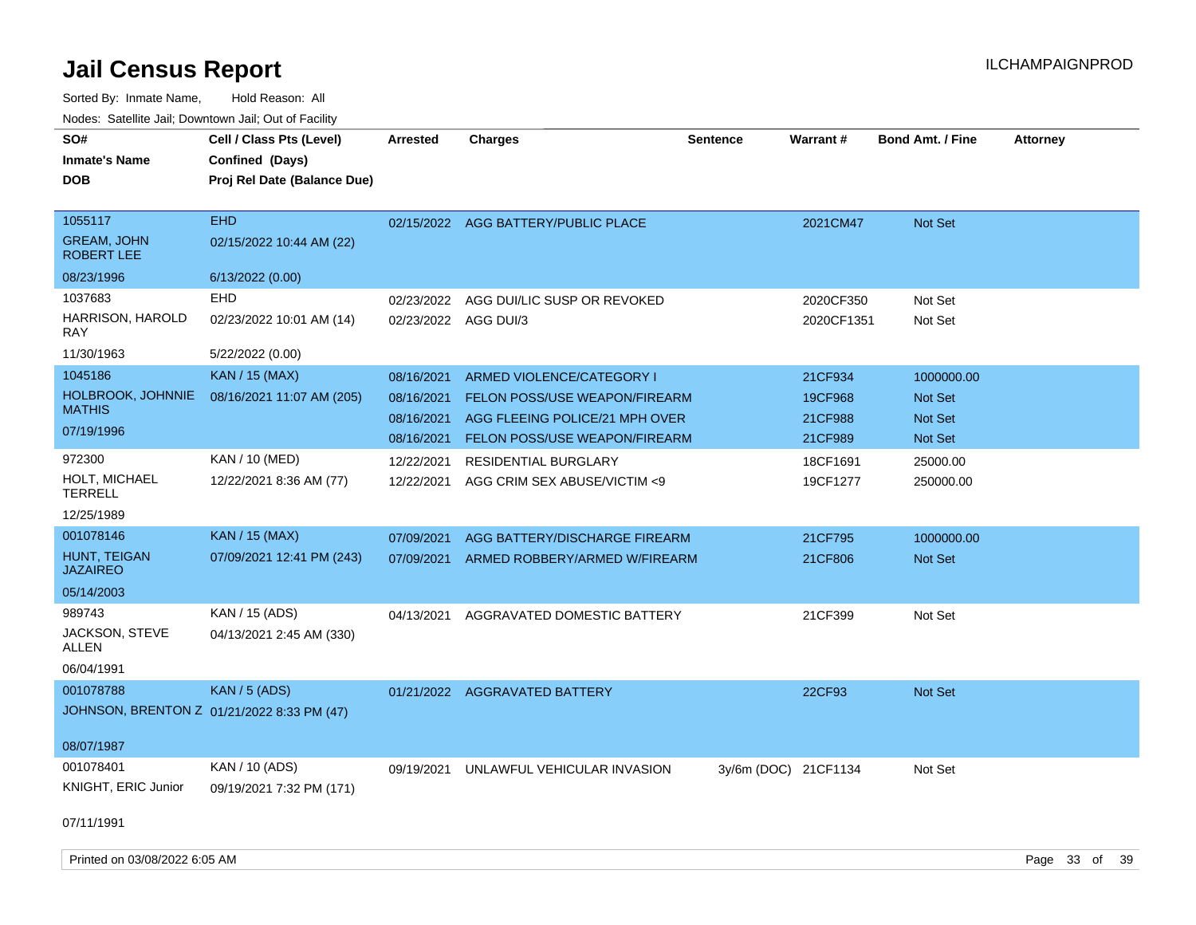# Jail Census Report

ILCHAMPAIGNPROD

Sorted By: Inmate Name, Hold Reason: All

Nodes: Satellite Jail; Downtown Jail; Out of Facility

| SO# / Inmate's Name / DOB | Cell / Class Pts (Level) / Confined (Days) / Proj Rel Date (Balance Due) | Arrested | Charges | Sentence | Warrant # | Bond Amt. / Fine | Attorney |
|---|---|---|---|---|---|---|---|
| 1055117<br>GREAM, JOHN ROBERT LEE<br>08/23/1996 | EHD<br>02/15/2022 10:44 AM (22)<br>6/13/2022 (0.00) | 02/15/2022 | AGG BATTERY/PUBLIC PLACE | | 2021CM47 | Not Set | |
| 1037683<br>HARRISON, HAROLD RAY<br>11/30/1963 | EHD<br>02/23/2022 10:01 AM (14)<br>5/22/2022 (0.00) | 02/23/2022 | AGG DUI/LIC SUSP OR REVOKED | | 2020CF350 | Not Set | |
| | | 02/23/2022 | AGG DUI/3 | | 2020CF1351 | Not Set | |
| 1045186<br>HOLBROOK, JOHNNIE MATHIS<br>07/19/1996 | KAN / 15 (MAX)<br>08/16/2021 11:07 AM (205) | 08/16/2021 | ARMED VIOLENCE/CATEGORY I | | 21CF934 | 1000000.00 | |
| | | 08/16/2021 | FELON POSS/USE WEAPON/FIREARM | | 19CF968 | Not Set | |
| | | 08/16/2021 | AGG FLEEING POLICE/21 MPH OVER | | 21CF988 | Not Set | |
| | | 08/16/2021 | FELON POSS/USE WEAPON/FIREARM | | 21CF989 | Not Set | |
| 972300<br>HOLT, MICHAEL TERRELL<br>12/25/1989 | KAN / 10 (MED)<br>12/22/2021 8:36 AM (77) | 12/22/2021 | RESIDENTIAL BURGLARY | | 18CF1691 | 25000.00 | |
| | | 12/22/2021 | AGG CRIM SEX ABUSE/VICTIM <9 | | 19CF1277 | 250000.00 | |
| 001078146<br>HUNT, TEIGAN JAZAIREO<br>05/14/2003 | KAN / 15 (MAX)<br>07/09/2021 12:41 PM (243) | 07/09/2021 | AGG BATTERY/DISCHARGE FIREARM | | 21CF795 | 1000000.00 | |
| | | 07/09/2021 | ARMED ROBBERY/ARMED W/FIREARM | | 21CF806 | Not Set | |
| 989743<br>JACKSON, STEVE ALLEN<br>06/04/1991 | KAN / 15 (ADS)<br>04/13/2021 2:45 AM (330) | 04/13/2021 | AGGRAVATED DOMESTIC BATTERY | | 21CF399 | Not Set | |
| 001078788<br>JOHNSON, BRENTON Z<br>08/07/1987 | KAN / 5 (ADS)<br>01/21/2022 8:33 PM (47) | 01/21/2022 | AGGRAVATED BATTERY | | 22CF93 | Not Set | |
| 001078401<br>KNIGHT, ERIC Junior<br>07/11/1991 | KAN / 10 (ADS)<br>09/19/2021 7:32 PM (171) | 09/19/2021 | UNLAWFUL VEHICULAR INVASION | 3y/6m (DOC) | 21CF1134 | Not Set | |

Printed on 03/08/2022 6:05 AM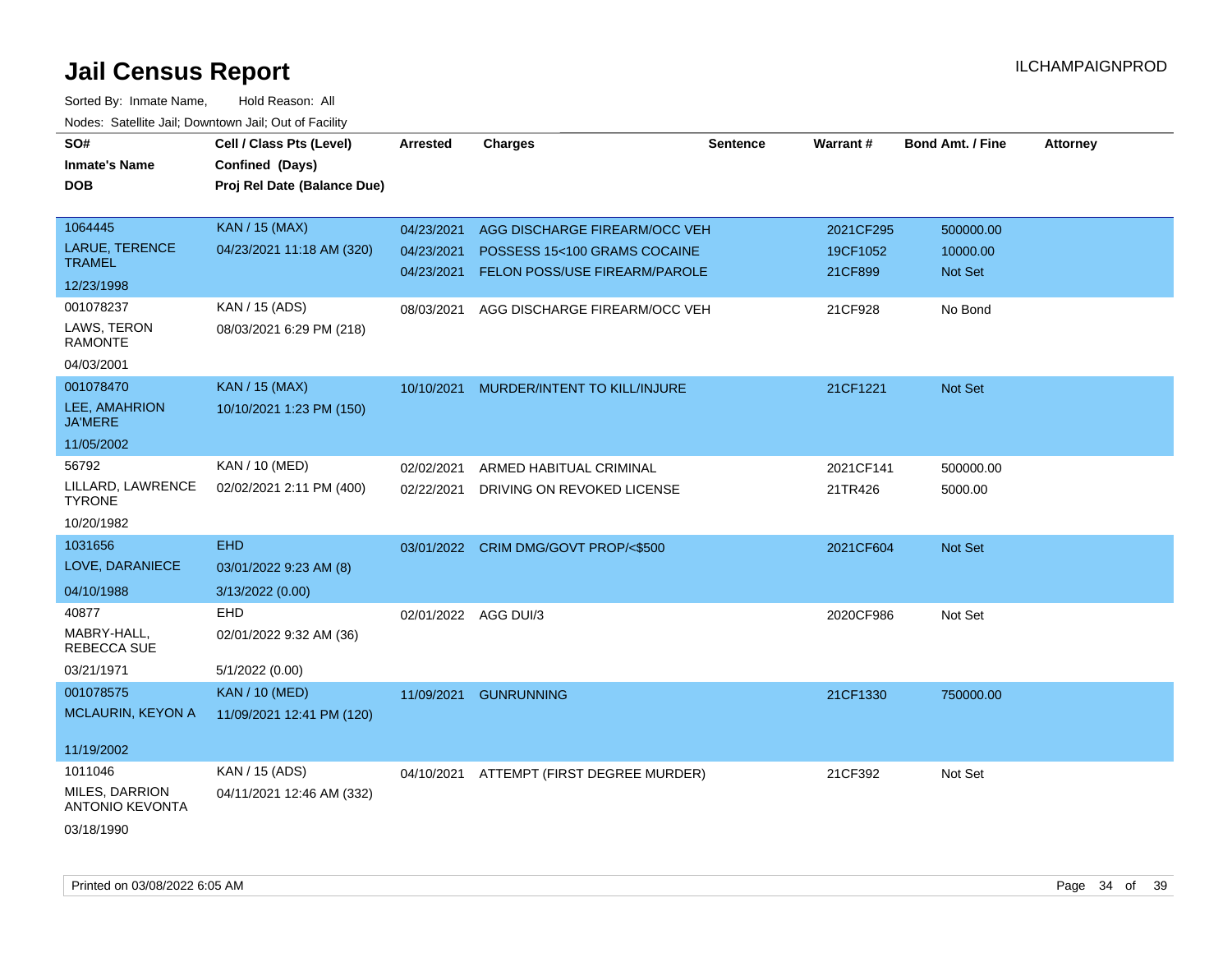# Jail Census Report

Sorted By: Inmate Name, Hold Reason: All

Nodes: Satellite Jail; Downtown Jail; Out of Facility

| SO# / Inmate's Name / DOB | Cell / Class Pts (Level) / Confined (Days) / Proj Rel Date (Balance Due) | Arrested | Charges | Sentence | Warrant # | Bond Amt. / Fine | Attorney |
|---|---|---|---|---|---|---|---|
| 1064445<br>LARUE, TERENCE TRAMEL<br>12/23/1998 | KAN / 15 (MAX)<br>04/23/2021 11:18 AM (320) | 04/23/2021<br>04/23/2021<br>04/23/2021 | AGG DISCHARGE FIREARM/OCC VEH<br>POSSESS 15<100 GRAMS COCAINE<br>FELON POSS/USE FIREARM/PAROLE | | 2021CF295<br>19CF1052<br>21CF899 | 500000.00<br>10000.00<br>Not Set | |
| 001078237<br>LAWS, TERON RAMONTE<br>04/03/2001 | KAN / 15 (ADS)<br>08/03/2021 6:29 PM (218) | 08/03/2021 | AGG DISCHARGE FIREARM/OCC VEH | | 21CF928 | No Bond | |
| 001078470<br>LEE, AMAHRION JA'MERE<br>11/05/2002 | KAN / 15 (MAX)<br>10/10/2021 1:23 PM (150) | 10/10/2021 | MURDER/INTENT TO KILL/INJURE | | 21CF1221 | Not Set | |
| 56792<br>LILLARD, LAWRENCE TYRONE<br>10/20/1982 | KAN / 10 (MED)<br>02/02/2021 2:11 PM (400) | 02/02/2021<br>02/22/2021 | ARMED HABITUAL CRIMINAL<br>DRIVING ON REVOKED LICENSE | | 2021CF141<br>21TR426 | 500000.00<br>5000.00 | |
| 1031656<br>LOVE, DARANIECE<br>04/10/1988 | EHD<br>03/01/2022 9:23 AM (8)<br>3/13/2022 (0.00) | 03/01/2022 | CRIM DMG/GOVT PROP/<$500 | | 2021CF604 | Not Set | |
| 40877<br>MABRY-HALL, REBECCA SUE<br>03/21/1971 | EHD<br>02/01/2022 9:32 AM (36)<br>5/1/2022 (0.00) | 02/01/2022 | AGG DUI/3 | | 2020CF986 | Not Set | |
| 001078575<br>MCLAURIN, KEYON A<br>11/19/2002 | KAN / 10 (MED)<br>11/09/2021 12:41 PM (120) | 11/09/2021 | GUNRUNNING | | 21CF1330 | 750000.00 | |
| 1011046<br>MILES, DARRION ANTONIO KEVONTA<br>03/18/1990 | KAN / 15 (ADS)<br>04/11/2021 12:46 AM (332) | 04/10/2021 | ATTEMPT (FIRST DEGREE MURDER) | | 21CF392 | Not Set | |

Printed on 03/08/2022 6:05 AM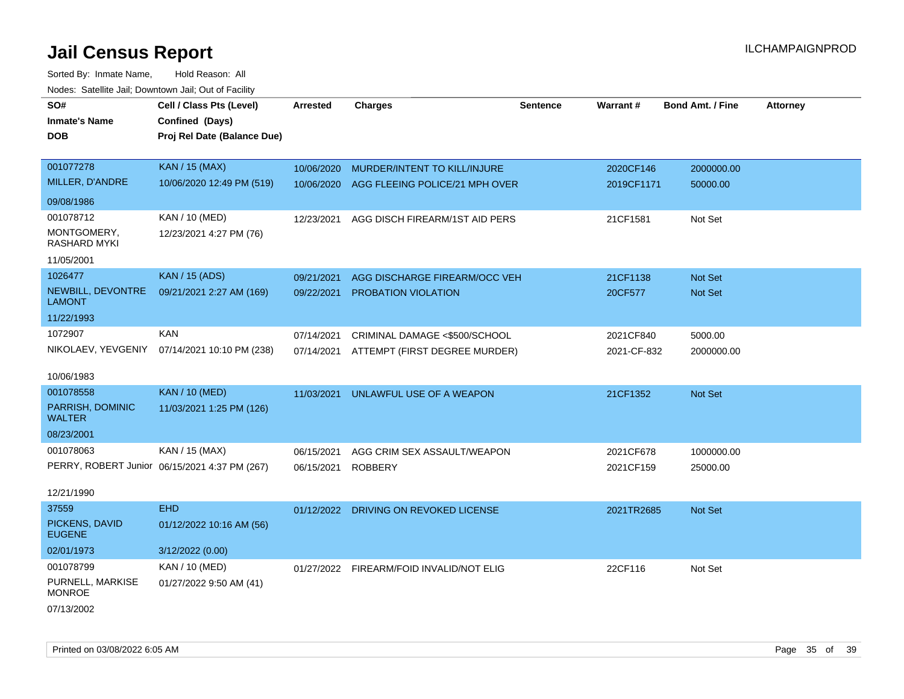# Jail Census Report

ILCHAMPAIGNPROD

Sorted By: Inmate Name, Hold Reason: All

Nodes: Satellite Jail; Downtown Jail; Out of Facility

| SO# / Inmate's Name / DOB | Cell / Class Pts (Level) / Confined (Days) / Proj Rel Date (Balance Due) | Arrested | Charges | Sentence | Warrant # | Bond Amt. / Fine | Attorney |
|---|---|---|---|---|---|---|---|
| 001077278<br>MILLER, D'ANDRE<br>09/08/1986 | KAN / 15 (MAX)<br>10/06/2020 12:49 PM (519) | 10/06/2020<br>10/06/2020 | MURDER/INTENT TO KILL/INJURE<br>AGG FLEEING POLICE/21 MPH OVER | | 2020CF146<br>2019CF1171 | 2000000.00<br>50000.00 | |
| 001078712<br>MONTGOMERY, RASHARD MYKI<br>11/05/2001 | KAN / 10 (MED)<br>12/23/2021 4:27 PM (76) | 12/23/2021 | AGG DISCH FIREARM/1ST AID PERS | | 21CF1581 | Not Set | |
| 1026477<br>NEWBILL, DEVONTRE LAMONT<br>11/22/1993 | KAN / 15 (ADS)<br>09/21/2021 2:27 AM (169) | 09/21/2021<br>09/22/2021 | AGG DISCHARGE FIREARM/OCC VEH<br>PROBATION VIOLATION | | 21CF1138<br>20CF577 | Not Set<br>Not Set | |
| 1072907<br>NIKOLAEV, YEVGENIY<br>10/06/1983 | KAN<br>07/14/2021 10:10 PM (238) | 07/14/2021<br>07/14/2021 | CRIMINAL DAMAGE <$500/SCHOOL<br>ATTEMPT (FIRST DEGREE MURDER) | | 2021CF840<br>2021-CF-832 | 5000.00<br>2000000.00 | |
| 001078558<br>PARRISH, DOMINIC WALTER<br>08/23/2001 | KAN / 10 (MED)<br>11/03/2021 1:25 PM (126) | 11/03/2021 | UNLAWFUL USE OF A WEAPON | | 21CF1352 | Not Set | |
| 001078063<br>PERRY, ROBERT Junior<br>12/21/1990 | KAN / 15 (MAX)<br>06/15/2021 4:37 PM (267) | 06/15/2021<br>06/15/2021 | AGG CRIM SEX ASSAULT/WEAPON<br>ROBBERY | | 2021CF678<br>2021CF159 | 1000000.00<br>25000.00 | |
| 37559<br>PICKENS, DAVID EUGENE<br>02/01/1973 | EHD<br>01/12/2022 10:16 AM (56)<br>3/12/2022 (0.00) | 01/12/2022 | DRIVING ON REVOKED LICENSE | | 2021TR2685 | Not Set | |
| 001078799<br>PURNELL, MARKISE MONROE<br>07/13/2002 | KAN / 10 (MED)<br>01/27/2022 9:50 AM (41) | 01/27/2022 | FIREARM/FOID INVALID/NOT ELIG | | 22CF116 | Not Set | |

Printed on 03/08/2022 6:05 AM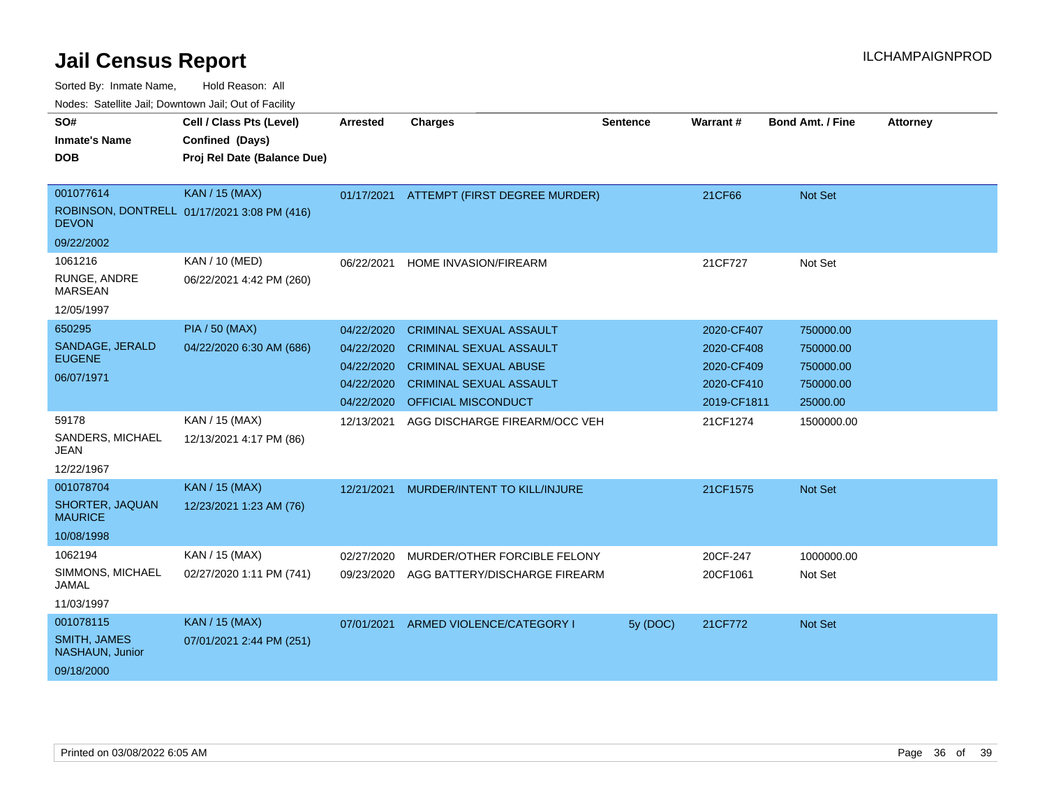# Jail Census Report

ILCHAMPAIGNPROD

Sorted By: Inmate Name, Hold Reason: All

Nodes: Satellite Jail; Downtown Jail; Out of Facility

| SO# / Inmate's Name / DOB | Cell / Class Pts (Level) / Confined (Days) / Proj Rel Date (Balance Due) | Arrested | Charges | Sentence | Warrant # | Bond Amt. / Fine | Attorney |
|---|---|---|---|---|---|---|---|
| 001077614<br>ROBINSON, DONTRELL DEVON<br>09/22/2002 | KAN / 15 (MAX)<br>01/17/2021 3:08 PM (416) | 01/17/2021 | ATTEMPT (FIRST DEGREE MURDER) | | 21CF66 | Not Set | |
| 1061216<br>RUNGE, ANDRE MARSEAN<br>12/05/1997 | KAN / 10 (MED)<br>06/22/2021 4:42 PM (260) | 06/22/2021 | HOME INVASION/FIREARM | | 21CF727 | Not Set | |
| 650295<br>SANDAGE, JERALD EUGENE<br>06/07/1971 | PIA / 50 (MAX)<br>04/22/2020 6:30 AM (686) | 04/22/2020 | CRIMINAL SEXUAL ASSAULT | | 2020-CF407 | 750000.00 | |
| | | 04/22/2020 | CRIMINAL SEXUAL ASSAULT | | 2020-CF408 | 750000.00 | |
| | | 04/22/2020 | CRIMINAL SEXUAL ABUSE | | 2020-CF409 | 750000.00 | |
| | | 04/22/2020 | CRIMINAL SEXUAL ASSAULT | | 2020-CF410 | 750000.00 | |
| | | 04/22/2020 | OFFICIAL MISCONDUCT | | 2019-CF1811 | 25000.00 | |
| 59178<br>SANDERS, MICHAEL JEAN<br>12/22/1967 | KAN / 15 (MAX)<br>12/13/2021 4:17 PM (86) | 12/13/2021 | AGG DISCHARGE FIREARM/OCC VEH | | 21CF1274 | 1500000.00 | |
| 001078704<br>SHORTER, JAQUAN MAURICE<br>10/08/1998 | KAN / 15 (MAX)<br>12/23/2021 1:23 AM (76) | 12/21/2021 | MURDER/INTENT TO KILL/INJURE | | 21CF1575 | Not Set | |
| 1062194<br>SIMMONS, MICHAEL JAMAL<br>11/03/1997 | KAN / 15 (MAX)<br>02/27/2020 1:11 PM (741) | 02/27/2020 | MURDER/OTHER FORCIBLE FELONY | | 20CF-247 | 1000000.00 | |
| | | 09/23/2020 | AGG BATTERY/DISCHARGE FIREARM | | 20CF1061 | Not Set | |
| 001078115<br>SMITH, JAMES NASHAUN, Junior<br>09/18/2000 | KAN / 15 (MAX)<br>07/01/2021 2:44 PM (251) | 07/01/2021 | ARMED VIOLENCE/CATEGORY I | 5y (DOC) | 21CF772 | Not Set | |

Printed on 03/08/2022 6:05 AM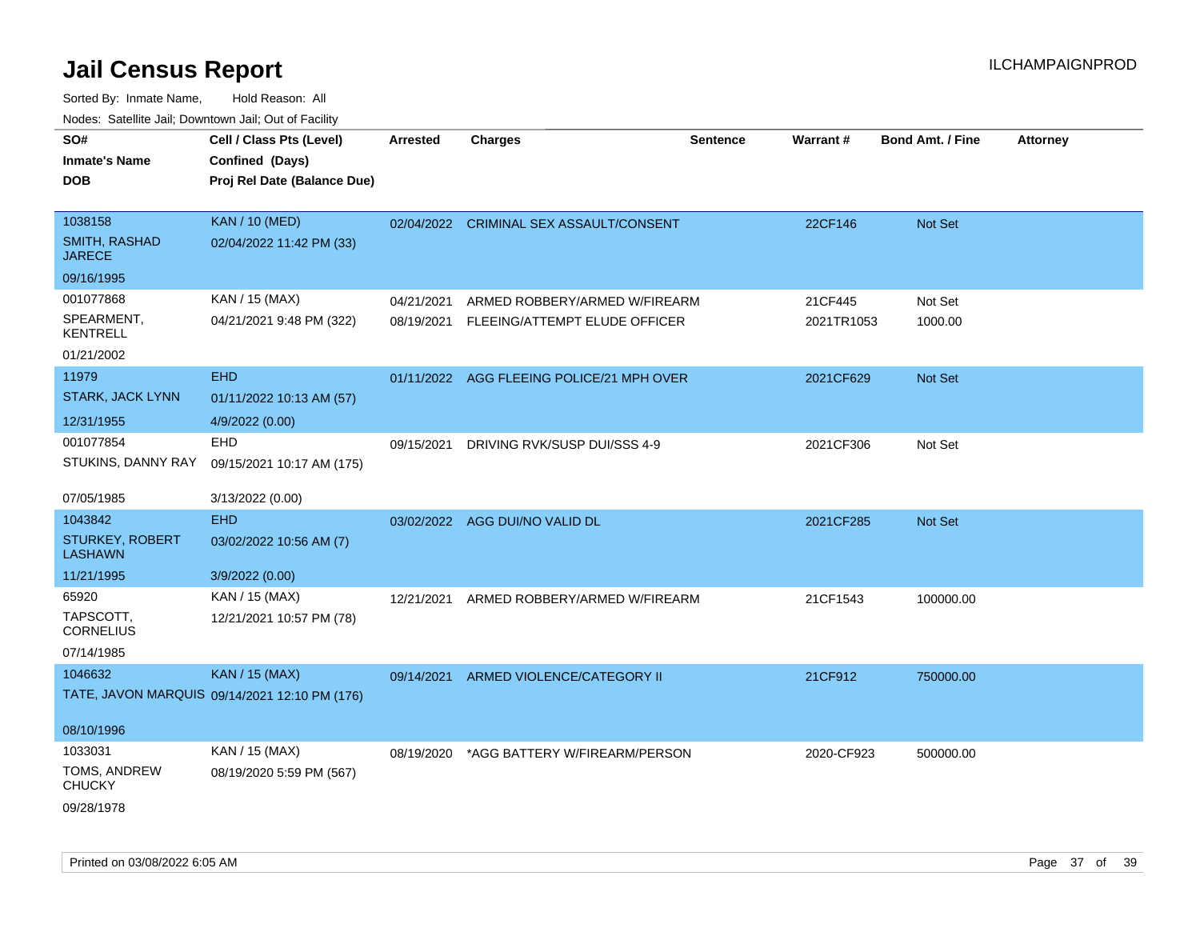# Jail Census Report

ILCHAMPAIGNPROD

Sorted By: Inmate Name, Hold Reason: All

Nodes: Satellite Jail; Downtown Jail; Out of Facility

| SO# / Inmate's Name / DOB | Cell / Class Pts (Level) / Confined (Days) / Proj Rel Date (Balance Due) | Arrested | Charges | Sentence | Warrant # | Bond Amt. / Fine | Attorney |
|---|---|---|---|---|---|---|---|
| 1038158<br>SMITH, RASHAD JARECE<br>09/16/1995 | KAN / 10 (MED)<br>02/04/2022 11:42 PM (33) | 02/04/2022 | CRIMINAL SEX ASSAULT/CONSENT | | 22CF146 | Not Set | |
| 001077868<br>SPEARMENT, KENTRELL<br>01/21/2002 | KAN / 15 (MAX)<br>04/21/2021 9:48 PM (322) | 04/21/2021 | ARMED ROBBERY/ARMED W/FIREARM | | 21CF445 | Not Set | |
| | | 08/19/2021 | FLEEING/ATTEMPT ELUDE OFFICER | | 2021TR1053 | 1000.00 | |
| 11979<br>STARK, JACK LYNN<br>12/31/1955 | EHD<br>01/11/2022 10:13 AM (57)<br>4/9/2022 (0.00) | 01/11/2022 | AGG FLEEING POLICE/21 MPH OVER | | 2021CF629 | Not Set | |
| 001077854<br>STUKINS, DANNY RAY<br>07/05/1985 | EHD<br>09/15/2021 10:17 AM (175)<br>3/13/2022 (0.00) | 09/15/2021 | DRIVING RVK/SUSP DUI/SSS 4-9 | | 2021CF306 | Not Set | |
| 1043842<br>STURKEY, ROBERT LASHAWN<br>11/21/1995 | EHD<br>03/02/2022 10:56 AM (7)<br>3/9/2022 (0.00) | 03/02/2022 | AGG DUI/NO VALID DL | | 2021CF285 | Not Set | |
| 65920<br>TAPSCOTT, CORNELIUS<br>07/14/1985 | KAN / 15 (MAX)<br>12/21/2021 10:57 PM (78) | 12/21/2021 | ARMED ROBBERY/ARMED W/FIREARM | | 21CF1543 | 100000.00 | |
| 1046632<br>TATE, JAVON MARQUIS<br>08/10/1996 | KAN / 15 (MAX)<br>09/14/2021 12:10 PM (176) | 09/14/2021 | ARMED VIOLENCE/CATEGORY II | | 21CF912 | 750000.00 | |
| 1033031<br>TOMS, ANDREW CHUCKY<br>09/28/1978 | KAN / 15 (MAX)<br>08/19/2020 5:59 PM (567) | 08/19/2020 | *AGG BATTERY W/FIREARM/PERSON | | 2020-CF923 | 500000.00 | |

Printed on 03/08/2022 6:05 AM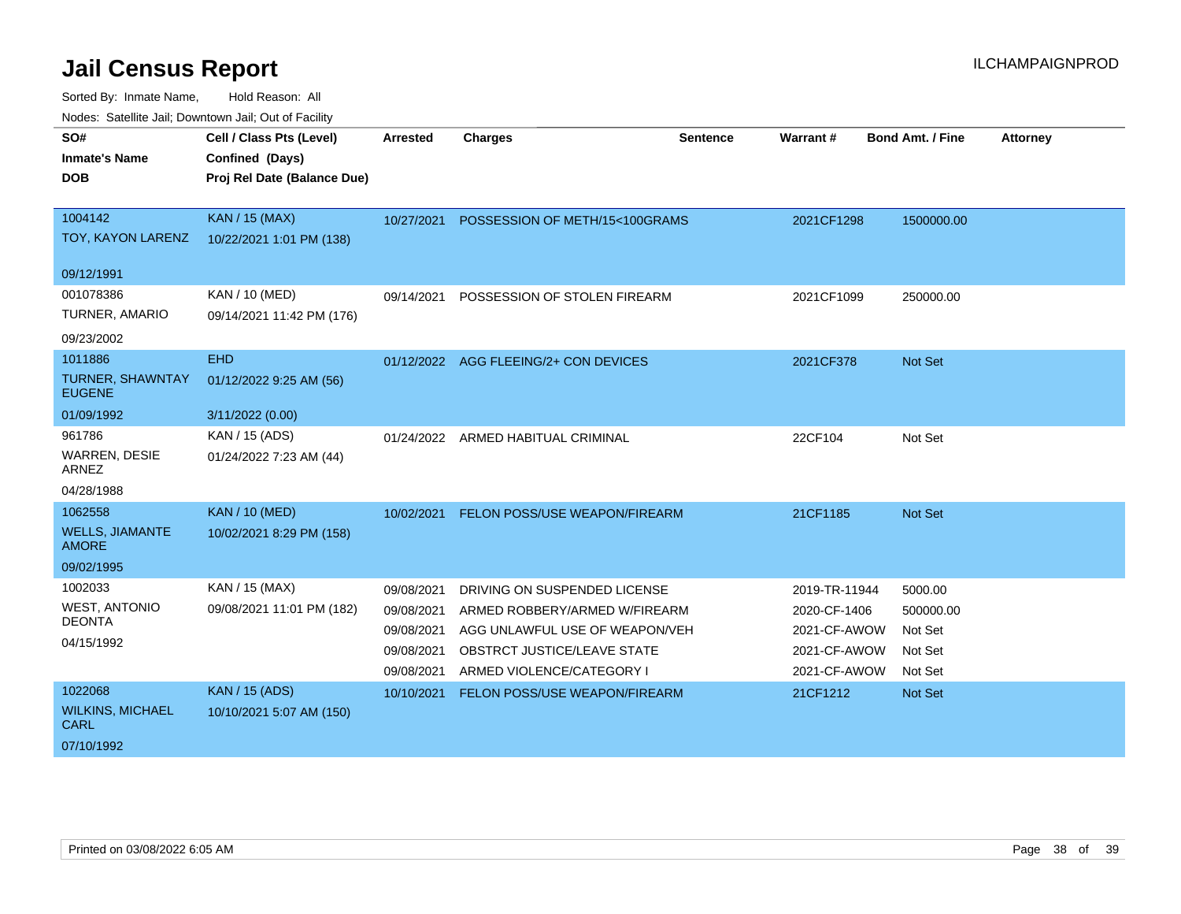# Jail Census Report

ILCHAMPAIGNPROD

Sorted By: Inmate Name, Hold Reason: All

Nodes: Satellite Jail; Downtown Jail; Out of Facility

| SO# / Inmate's Name / DOB | Cell / Class Pts (Level) / Confined (Days) / Proj Rel Date (Balance Due) | Arrested | Charges | Sentence | Warrant # | Bond Amt. / Fine | Attorney |
|---|---|---|---|---|---|---|---|
| 1004142<br>TOY, KAYON LARENZ<br>09/12/1991 | KAN / 15 (MAX)<br>10/22/2021 1:01 PM (138) | 10/27/2021 | POSSESSION OF METH/15<100GRAMS | | 2021CF1298 | 1500000.00 | |
| 001078386<br>TURNER, AMARIO<br>09/23/2002 | KAN / 10 (MED)<br>09/14/2021 11:42 PM (176) | 09/14/2021 | POSSESSION OF STOLEN FIREARM | | 2021CF1099 | 250000.00 | |
| 1011886<br>TURNER, SHAWNTAY EUGENE<br>01/09/1992 | EHD<br>01/12/2022 9:25 AM (56)<br>3/11/2022 (0.00) | 01/12/2022 | AGG FLEEING/2+ CON DEVICES | | 2021CF378 | Not Set | |
| 961786<br>WARREN, DESIE ARNEZ<br>04/28/1988 | KAN / 15 (ADS)<br>01/24/2022 7:23 AM (44) | 01/24/2022 | ARMED HABITUAL CRIMINAL | | 22CF104 | Not Set | |
| 1062558<br>WELLS, JIAMANTE AMORE<br>09/02/1995 | KAN / 10 (MED)<br>10/02/2021 8:29 PM (158) | 10/02/2021 | FELON POSS/USE WEAPON/FIREARM | | 21CF1185 | Not Set | |
| 1002033<br>WEST, ANTONIO DEONTA<br>04/15/1992 | KAN / 15 (MAX)<br>09/08/2021 11:01 PM (182) | 09/08/2021 | DRIVING ON SUSPENDED LICENSE | | 2019-TR-11944 | 5000.00 | |
| | | 09/08/2021 | ARMED ROBBERY/ARMED W/FIREARM | | 2020-CF-1406 | 500000.00 | |
| | | 09/08/2021 | AGG UNLAWFUL USE OF WEAPON/VEH | | 2021-CF-AWOW | Not Set | |
| | | 09/08/2021 | OBSTRCT JUSTICE/LEAVE STATE | | 2021-CF-AWOW | Not Set | |
| | | 09/08/2021 | ARMED VIOLENCE/CATEGORY I | | 2021-CF-AWOW | Not Set | |
| 1022068<br>WILKINS, MICHAEL CARL<br>07/10/1992 | KAN / 15 (ADS)<br>10/10/2021 5:07 AM (150) | 10/10/2021 | FELON POSS/USE WEAPON/FIREARM | | 21CF1212 | Not Set | |

Printed on 03/08/2022 6:05 AM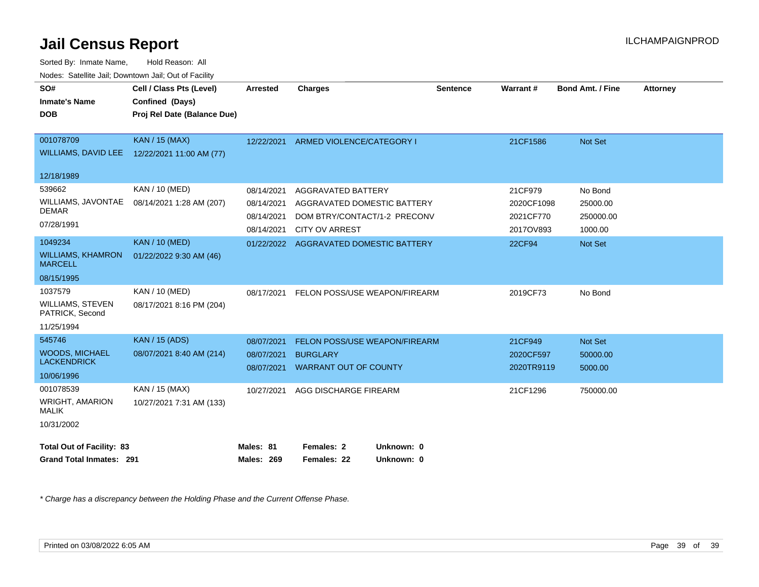# Jail Census Report

ILCHAMPAIGNPROD

Sorted By: Inmate Name, Hold Reason: All

Nodes: Satellite Jail; Downtown Jail; Out of Facility

| SO# / Inmate's Name / DOB | Cell / Class Pts (Level) / Confined (Days) / Proj Rel Date (Balance Due) | Arrested | Charges | Sentence | Warrant # | Bond Amt. / Fine | Attorney |
|---|---|---|---|---|---|---|---|
| 001078709 WILLIAMS, DAVID LEE 12/18/1989 | KAN / 15 (MAX) 12/22/2021 11:00 AM (77) | 12/22/2021 | ARMED VIOLENCE/CATEGORY I | | 21CF1586 | Not Set | |
| 539662 WILLIAMS, JAVONTAE DEMAR 07/28/1991 | KAN / 10 (MED) 08/14/2021 1:28 AM (207) | 08/14/2021 | AGGRAVATED BATTERY | | 21CF979 | No Bond | |
| | | 08/14/2021 | AGGRAVATED DOMESTIC BATTERY | | 2020CF1098 | 25000.00 | |
| | | 08/14/2021 | DOM BTRY/CONTACT/1-2 PRECONV | | 2021CF770 | 250000.00 | |
| | | 08/14/2021 | CITY OV ARREST | | 2017OV893 | 1000.00 | |
| 1049234 WILLIAMS, KHAMRON MARCELL 08/15/1995 | KAN / 10 (MED) 01/22/2022 9:30 AM (46) | 01/22/2022 | AGGRAVATED DOMESTIC BATTERY | | 22CF94 | Not Set | |
| 1037579 WILLIAMS, STEVEN PATRICK, Second 11/25/1994 | KAN / 10 (MED) 08/17/2021 8:16 PM (204) | 08/17/2021 | FELON POSS/USE WEAPON/FIREARM | | 2019CF73 | No Bond | |
| 545746 WOODS, MICHAEL LACKENDRICK 10/06/1996 | KAN / 15 (ADS) 08/07/2021 8:40 AM (214) | 08/07/2021 | FELON POSS/USE WEAPON/FIREARM | | 21CF949 | Not Set | |
| | | 08/07/2021 | BURGLARY | | 2020CF597 | 50000.00 | |
| | | 08/07/2021 | WARRANT OUT OF COUNTY | | 2020TR9119 | 5000.00 | |
| 001078539 WRIGHT, AMARION MALIK 10/31/2002 | KAN / 15 (MAX) 10/27/2021 7:31 AM (133) | 10/27/2021 | AGG DISCHARGE FIREARM | | 21CF1296 | 750000.00 | |

**Total Out of Facility: 83** **Males: 81** **Females: 2** **Unknown: 0**

**Grand Total Inmates: 291** **Males: 269** **Females: 22** **Unknown: 0**

*\* Charge has a discrepancy between the Holding Phase and the Current Offense Phase.*

Printed on 03/08/2022 6:05 AM